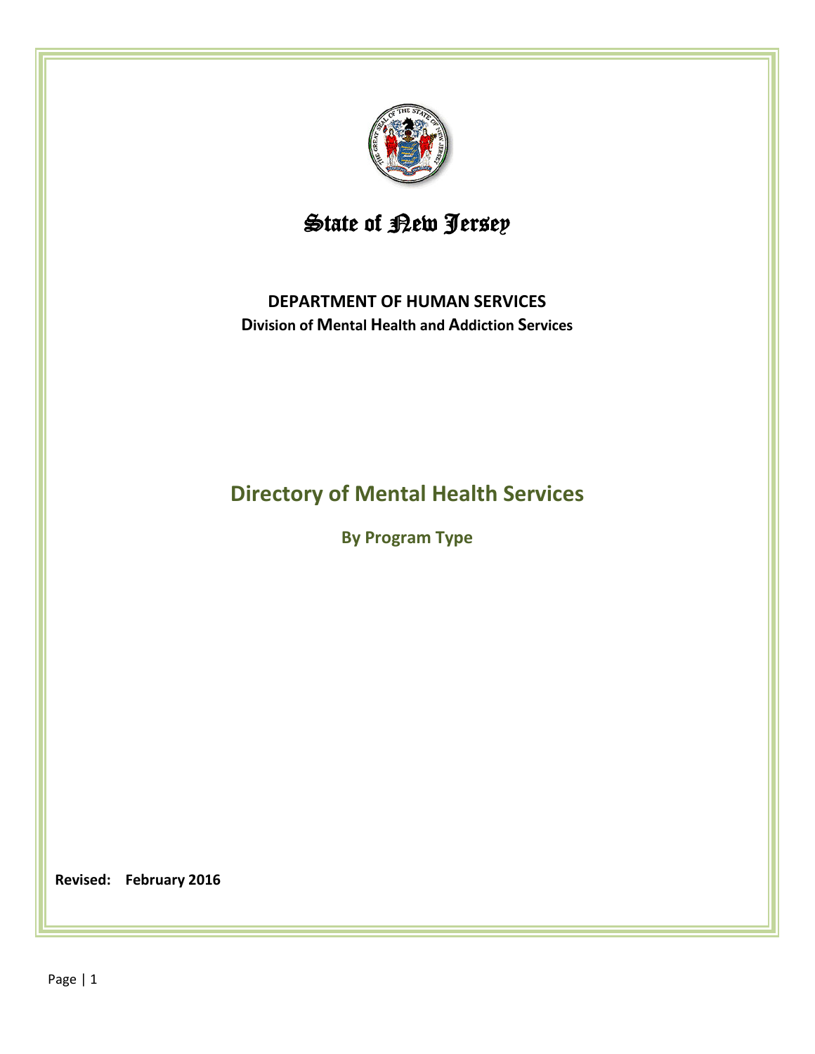# State of New Jersey

**DEPARTMENT OF HUMAN SERVICES**

**Division of Mental Health and Addiction Services**

## Directory of Mental Health Services

### By Program Type

**Revised: February 2016**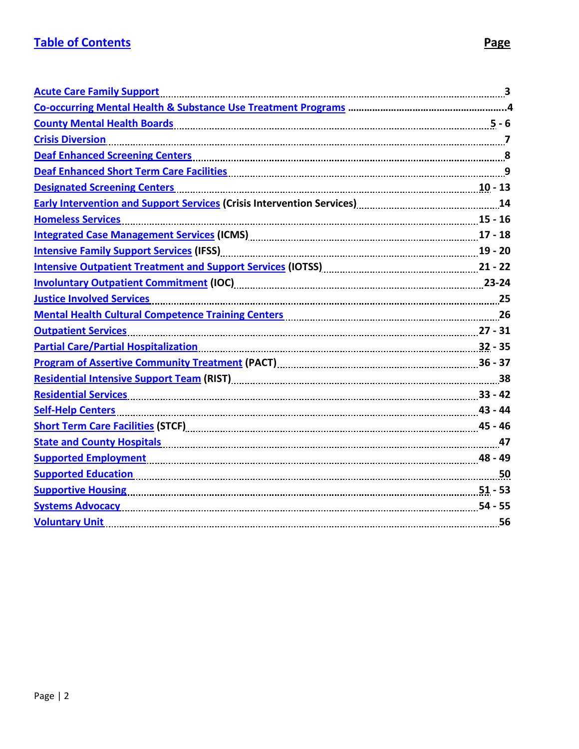# Table of Contents

| | Page |
|---|---|
| Acute Care Family Support | 3 |
| Co-occurring Mental Health & Substance Use Treatment Programs | 4 |
| County Mental Health Boards | 5 - 6 |
| Crisis Diversion | 7 |
| Deaf Enhanced Screening Centers | 8 |
| Deaf Enhanced Short Term Care Facilities | 9 |
| Designated Screening Centers | 10 - 13 |
| Early Intervention and Support Services (Crisis Intervention Services) | 14 |
| Homeless Services | 15 - 16 |
| Integrated Case Management Services (ICMS) | 17 - 18 |
| Intensive Family Support Services (IFSS) | 19 - 20 |
| Intensive Outpatient Treatment and Support Services (IOTSS) | 21 - 22 |
| Involuntary Outpatient Commitment (IOC) | 23-24 |
| Justice Involved Services | 25 |
| Mental Health Cultural Competence Training Centers | 26 |
| Outpatient Services | 27 - 31 |
| Partial Care/Partial Hospitalization | 32 - 35 |
| Program of Assertive Community Treatment (PACT) | 36 - 37 |
| Residential Intensive Support Team (RIST) | 38 |
| Residential Services | 33 - 42 |
| Self-Help Centers | 43 - 44 |
| Short Term Care Facilities (STCF) | 45 - 46 |
| State and County Hospitals | 47 |
| Supported Employment | 48 - 49 |
| Supported Education | 50 |
| Supportive Housing | 51 - 53 |
| Systems Advocacy | 54 - 55 |
| Voluntary Unit | 56 |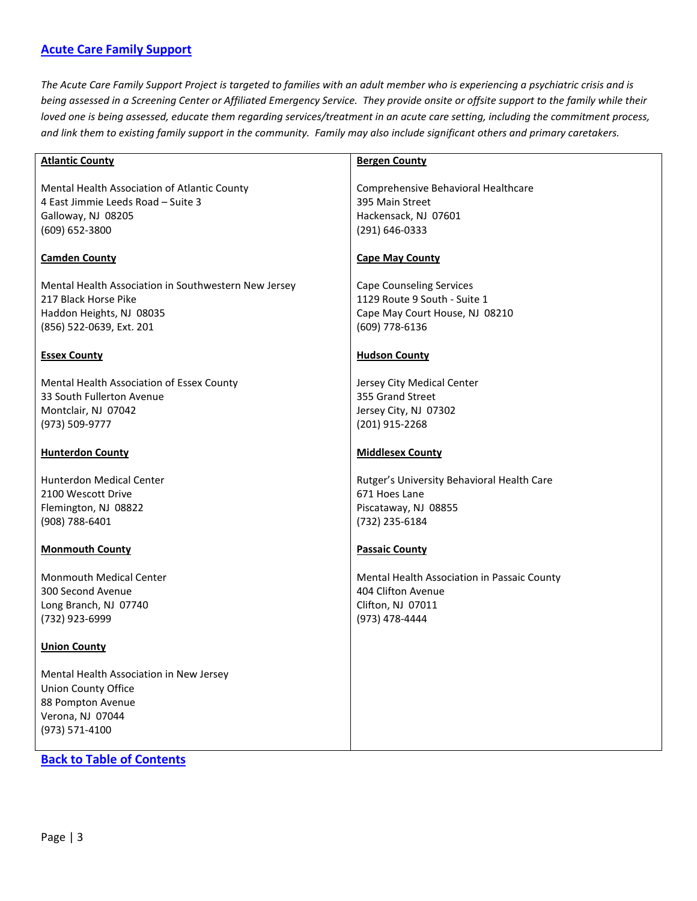## [Acute Care Family Support]

*The Acute Care Family Support Project is targeted to families with an adult member who is experiencing a psychiatric crisis and is being assessed in a Screening Center or Affiliated Emergency Service. They provide onsite or offsite support to the family while their loved one is being assessed, educate them regarding services/treatment in an acute care setting, including the commitment process, and link them to existing family support in the community. Family may also include significant others and primary caretakers.*

**Atlantic County**

Mental Health Association of Atlantic County
4 East Jimmie Leeds Road – Suite 3
Galloway, NJ 08205
(609) 652-3800

**Bergen County**

Comprehensive Behavioral Healthcare
395 Main Street
Hackensack, NJ 07601
(291) 646-0333

**Camden County**

Mental Health Association in Southwestern New Jersey
217 Black Horse Pike
Haddon Heights, NJ 08035
(856) 522-0639, Ext. 201

**Cape May County**

Cape Counseling Services
1129 Route 9 South - Suite 1
Cape May Court House, NJ 08210
(609) 778-6136

**Essex County**

Mental Health Association of Essex County
33 South Fullerton Avenue
Montclair, NJ 07042
(973) 509-9777

**Hudson County**

Jersey City Medical Center
355 Grand Street
Jersey City, NJ 07302
(201) 915-2268

**Hunterdon County**

Hunterdon Medical Center
2100 Wescott Drive
Flemington, NJ 08822
(908) 788-6401

**Middlesex County**

Rutger's University Behavioral Health Care
671 Hoes Lane
Piscataway, NJ 08855
(732) 235-6184

**Monmouth County**

Monmouth Medical Center
300 Second Avenue
Long Branch, NJ 07740
(732) 923-6999

**Passaic County**

Mental Health Association in Passaic County
404 Clifton Avenue
Clifton, NJ 07011
(973) 478-4444

**Union County**

Mental Health Association in New Jersey
Union County Office
88 Pompton Avenue
Verona, NJ 07044
(973) 571-4100

**[Back to Table of Contents]**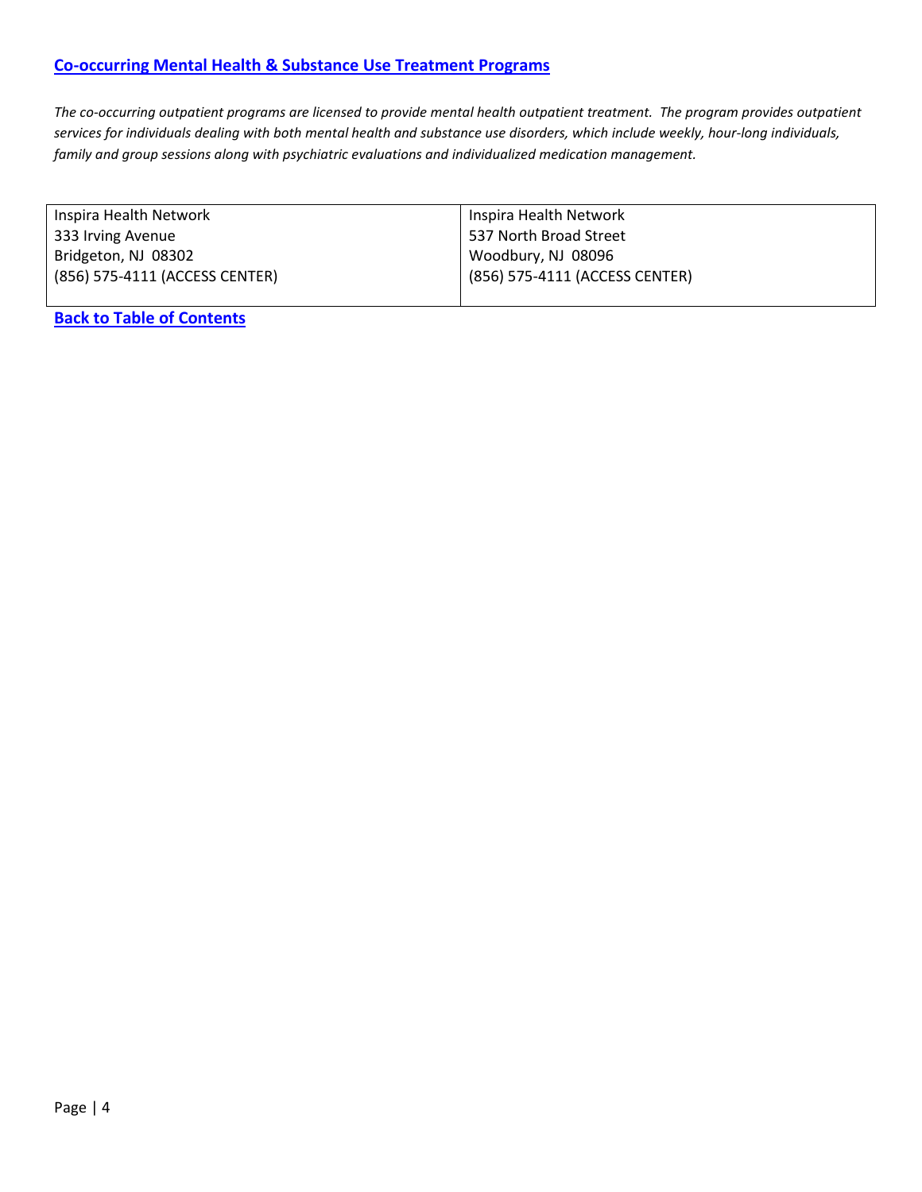## [Co-occurring Mental Health & Substance Use Treatment Programs]

*The co-occurring outpatient programs are licensed to provide mental health outpatient treatment. The program provides outpatient services for individuals dealing with both mental health and substance use disorders, which include weekly, hour-long individuals, family and group sessions along with psychiatric evaluations and individualized medication management.*

| | |
|---|---|
| Inspira Health Network<br>333 Irving Avenue<br>Bridgeton, NJ 08302<br>(856) 575-4111 (ACCESS CENTER) | Inspira Health Network<br>537 North Broad Street<br>Woodbury, NJ 08096<br>(856) 575-4111 (ACCESS CENTER) |

**[Back to Table of Contents]**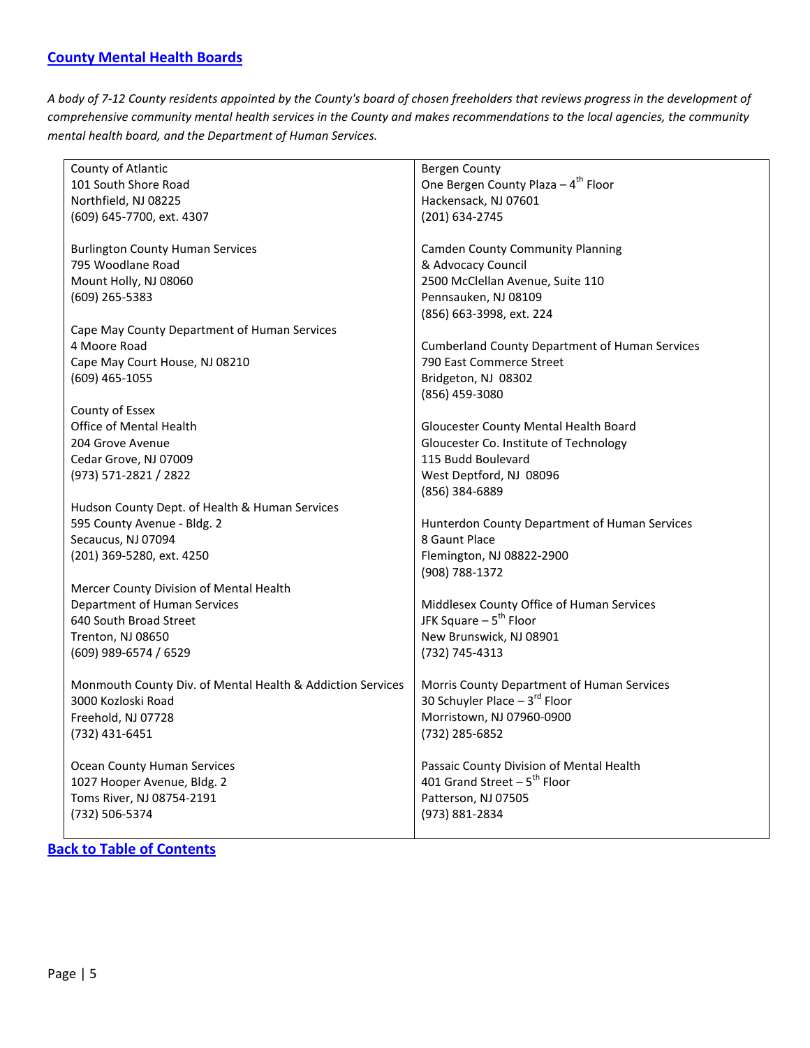## [County Mental Health Boards](#)

*A body of 7-12 County residents appointed by the County's board of chosen freeholders that reviews progress in the development of comprehensive community mental health services in the County and makes recommendations to the local agencies, the community mental health board, and the Department of Human Services.*

| | |
|---|---|
| County of Atlantic<br>101 South Shore Road<br>Northfield, NJ 08225<br>(609) 645-7700, ext. 4307 | Bergen County<br>One Bergen County Plaza – 4th Floor<br>Hackensack, NJ 07601<br>(201) 634-2745 |
| Burlington County Human Services<br>795 Woodlane Road<br>Mount Holly, NJ 08060<br>(609) 265-5383 | Camden County Community Planning<br>& Advocacy Council<br>2500 McClellan Avenue, Suite 110<br>Pennsauken, NJ 08109<br>(856) 663-3998, ext. 224 |
| Cape May County Department of Human Services<br>4 Moore Road<br>Cape May Court House, NJ 08210<br>(609) 465-1055 | Cumberland County Department of Human Services<br>790 East Commerce Street<br>Bridgeton, NJ 08302<br>(856) 459-3080 |
| County of Essex<br>Office of Mental Health<br>204 Grove Avenue<br>Cedar Grove, NJ 07009<br>(973) 571-2821 / 2822 | Gloucester County Mental Health Board<br>Gloucester Co. Institute of Technology<br>115 Budd Boulevard<br>West Deptford, NJ 08096<br>(856) 384-6889 |
| Hudson County Dept. of Health & Human Services<br>595 County Avenue - Bldg. 2<br>Secaucus, NJ 07094<br>(201) 369-5280, ext. 4250 | Hunterdon County Department of Human Services<br>8 Gaunt Place<br>Flemington, NJ 08822-2900<br>(908) 788-1372 |
| Mercer County Division of Mental Health<br>Department of Human Services<br>640 South Broad Street<br>Trenton, NJ 08650<br>(609) 989-6574 / 6529 | Middlesex County Office of Human Services<br>JFK Square – 5th Floor<br>New Brunswick, NJ 08901<br>(732) 745-4313 |
| Monmouth County Div. of Mental Health & Addiction Services<br>3000 Kozloski Road<br>Freehold, NJ 07728<br>(732) 431-6451 | Morris County Department of Human Services<br>30 Schuyler Place – 3rd Floor<br>Morristown, NJ 07960-0900<br>(732) 285-6852 |
| Ocean County Human Services<br>1027 Hooper Avenue, Bldg. 2<br>Toms River, NJ 08754-2191<br>(732) 506-5374 | Passaic County Division of Mental Health<br>401 Grand Street – 5th Floor<br>Patterson, NJ 07505<br>(973) 881-2834 |

**[Back to Table of Contents](#)**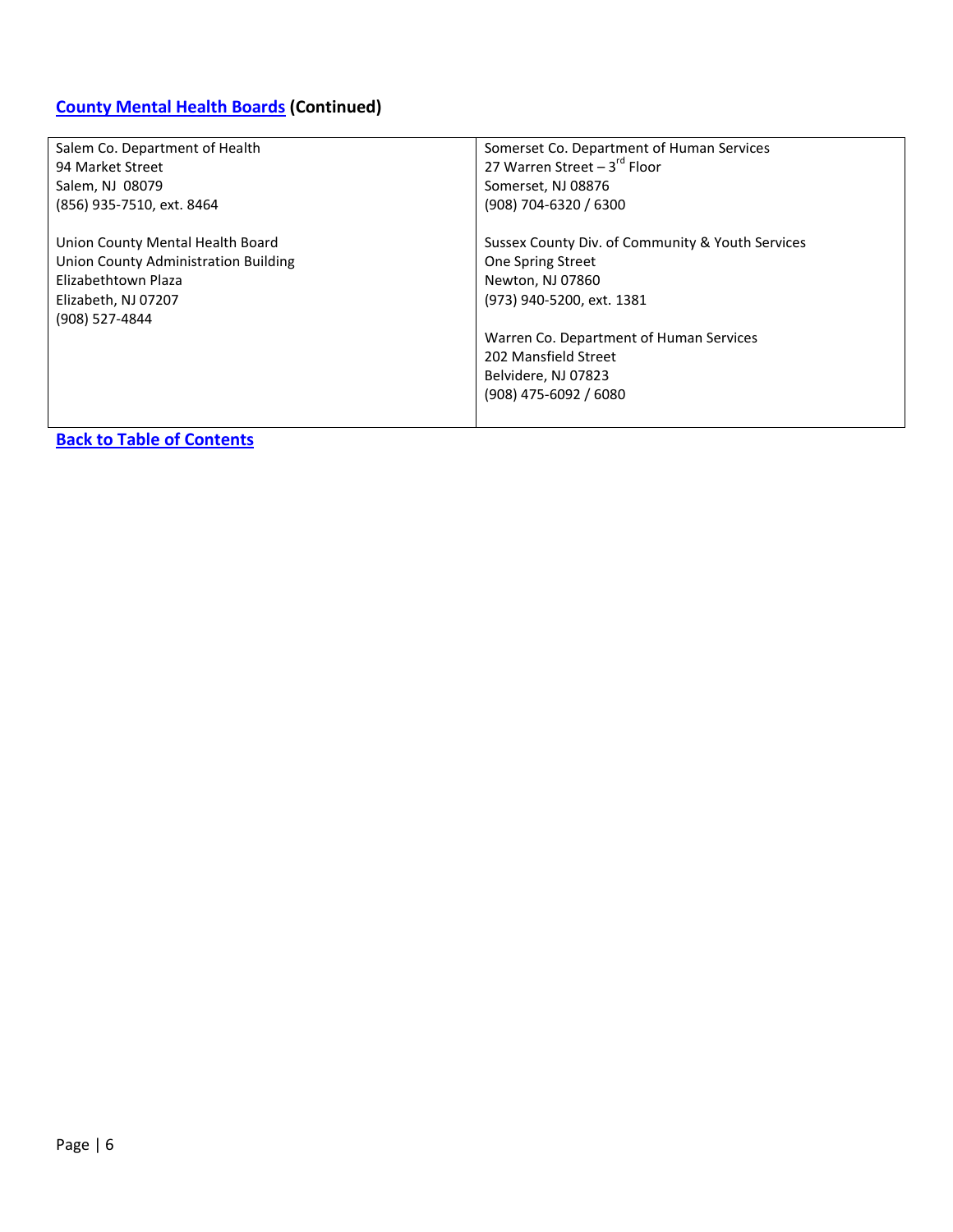## County Mental Health Boards (Continued)

| | |
|---|---|
| Salem Co. Department of Health<br>94 Market Street<br>Salem, NJ 08079<br>(856) 935-7510, ext. 8464<br><br>Union County Mental Health Board<br>Union County Administration Building<br>Elizabethtown Plaza<br>Elizabeth, NJ 07207<br>(908) 527-4844 | Somerset Co. Department of Human Services<br>27 Warren Street – 3rd Floor<br>Somerset, NJ 08876<br>(908) 704-6320 / 6300<br><br>Sussex County Div. of Community & Youth Services<br>One Spring Street<br>Newton, NJ 07860<br>(973) 940-5200, ext. 1381<br><br>Warren Co. Department of Human Services<br>202 Mansfield Street<br>Belvidere, NJ 07823<br>(908) 475-6092 / 6080 |

**Back to Table of Contents**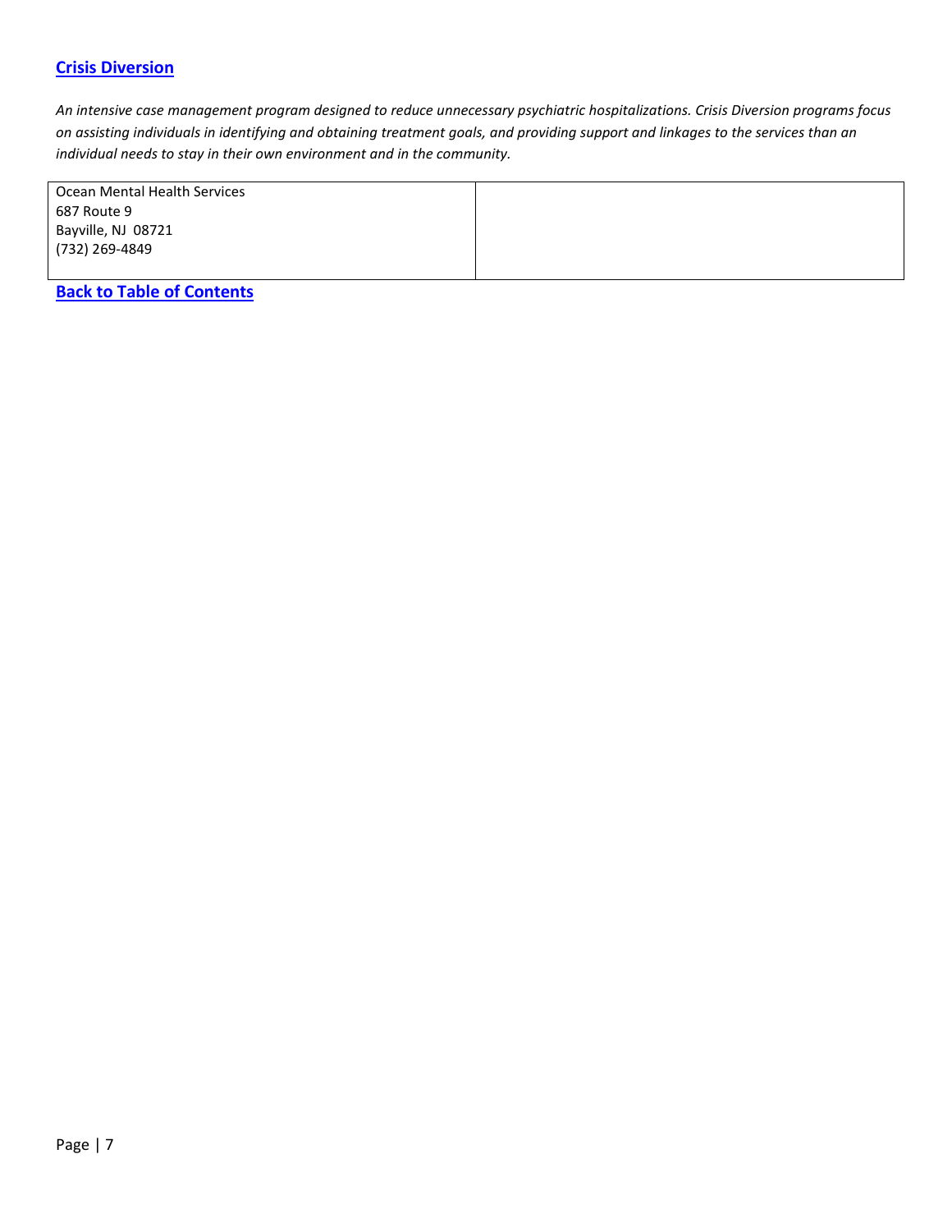## [Crisis Diversion]

*An intensive case management program designed to reduce unnecessary psychiatric hospitalizations. Crisis Diversion programs focus on assisting individuals in identifying and obtaining treatment goals, and providing support and linkages to the services than an individual needs to stay in their own environment and in the community.*

| | |
|---|---|
| Ocean Mental Health Services<br>687 Route 9<br>Bayville, NJ 08721<br>(732) 269-4849 | |

**[Back to Table of Contents]**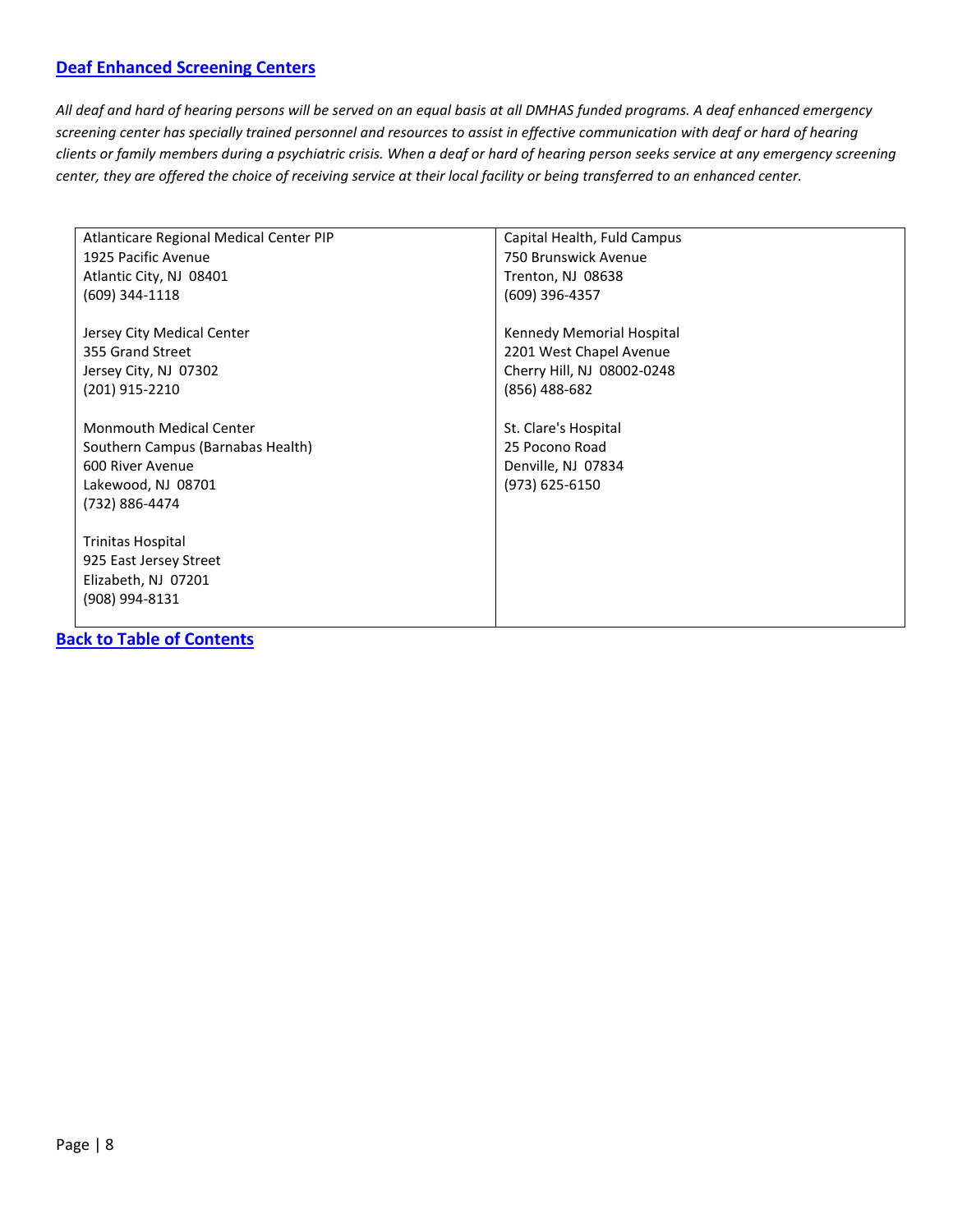## [Deaf Enhanced Screening Centers]

*All deaf and hard of hearing persons will be served on an equal basis at all DMHAS funded programs. A deaf enhanced emergency screening center has specially trained personnel and resources to assist in effective communication with deaf or hard of hearing clients or family members during a psychiatric crisis. When a deaf or hard of hearing person seeks service at any emergency screening center, they are offered the choice of receiving service at their local facility or being transferred to an enhanced center.*

| | |
|---|---|
| Atlanticare Regional Medical Center PIP<br>1925 Pacific Avenue<br>Atlantic City, NJ 08401<br>(609) 344-1118<br><br>Jersey City Medical Center<br>355 Grand Street<br>Jersey City, NJ 07302<br>(201) 915-2210<br><br>Monmouth Medical Center<br>Southern Campus (Barnabas Health)<br>600 River Avenue<br>Lakewood, NJ 08701<br>(732) 886-4474<br><br>Trinitas Hospital<br>925 East Jersey Street<br>Elizabeth, NJ 07201<br>(908) 994-8131 | Capital Health, Fuld Campus<br>750 Brunswick Avenue<br>Trenton, NJ 08638<br>(609) 396-4357<br><br>Kennedy Memorial Hospital<br>2201 West Chapel Avenue<br>Cherry Hill, NJ 08002-0248<br>(856) 488-682<br><br>St. Clare's Hospital<br>25 Pocono Road<br>Denville, NJ 07834<br>(973) 625-6150 |

**[Back to Table of Contents]**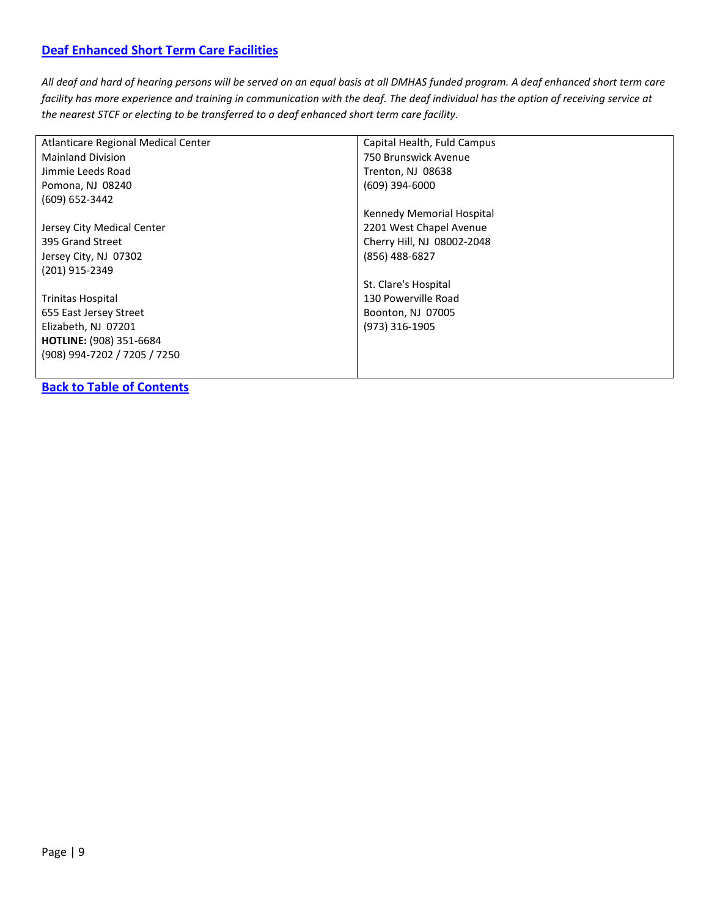## [Deaf Enhanced Short Term Care Facilities]

*All deaf and hard of hearing persons will be served on an equal basis at all DMHAS funded program. A deaf enhanced short term care facility has more experience and training in communication with the deaf. The deaf individual has the option of receiving service at the nearest STCF or electing to be transferred to a deaf enhanced short term care facility.*

| | |
|---|---|
| Atlanticare Regional Medical Center<br>Mainland Division<br>Jimmie Leeds Road<br>Pomona, NJ 08240<br>(609) 652-3442<br><br>Jersey City Medical Center<br>395 Grand Street<br>Jersey City, NJ 07302<br>(201) 915-2349<br><br>Trinitas Hospital<br>655 East Jersey Street<br>Elizabeth, NJ 07201<br>**HOTLINE:** (908) 351-6684<br>(908) 994-7202 / 7205 / 7250 | Capital Health, Fuld Campus<br>750 Brunswick Avenue<br>Trenton, NJ 08638<br>(609) 394-6000<br><br>Kennedy Memorial Hospital<br>2201 West Chapel Avenue<br>Cherry Hill, NJ 08002-2048<br>(856) 488-6827<br><br>St. Clare's Hospital<br>130 Powerville Road<br>Boonton, NJ 07005<br>(973) 316-1905 |

**[Back to Table of Contents]**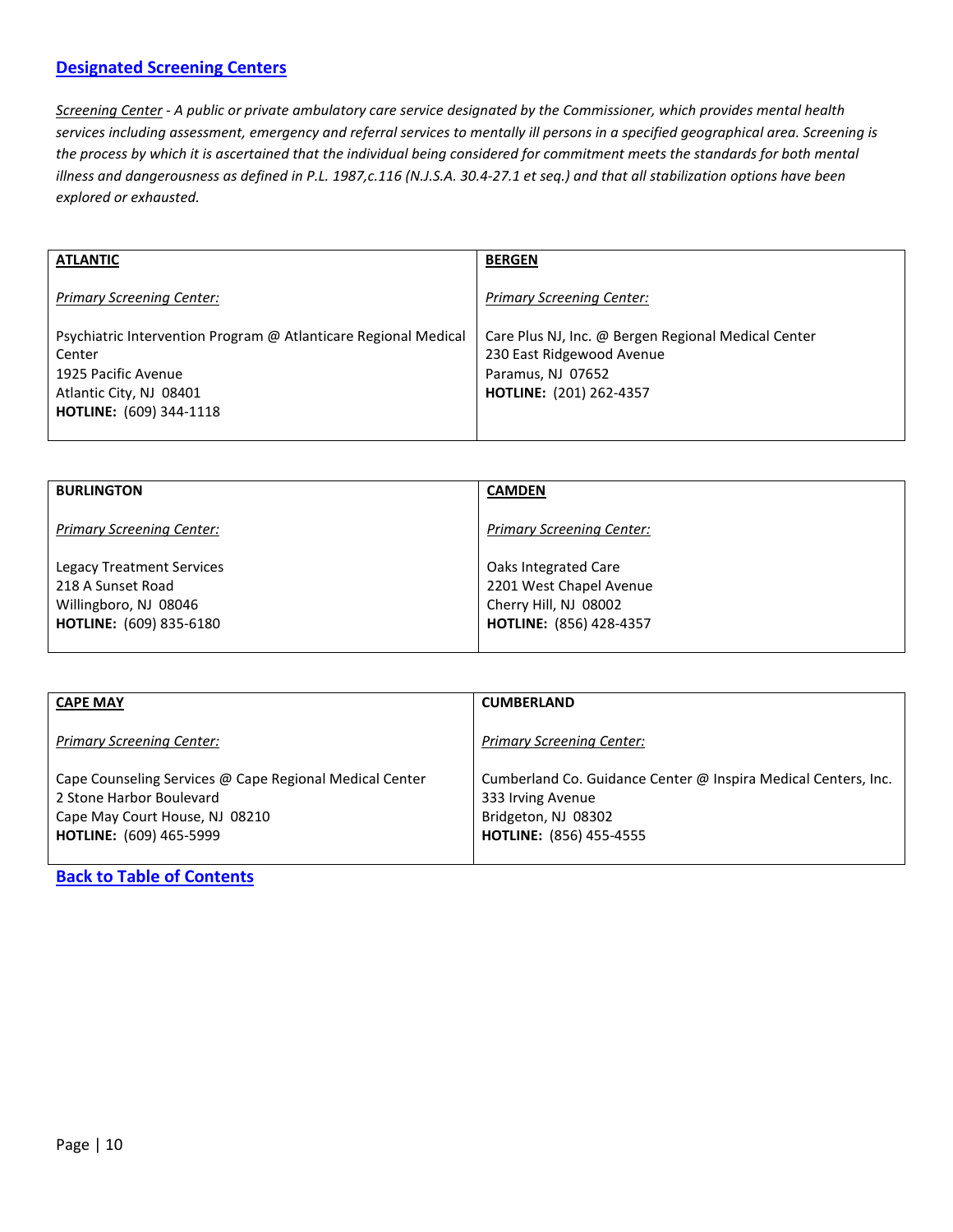## [Designated Screening Centers]

*Screening Center - A public or private ambulatory care service designated by the Commissioner, which provides mental health services including assessment, emergency and referral services to mentally ill persons in a specified geographical area. Screening is the process by which it is ascertained that the individual being considered for commitment meets the standards for both mental illness and dangerousness as defined in P.L. 1987,c.116 (N.J.S.A. 30.4-27.1 et seq.) and that all stabilization options have been explored or exhausted.*

| **ATLANTIC** | **BERGEN** |
|---|---|
| *Primary Screening Center:* | *Primary Screening Center:* |
| Psychiatric Intervention Program @ Atlanticare Regional Medical Center<br>1925 Pacific Avenue<br>Atlantic City, NJ 08401<br>**HOTLINE:** (609) 344-1118 | Care Plus NJ, Inc. @ Bergen Regional Medical Center<br>230 East Ridgewood Avenue<br>Paramus, NJ 07652<br>**HOTLINE:** (201) 262-4357 |

| **BURLINGTON** | **CAMDEN** |
|---|---|
| *Primary Screening Center:* | *Primary Screening Center:* |
| Legacy Treatment Services<br>218 A Sunset Road<br>Willingboro, NJ 08046<br>**HOTLINE:** (609) 835-6180 | Oaks Integrated Care<br>2201 West Chapel Avenue<br>Cherry Hill, NJ 08002<br>**HOTLINE:** (856) 428-4357 |

| **CAPE MAY** | **CUMBERLAND** |
|---|---|
| *Primary Screening Center:* | *Primary Screening Center:* |
| Cape Counseling Services @ Cape Regional Medical Center<br>2 Stone Harbor Boulevard<br>Cape May Court House, NJ 08210<br>**HOTLINE:** (609) 465-5999 | Cumberland Co. Guidance Center @ Inspira Medical Centers, Inc.<br>333 Irving Avenue<br>Bridgeton, NJ 08302<br>**HOTLINE:** (856) 455-4555 |

**Back to Table of Contents**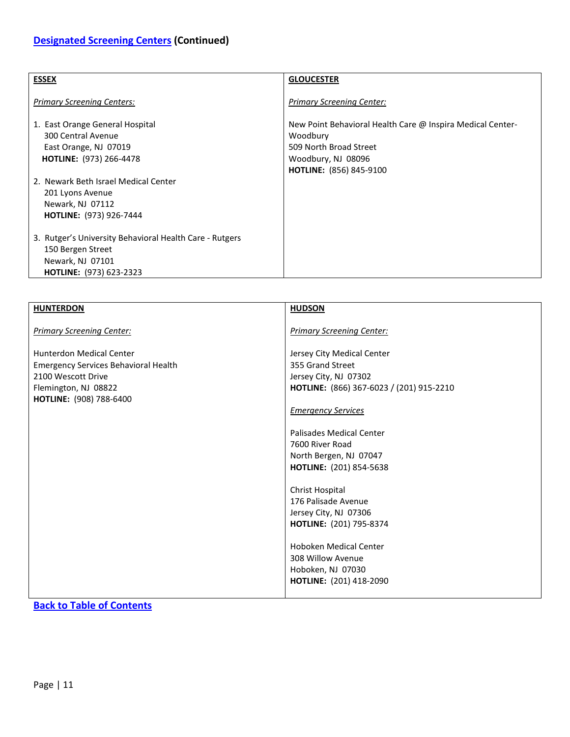## Designated Screening Centers (Continued)

### ESSEX

*Primary Screening Centers:*

1. East Orange General Hospital
   300 Central Avenue
   East Orange, NJ 07019
   **HOTLINE:** (973) 266-4478

2. Newark Beth Israel Medical Center
   201 Lyons Avenue
   Newark, NJ 07112
   **HOTLINE:** (973) 926-7444

3. Rutger's University Behavioral Health Care - Rutgers
   150 Bergen Street
   Newark, NJ 07101
   **HOTLINE:** (973) 623-2323

### GLOUCESTER

*Primary Screening Center:*

New Point Behavioral Health Care @ Inspira Medical Center-Woodbury
509 North Broad Street
Woodbury, NJ 08096
**HOTLINE:** (856) 845-9100

### HUNTERDON

*Primary Screening Center:*

Hunterdon Medical Center
Emergency Services Behavioral Health
2100 Wescott Drive
Flemington, NJ 08822
**HOTLINE:** (908) 788-6400

### HUDSON

*Primary Screening Center:*

Jersey City Medical Center
355 Grand Street
Jersey City, NJ 07302
**HOTLINE:** (866) 367-6023 / (201) 915-2210

*Emergency Services*

Palisades Medical Center
7600 River Road
North Bergen, NJ 07047
**HOTLINE:** (201) 854-5638

Christ Hospital
176 Palisade Avenue
Jersey City, NJ 07306
**HOTLINE:** (201) 795-8374

Hoboken Medical Center
308 Willow Avenue
Hoboken, NJ 07030
**HOTLINE:** (201) 418-2090

**Back to Table of Contents**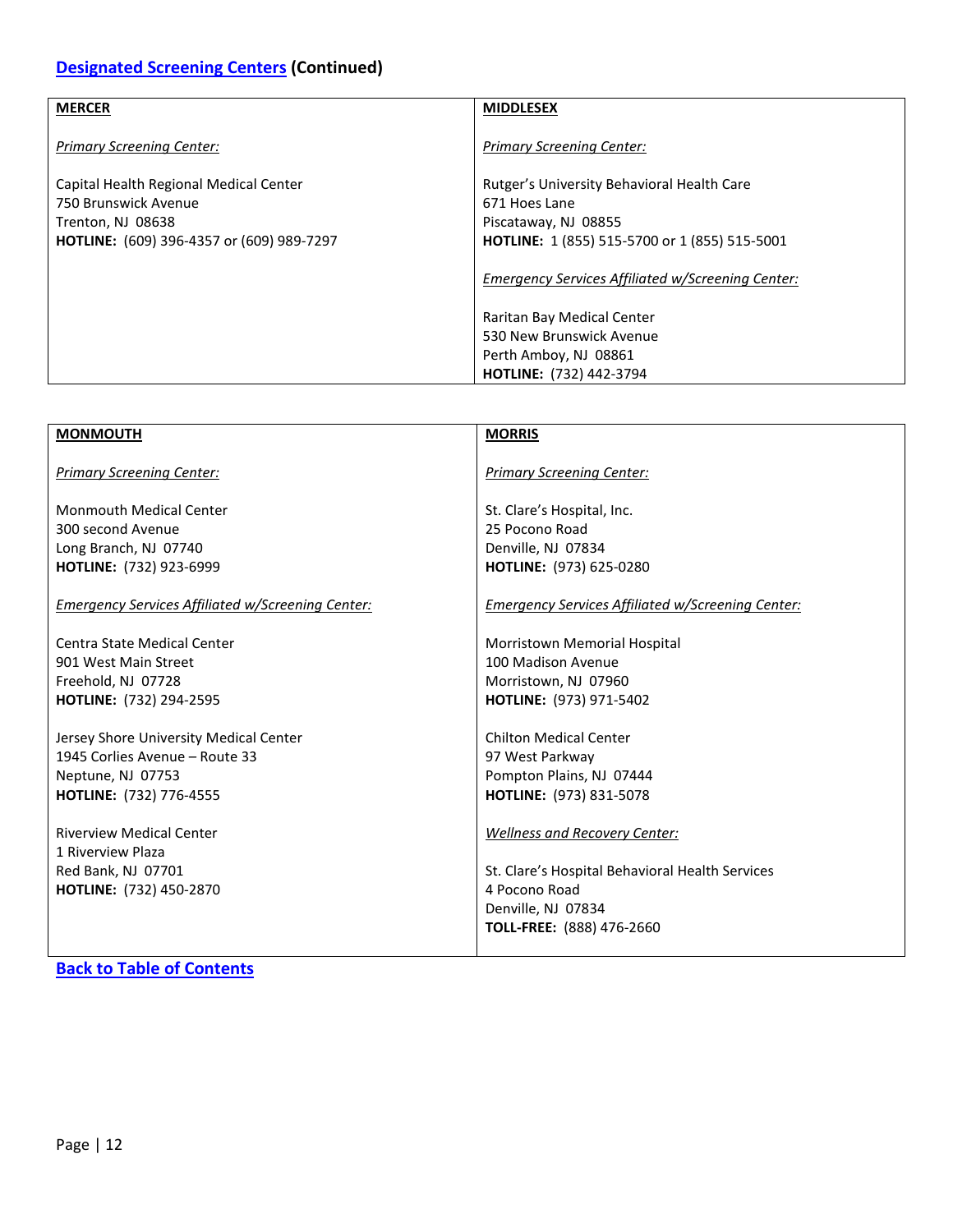## [Designated Screening Centers](#) (Continued)

| **MERCER** | **MIDDLESEX** |
|---|---|
| *Primary Screening Center:*<br><br>Capital Health Regional Medical Center<br>750 Brunswick Avenue<br>Trenton, NJ 08638<br>**HOTLINE:** (609) 396-4357 or (609) 989-7297 | *Primary Screening Center:*<br><br>Rutger's University Behavioral Health Care<br>671 Hoes Lane<br>Piscataway, NJ 08855<br>**HOTLINE:** 1 (855) 515-5700 or 1 (855) 515-5001<br><br>*Emergency Services Affiliated w/Screening Center:*<br><br>Raritan Bay Medical Center<br>530 New Brunswick Avenue<br>Perth Amboy, NJ 08861<br>**HOTLINE:** (732) 442-3794 |

| **MONMOUTH** | **MORRIS** |
|---|---|
| *Primary Screening Center:*<br><br>Monmouth Medical Center<br>300 second Avenue<br>Long Branch, NJ 07740<br>**HOTLINE:** (732) 923-6999<br><br>*Emergency Services Affiliated w/Screening Center:*<br><br>Centra State Medical Center<br>901 West Main Street<br>Freehold, NJ 07728<br>**HOTLINE:** (732) 294-2595<br><br>Jersey Shore University Medical Center<br>1945 Corlies Avenue – Route 33<br>Neptune, NJ 07753<br>**HOTLINE:** (732) 776-4555<br><br>Riverview Medical Center<br>1 Riverview Plaza<br>Red Bank, NJ 07701<br>**HOTLINE:** (732) 450-2870 | *Primary Screening Center:*<br><br>St. Clare's Hospital, Inc.<br>25 Pocono Road<br>Denville, NJ 07834<br>**HOTLINE:** (973) 625-0280<br><br>*Emergency Services Affiliated w/Screening Center:*<br><br>Morristown Memorial Hospital<br>100 Madison Avenue<br>Morristown, NJ 07960<br>**HOTLINE:** (973) 971-5402<br><br>Chilton Medical Center<br>97 West Parkway<br>Pompton Plains, NJ 07444<br>**HOTLINE:** (973) 831-5078<br><br>*Wellness and Recovery Center:*<br><br>St. Clare's Hospital Behavioral Health Services<br>4 Pocono Road<br>Denville, NJ 07834<br>**TOLL-FREE:** (888) 476-2660 |

**[Back to Table of Contents](#)**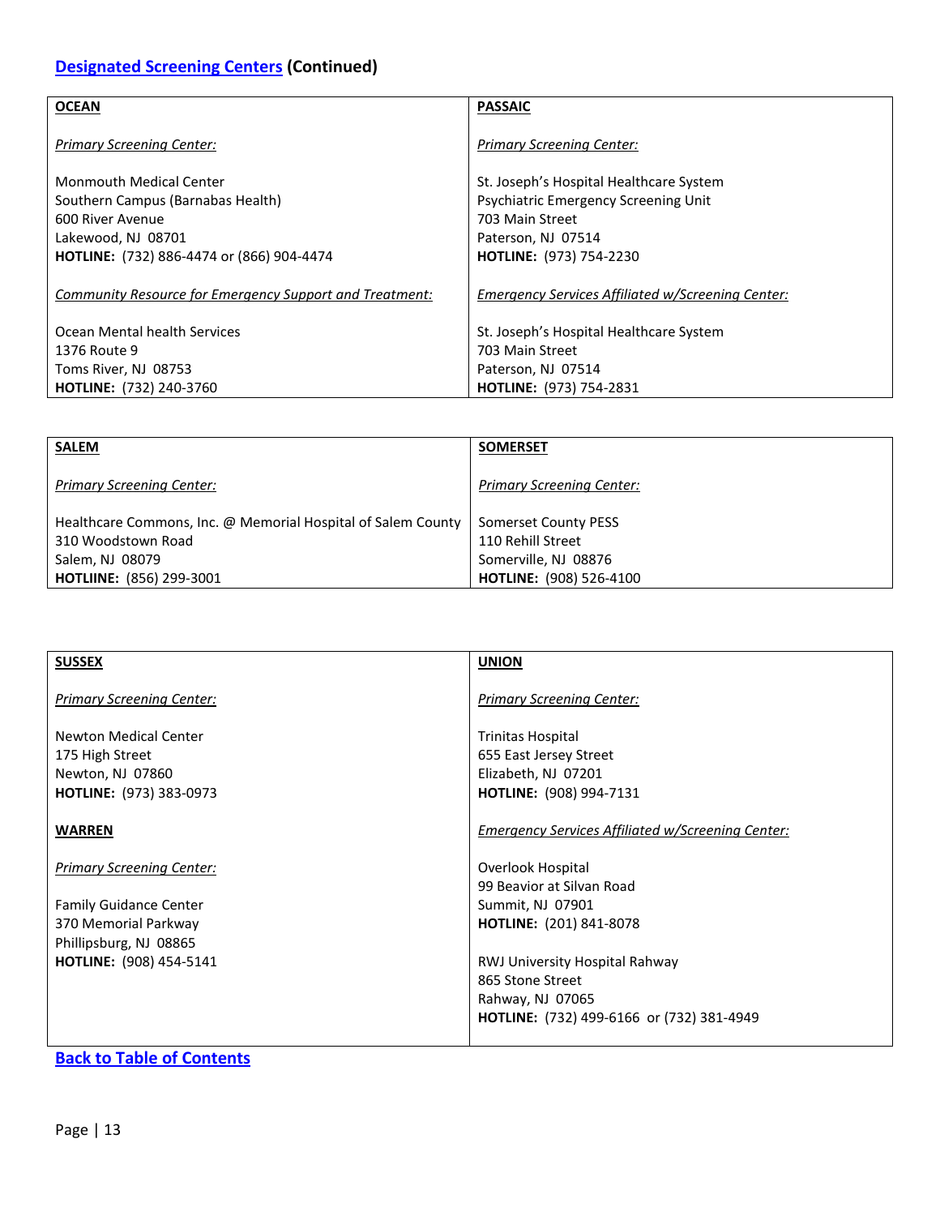## Designated Screening Centers (Continued)

**OCEAN**

*Primary Screening Center:*

Monmouth Medical Center
Southern Campus (Barnabas Health)
600 River Avenue
Lakewood, NJ 08701
**HOTLINE:** (732) 886-4474 or (866) 904-4474

*Community Resource for Emergency Support and Treatment:*

Ocean Mental health Services
1376 Route 9
Toms River, NJ 08753
**HOTLINE:** (732) 240-3760

**PASSAIC**

*Primary Screening Center:*

St. Joseph's Hospital Healthcare System
Psychiatric Emergency Screening Unit
703 Main Street
Paterson, NJ 07514
**HOTLINE:** (973) 754-2230

*Emergency Services Affiliated w/Screening Center:*

St. Joseph's Hospital Healthcare System
703 Main Street
Paterson, NJ 07514
**HOTLINE:** (973) 754-2831

**SALEM**

*Primary Screening Center:*

Healthcare Commons, Inc. @ Memorial Hospital of Salem County
310 Woodstown Road
Salem, NJ 08079
**HOTLIINE:** (856) 299-3001

**SOMERSET**

*Primary Screening Center:*

Somerset County PESS
110 Rehill Street
Somerville, NJ 08876
**HOTLINE:** (908) 526-4100

**SUSSEX**

*Primary Screening Center:*

Newton Medical Center
175 High Street
Newton, NJ 07860
**HOTLINE:** (973) 383-0973

**WARREN**

*Primary Screening Center:*

Family Guidance Center
370 Memorial Parkway
Phillipsburg, NJ 08865
**HOTLINE:** (908) 454-5141

**UNION**

*Primary Screening Center:*

Trinitas Hospital
655 East Jersey Street
Elizabeth, NJ 07201
**HOTLINE:** (908) 994-7131

*Emergency Services Affiliated w/Screening Center:*

Overlook Hospital
99 Beavior at Silvan Road
Summit, NJ 07901
**HOTLINE:** (201) 841-8078

RWJ University Hospital Rahway
865 Stone Street
Rahway, NJ 07065
**HOTLINE:** (732) 499-6166 or (732) 381-4949

**Back to Table of Contents**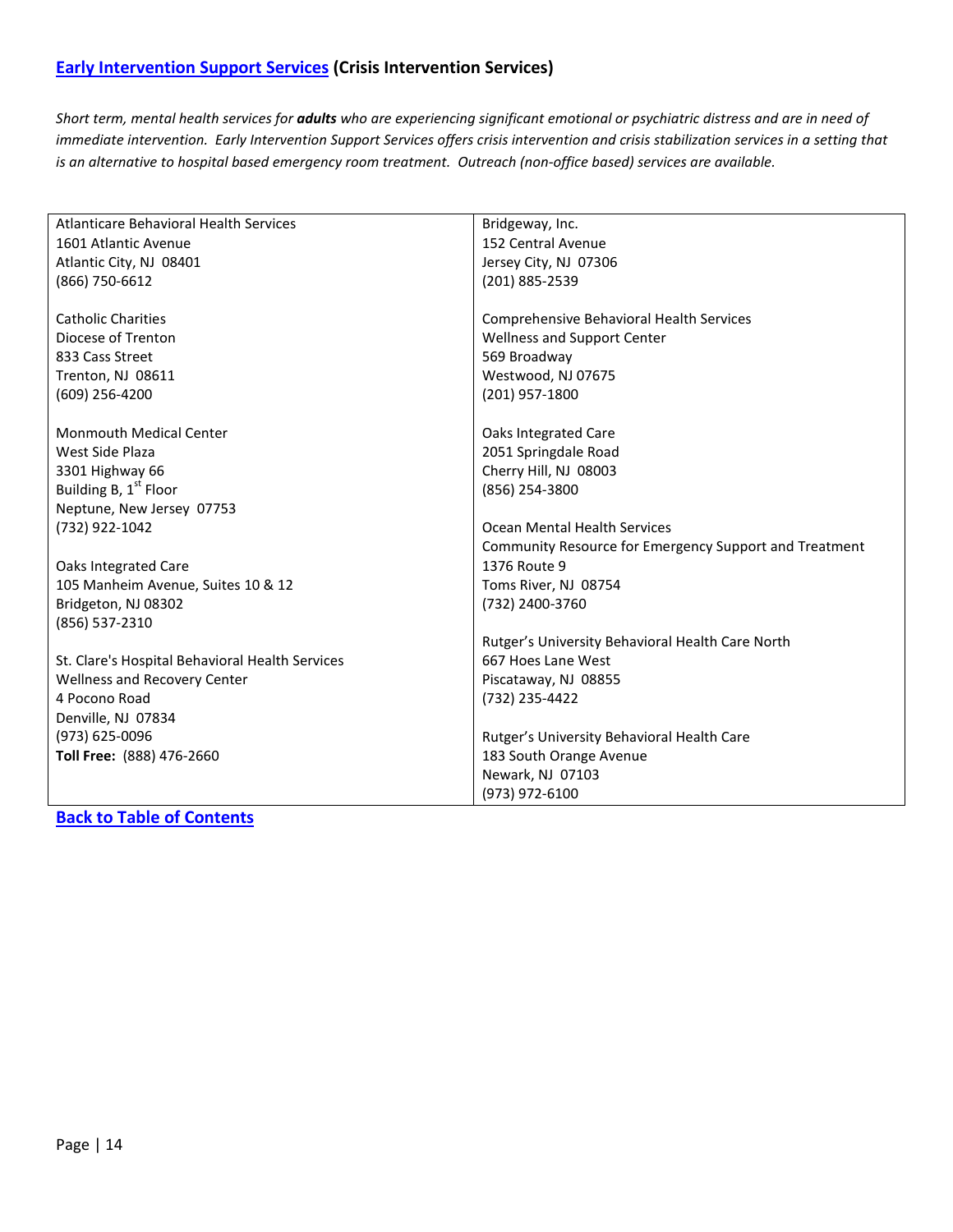## [Early Intervention Support Services](#) (Crisis Intervention Services)

*Short term, mental health services for **adults** who are experiencing significant emotional or psychiatric distress and are in need of immediate intervention. Early Intervention Support Services offers crisis intervention and crisis stabilization services in a setting that is an alternative to hospital based emergency room treatment. Outreach (non-office based) services are available.*

| | |
|---|---|
| Atlanticare Behavioral Health Services<br>1601 Atlantic Avenue<br>Atlantic City, NJ 08401<br>(866) 750-6612<br><br>Catholic Charities<br>Diocese of Trenton<br>833 Cass Street<br>Trenton, NJ 08611<br>(609) 256-4200<br><br>Monmouth Medical Center<br>West Side Plaza<br>3301 Highway 66<br>Building B, 1st Floor<br>Neptune, New Jersey 07753<br>(732) 922-1042<br><br>Oaks Integrated Care<br>105 Manheim Avenue, Suites 10 & 12<br>Bridgeton, NJ 08302<br>(856) 537-2310<br><br>St. Clare's Hospital Behavioral Health Services<br>Wellness and Recovery Center<br>4 Pocono Road<br>Denville, NJ 07834<br>(973) 625-0096<br>**Toll Free:** (888) 476-2660 | Bridgeway, Inc.<br>152 Central Avenue<br>Jersey City, NJ 07306<br>(201) 885-2539<br><br>Comprehensive Behavioral Health Services<br>Wellness and Support Center<br>569 Broadway<br>Westwood, NJ 07675<br>(201) 957-1800<br><br>Oaks Integrated Care<br>2051 Springdale Road<br>Cherry Hill, NJ 08003<br>(856) 254-3800<br><br>Ocean Mental Health Services<br>Community Resource for Emergency Support and Treatment<br>1376 Route 9<br>Toms River, NJ 08754<br>(732) 2400-3760<br><br>Rutger's University Behavioral Health Care North<br>667 Hoes Lane West<br>Piscataway, NJ 08855<br>(732) 235-4422<br><br>Rutger's University Behavioral Health Care<br>183 South Orange Avenue<br>Newark, NJ 07103<br>(973) 972-6100 |

[Back to Table of Contents](#)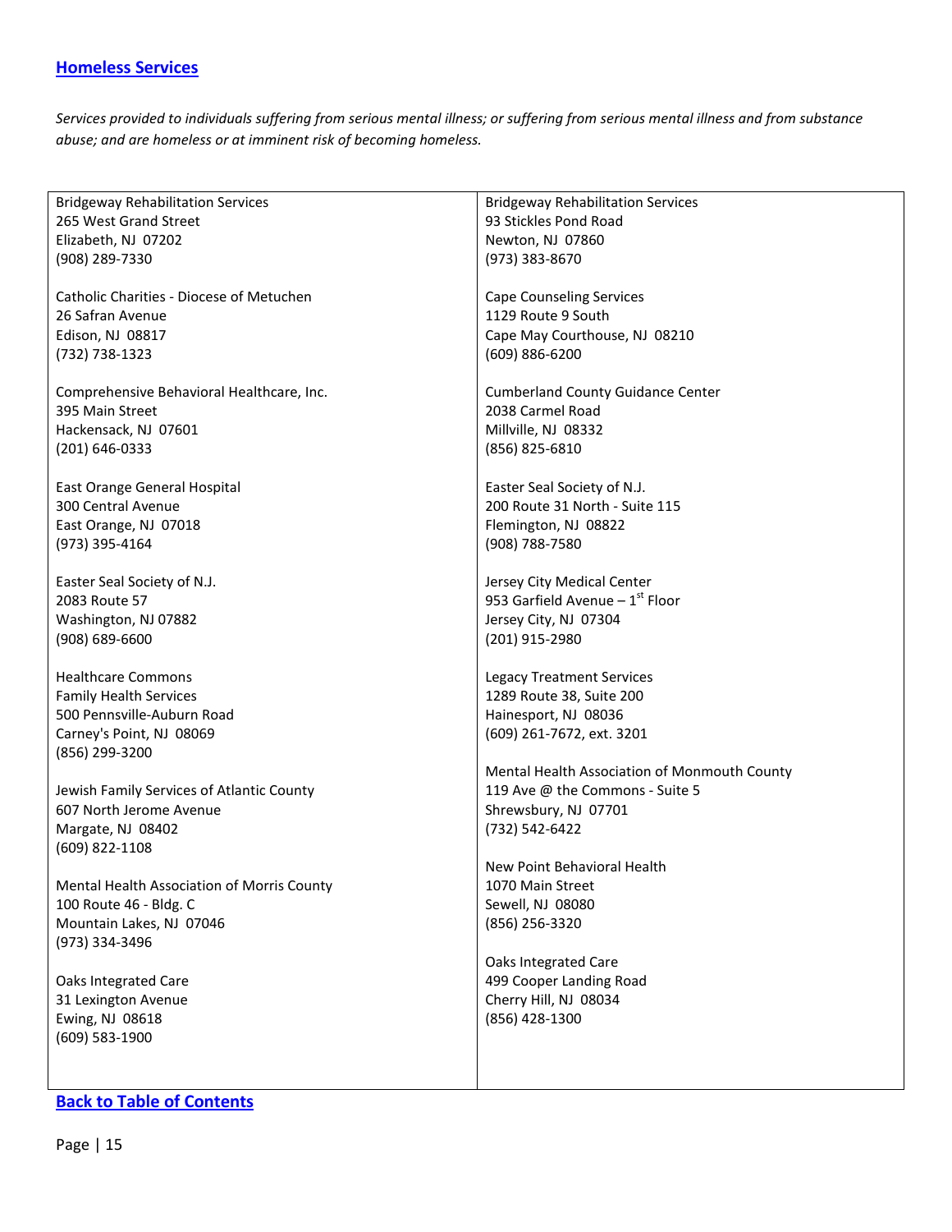## [Homeless Services]

*Services provided to individuals suffering from serious mental illness; or suffering from serious mental illness and from substance abuse; and are homeless or at imminent risk of becoming homeless.*

Bridgeway Rehabilitation Services
265 West Grand Street
Elizabeth, NJ 07202
(908) 289-7330

Catholic Charities - Diocese of Metuchen
26 Safran Avenue
Edison, NJ 08817
(732) 738-1323

Comprehensive Behavioral Healthcare, Inc.
395 Main Street
Hackensack, NJ 07601
(201) 646-0333

East Orange General Hospital
300 Central Avenue
East Orange, NJ 07018
(973) 395-4164

Easter Seal Society of N.J.
2083 Route 57
Washington, NJ 07882
(908) 689-6600

Healthcare Commons
Family Health Services
500 Pennsville-Auburn Road
Carney's Point, NJ 08069
(856) 299-3200

Jewish Family Services of Atlantic County
607 North Jerome Avenue
Margate, NJ 08402
(609) 822-1108

Mental Health Association of Morris County
100 Route 46 - Bldg. C
Mountain Lakes, NJ 07046
(973) 334-3496

Oaks Integrated Care
31 Lexington Avenue
Ewing, NJ 08618
(609) 583-1900

Bridgeway Rehabilitation Services
93 Stickles Pond Road
Newton, NJ 07860
(973) 383-8670

Cape Counseling Services
1129 Route 9 South
Cape May Courthouse, NJ 08210
(609) 886-6200

Cumberland County Guidance Center
2038 Carmel Road
Millville, NJ 08332
(856) 825-6810

Easter Seal Society of N.J.
200 Route 31 North - Suite 115
Flemington, NJ 08822
(908) 788-7580

Jersey City Medical Center
953 Garfield Avenue – 1st Floor
Jersey City, NJ 07304
(201) 915-2980

Legacy Treatment Services
1289 Route 38, Suite 200
Hainesport, NJ 08036
(609) 261-7672, ext. 3201

Mental Health Association of Monmouth County
119 Ave @ the Commons - Suite 5
Shrewsbury, NJ 07701
(732) 542-6422

New Point Behavioral Health
1070 Main Street
Sewell, NJ 08080
(856) 256-3320

Oaks Integrated Care
499 Cooper Landing Road
Cherry Hill, NJ 08034
(856) 428-1300

[Back to Table of Contents]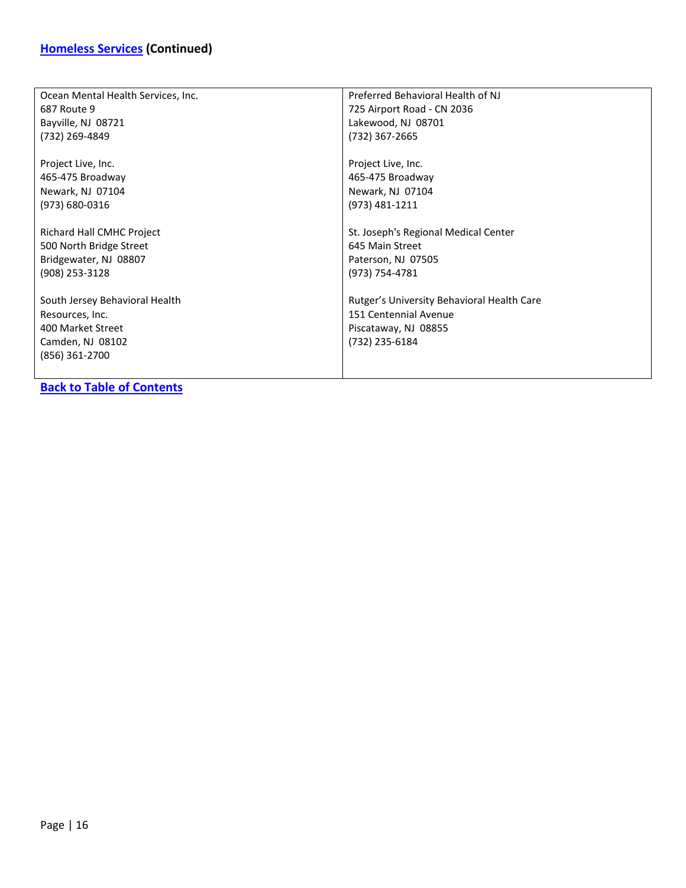## Homeless Services (Continued)

| | |
|---|---|
| Ocean Mental Health Services, Inc.<br>687 Route 9<br>Bayville, NJ 08721<br>(732) 269-4849 | Preferred Behavioral Health of NJ<br>725 Airport Road - CN 2036<br>Lakewood, NJ 08701<br>(732) 367-2665 |
| Project Live, Inc.<br>465-475 Broadway<br>Newark, NJ 07104<br>(973) 680-0316 | Project Live, Inc.<br>465-475 Broadway<br>Newark, NJ 07104<br>(973) 481-1211 |
| Richard Hall CMHC Project<br>500 North Bridge Street<br>Bridgewater, NJ 08807<br>(908) 253-3128 | St. Joseph's Regional Medical Center<br>645 Main Street<br>Paterson, NJ 07505<br>(973) 754-4781 |
| South Jersey Behavioral Health Resources, Inc.<br>400 Market Street<br>Camden, NJ 08102<br>(856) 361-2700 | Rutger's University Behavioral Health Care<br>151 Centennial Avenue<br>Piscataway, NJ 08855<br>(732) 235-6184 |

**Back to Table of Contents**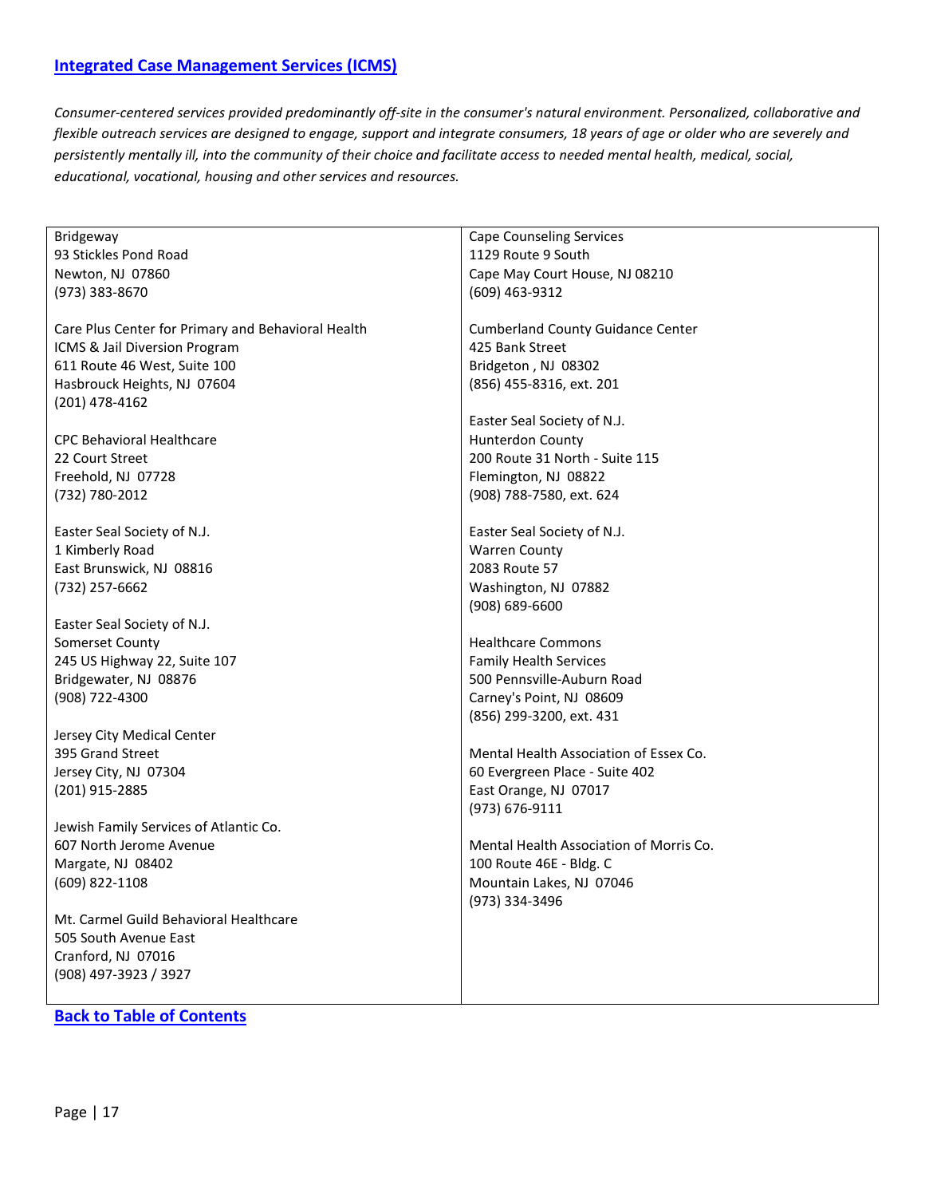## [Integrated Case Management Services (ICMS)]

*Consumer-centered services provided predominantly off-site in the consumer's natural environment. Personalized, collaborative and flexible outreach services are designed to engage, support and integrate consumers, 18 years of age or older who are severely and persistently mentally ill, into the community of their choice and facilitate access to needed mental health, medical, social, educational, vocational, housing and other services and resources.*

Bridgeway
93 Stickles Pond Road
Newton, NJ 07860
(973) 383-8670

Care Plus Center for Primary and Behavioral Health
ICMS & Jail Diversion Program
611 Route 46 West, Suite 100
Hasbrouck Heights, NJ 07604
(201) 478-4162

CPC Behavioral Healthcare
22 Court Street
Freehold, NJ 07728
(732) 780-2012

Easter Seal Society of N.J.
1 Kimberly Road
East Brunswick, NJ 08816
(732) 257-6662

Easter Seal Society of N.J.
Somerset County
245 US Highway 22, Suite 107
Bridgewater, NJ 08876
(908) 722-4300

Jersey City Medical Center
395 Grand Street
Jersey City, NJ 07304
(201) 915-2885

Jewish Family Services of Atlantic Co.
607 North Jerome Avenue
Margate, NJ 08402
(609) 822-1108

Mt. Carmel Guild Behavioral Healthcare
505 South Avenue East
Cranford, NJ 07016
(908) 497-3923 / 3927

Cape Counseling Services
1129 Route 9 South
Cape May Court House, NJ 08210
(609) 463-9312

Cumberland County Guidance Center
425 Bank Street
Bridgeton , NJ 08302
(856) 455-8316, ext. 201

Easter Seal Society of N.J.
Hunterdon County
200 Route 31 North - Suite 115
Flemington, NJ 08822
(908) 788-7580, ext. 624

Easter Seal Society of N.J.
Warren County
2083 Route 57
Washington, NJ 07882
(908) 689-6600

Healthcare Commons
Family Health Services
500 Pennsville-Auburn Road
Carney's Point, NJ 08609
(856) 299-3200, ext. 431

Mental Health Association of Essex Co.
60 Evergreen Place - Suite 402
East Orange, NJ 07017
(973) 676-9111

Mental Health Association of Morris Co.
100 Route 46E - Bldg. C
Mountain Lakes, NJ 07046
(973) 334-3496

**[Back to Table of Contents]**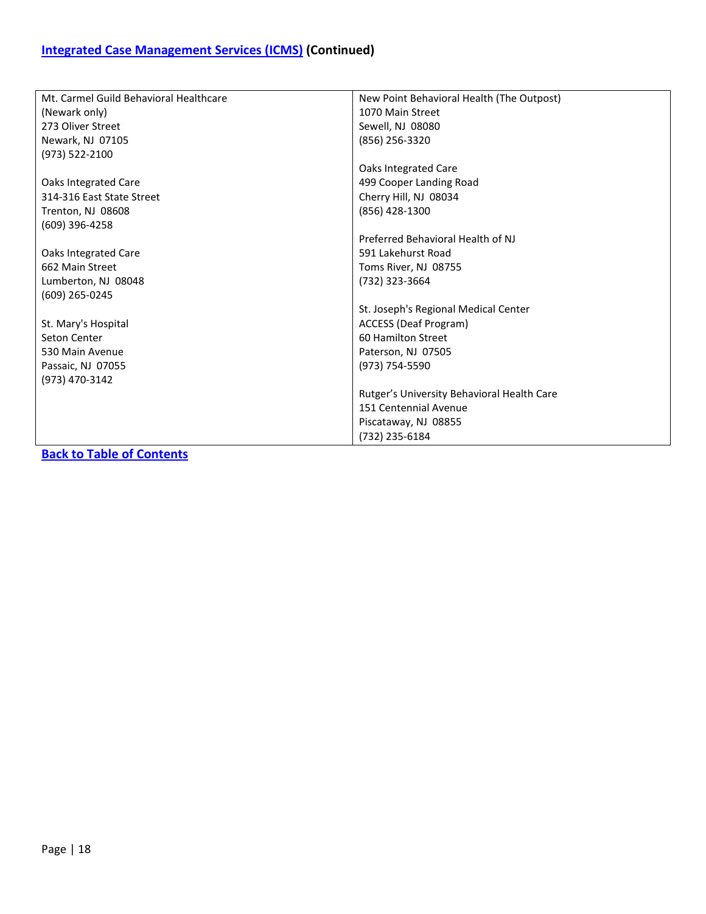## Integrated Case Management Services (ICMS) (Continued)

| | |
|---|---|
| Mt. Carmel Guild Behavioral Healthcare<br>(Newark only)<br>273 Oliver Street<br>Newark, NJ 07105<br>(973) 522-2100<br><br>Oaks Integrated Care<br>314-316 East State Street<br>Trenton, NJ 08608<br>(609) 396-4258<br><br>Oaks Integrated Care<br>662 Main Street<br>Lumberton, NJ 08048<br>(609) 265-0245<br><br>St. Mary's Hospital<br>Seton Center<br>530 Main Avenue<br>Passaic, NJ 07055<br>(973) 470-3142 | New Point Behavioral Health (The Outpost)<br>1070 Main Street<br>Sewell, NJ 08080<br>(856) 256-3320<br><br>Oaks Integrated Care<br>499 Cooper Landing Road<br>Cherry Hill, NJ 08034<br>(856) 428-1300<br><br>Preferred Behavioral Health of NJ<br>591 Lakehurst Road<br>Toms River, NJ 08755<br>(732) 323-3664<br><br>St. Joseph's Regional Medical Center<br>ACCESS (Deaf Program)<br>60 Hamilton Street<br>Paterson, NJ 07505<br>(973) 754-5590<br><br>Rutger's University Behavioral Health Care<br>151 Centennial Avenue<br>Piscataway, NJ 08855<br>(732) 235-6184 |

**Back to Table of Contents**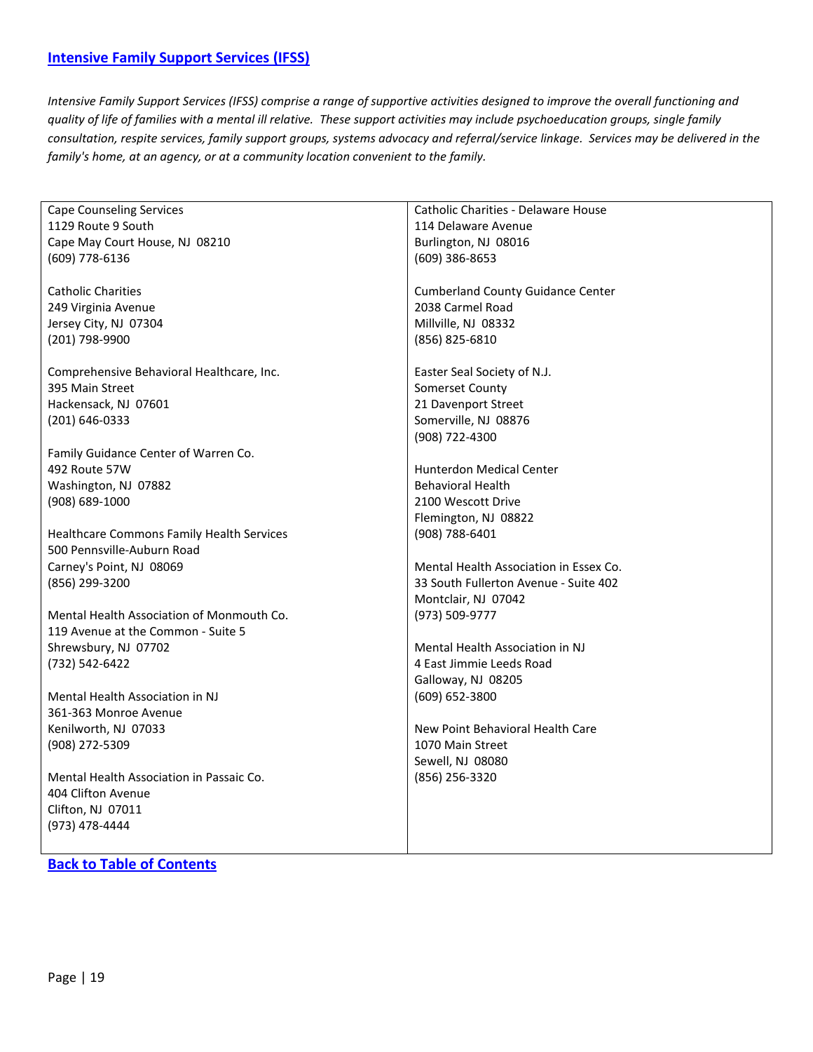## Intensive Family Support Services (IFSS)

*Intensive Family Support Services (IFSS) comprise a range of supportive activities designed to improve the overall functioning and quality of life of families with a mental ill relative. These support activities may include psychoeducation groups, single family consultation, respite services, family support groups, systems advocacy and referral/service linkage. Services may be delivered in the family's home, at an agency, or at a community location convenient to the family.*

Cape Counseling Services
1129 Route 9 South
Cape May Court House, NJ 08210
(609) 778-6136

Catholic Charities
249 Virginia Avenue
Jersey City, NJ 07304
(201) 798-9900

Comprehensive Behavioral Healthcare, Inc.
395 Main Street
Hackensack, NJ 07601
(201) 646-0333

Family Guidance Center of Warren Co.
492 Route 57W
Washington, NJ 07882
(908) 689-1000

Healthcare Commons Family Health Services
500 Pennsville-Auburn Road
Carney's Point, NJ 08069
(856) 299-3200

Mental Health Association of Monmouth Co.
119 Avenue at the Common - Suite 5
Shrewsbury, NJ 07702
(732) 542-6422

Mental Health Association in NJ
361-363 Monroe Avenue
Kenilworth, NJ 07033
(908) 272-5309

Mental Health Association in Passaic Co.
404 Clifton Avenue
Clifton, NJ 07011
(973) 478-4444

Catholic Charities - Delaware House
114 Delaware Avenue
Burlington, NJ 08016
(609) 386-8653

Cumberland County Guidance Center
2038 Carmel Road
Millville, NJ 08332
(856) 825-6810

Easter Seal Society of N.J.
Somerset County
21 Davenport Street
Somerville, NJ 08876
(908) 722-4300

Hunterdon Medical Center
Behavioral Health
2100 Wescott Drive
Flemington, NJ 08822
(908) 788-6401

Mental Health Association in Essex Co.
33 South Fullerton Avenue - Suite 402
Montclair, NJ 07042
(973) 509-9777

Mental Health Association in NJ
4 East Jimmie Leeds Road
Galloway, NJ 08205
(609) 652-3800

New Point Behavioral Health Care
1070 Main Street
Sewell, NJ 08080
(856) 256-3320

Back to Table of Contents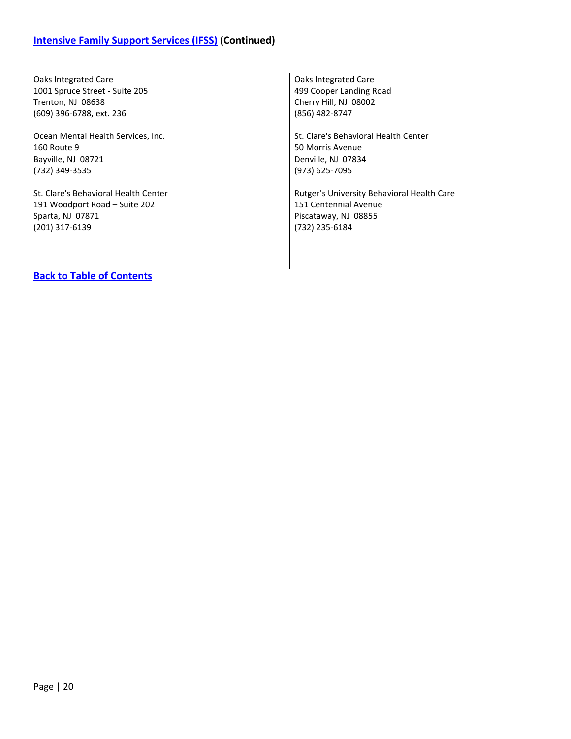## [Intensive Family Support Services (IFSS)](#) (Continued)

| | |
|---|---|
| Oaks Integrated Care<br>1001 Spruce Street - Suite 205<br>Trenton, NJ 08638<br>(609) 396-6788, ext. 236 | Oaks Integrated Care<br>499 Cooper Landing Road<br>Cherry Hill, NJ 08002<br>(856) 482-8747 |
| Ocean Mental Health Services, Inc.<br>160 Route 9<br>Bayville, NJ 08721<br>(732) 349-3535 | St. Clare's Behavioral Health Center<br>50 Morris Avenue<br>Denville, NJ 07834<br>(973) 625-7095 |
| St. Clare's Behavioral Health Center<br>191 Woodport Road – Suite 202<br>Sparta, NJ 07871<br>(201) 317-6139 | Rutger's University Behavioral Health Care<br>151 Centennial Avenue<br>Piscataway, NJ 08855<br>(732) 235-6184 |

**[Back to Table of Contents](#)**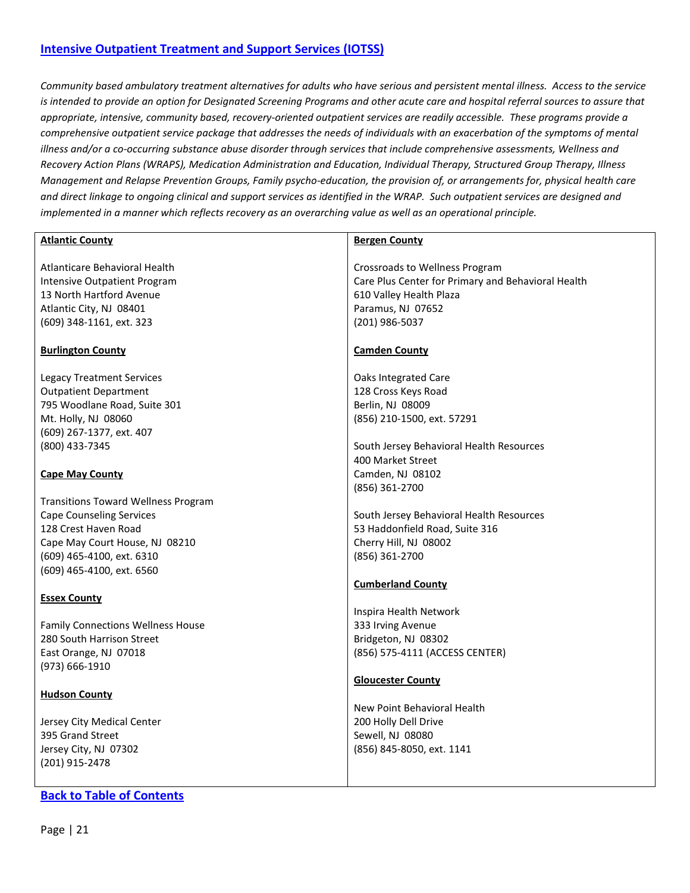## [Intensive Outpatient Treatment and Support Services (IOTSS)]

*Community based ambulatory treatment alternatives for adults who have serious and persistent mental illness. Access to the service is intended to provide an option for Designated Screening Programs and other acute care and hospital referral sources to assure that appropriate, intensive, community based, recovery-oriented outpatient services are readily accessible. These programs provide a comprehensive outpatient service package that addresses the needs of individuals with an exacerbation of the symptoms of mental illness and/or a co-occurring substance abuse disorder through services that include comprehensive assessments, Wellness and Recovery Action Plans (WRAPS), Medication Administration and Education, Individual Therapy, Structured Group Therapy, Illness Management and Relapse Prevention Groups, Family psycho-education, the provision of, or arrangements for, physical health care and direct linkage to ongoing clinical and support services as identified in the WRAP. Such outpatient services are designed and implemented in a manner which reflects recovery as an overarching value as well as an operational principle.*

**Atlantic County**

Atlanticare Behavioral Health
Intensive Outpatient Program
13 North Hartford Avenue
Atlantic City, NJ 08401
(609) 348-1161, ext. 323

**Burlington County**

Legacy Treatment Services
Outpatient Department
795 Woodlane Road, Suite 301
Mt. Holly, NJ 08060
(609) 267-1377, ext. 407
(800) 433-7345

**Cape May County**

Transitions Toward Wellness Program
Cape Counseling Services
128 Crest Haven Road
Cape May Court House, NJ 08210
(609) 465-4100, ext. 6310
(609) 465-4100, ext. 6560

**Essex County**

Family Connections Wellness House
280 South Harrison Street
East Orange, NJ 07018
(973) 666-1910

**Hudson County**

Jersey City Medical Center
395 Grand Street
Jersey City, NJ 07302
(201) 915-2478

**Bergen County**

Crossroads to Wellness Program
Care Plus Center for Primary and Behavioral Health
610 Valley Health Plaza
Paramus, NJ 07652
(201) 986-5037

**Camden County**

Oaks Integrated Care
128 Cross Keys Road
Berlin, NJ 08009
(856) 210-1500, ext. 57291

South Jersey Behavioral Health Resources
400 Market Street
Camden, NJ 08102
(856) 361-2700

South Jersey Behavioral Health Resources
53 Haddonfield Road, Suite 316
Cherry Hill, NJ 08002
(856) 361-2700

**Cumberland County**

Inspira Health Network
333 Irving Avenue
Bridgeton, NJ 08302
(856) 575-4111 (ACCESS CENTER)

**Gloucester County**

New Point Behavioral Health
200 Holly Dell Drive
Sewell, NJ 08080
(856) 845-8050, ext. 1141

**[Back to Table of Contents]**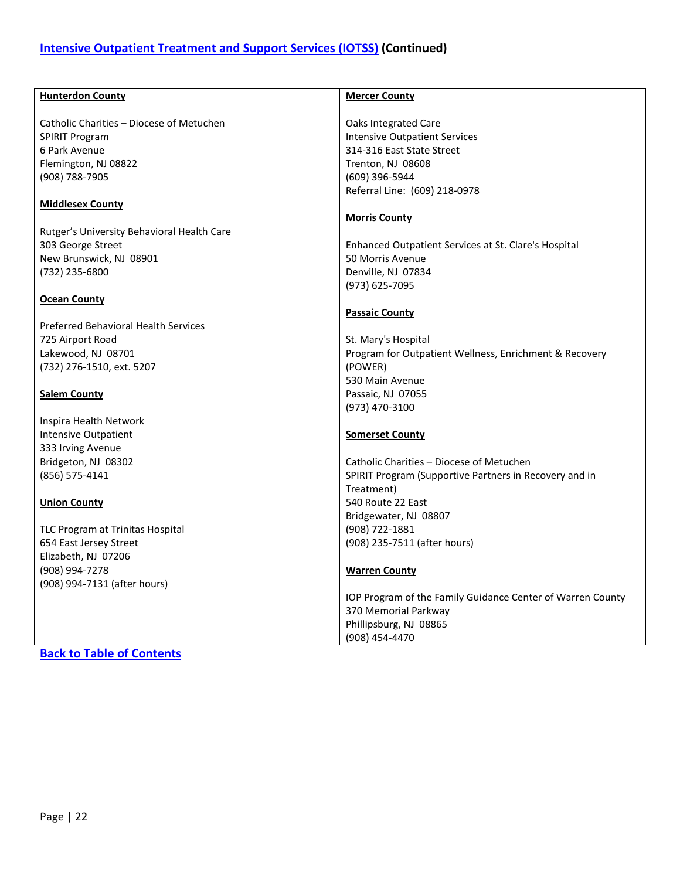## Intensive Outpatient Treatment and Support Services (IOTSS) (Continued)

**Hunterdon County**

Catholic Charities – Diocese of Metuchen
SPIRIT Program
6 Park Avenue
Flemington, NJ 08822
(908) 788-7905

**Middlesex County**

Rutger's University Behavioral Health Care
303 George Street
New Brunswick, NJ 08901
(732) 235-6800

**Ocean County**

Preferred Behavioral Health Services
725 Airport Road
Lakewood, NJ 08701
(732) 276-1510, ext. 5207

**Salem County**

Inspira Health Network
Intensive Outpatient
333 Irving Avenue
Bridgeton, NJ 08302
(856) 575-4141

**Union County**

TLC Program at Trinitas Hospital
654 East Jersey Street
Elizabeth, NJ 07206
(908) 994-7278
(908) 994-7131 (after hours)

**Mercer County**

Oaks Integrated Care
Intensive Outpatient Services
314-316 East State Street
Trenton, NJ 08608
(609) 396-5944
Referral Line: (609) 218-0978

**Morris County**

Enhanced Outpatient Services at St. Clare's Hospital
50 Morris Avenue
Denville, NJ 07834
(973) 625-7095

**Passaic County**

St. Mary's Hospital
Program for Outpatient Wellness, Enrichment & Recovery (POWER)
530 Main Avenue
Passaic, NJ 07055
(973) 470-3100

**Somerset County**

Catholic Charities – Diocese of Metuchen
SPIRIT Program (Supportive Partners in Recovery and in Treatment)
540 Route 22 East
Bridgewater, NJ 08807
(908) 722-1881
(908) 235-7511 (after hours)

**Warren County**

IOP Program of the Family Guidance Center of Warren County
370 Memorial Parkway
Phillipsburg, NJ 08865
(908) 454-4470

**Back to Table of Contents**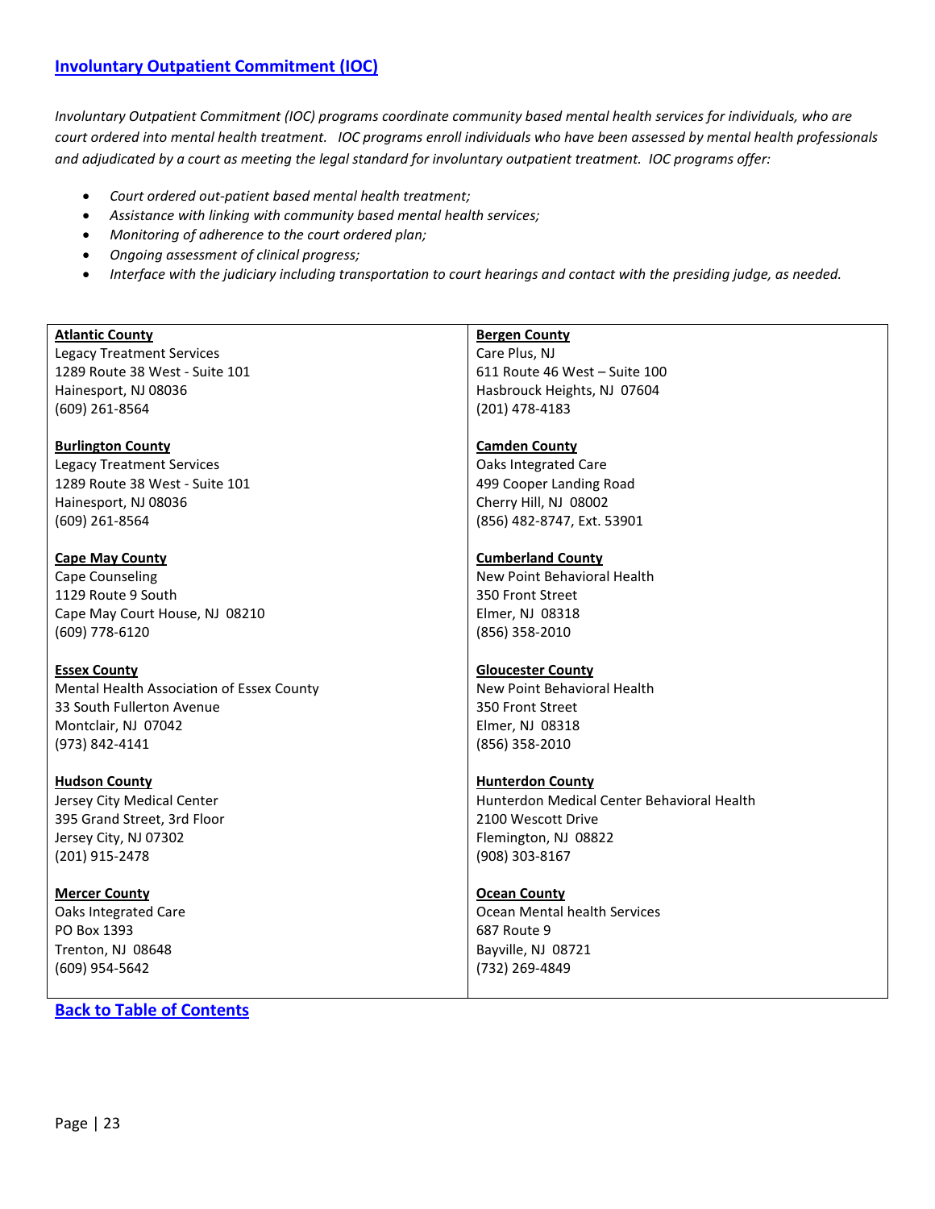## [Involuntary Outpatient Commitment (IOC)](#)

*Involuntary Outpatient Commitment (IOC) programs coordinate community based mental health services for individuals, who are court ordered into mental health treatment. IOC programs enroll individuals who have been assessed by mental health professionals and adjudicated by a court as meeting the legal standard for involuntary outpatient treatment. IOC programs offer:*

- *Court ordered out-patient based mental health treatment;*
- *Assistance with linking with community based mental health services;*
- *Monitoring of adherence to the court ordered plan;*
- *Ongoing assessment of clinical progress;*
- *Interface with the judiciary including transportation to court hearings and contact with the presiding judge, as needed.*

**Atlantic County**
Legacy Treatment Services
1289 Route 38 West - Suite 101
Hainesport, NJ 08036
(609) 261-8564

**Bergen County**
Care Plus, NJ
611 Route 46 West – Suite 100
Hasbrouck Heights, NJ 07604
(201) 478-4183

**Burlington County**
Legacy Treatment Services
1289 Route 38 West - Suite 101
Hainesport, NJ 08036
(609) 261-8564

**Camden County**
Oaks Integrated Care
499 Cooper Landing Road
Cherry Hill, NJ 08002
(856) 482-8747, Ext. 53901

**Cape May County**
Cape Counseling
1129 Route 9 South
Cape May Court House, NJ 08210
(609) 778-6120

**Cumberland County**
New Point Behavioral Health
350 Front Street
Elmer, NJ 08318
(856) 358-2010

**Essex County**
Mental Health Association of Essex County
33 South Fullerton Avenue
Montclair, NJ 07042
(973) 842-4141

**Gloucester County**
New Point Behavioral Health
350 Front Street
Elmer, NJ 08318
(856) 358-2010

**Hudson County**
Jersey City Medical Center
395 Grand Street, 3rd Floor
Jersey City, NJ 07302
(201) 915-2478

**Hunterdon County**
Hunterdon Medical Center Behavioral Health
2100 Wescott Drive
Flemington, NJ 08822
(908) 303-8167

**Mercer County**
Oaks Integrated Care
PO Box 1393
Trenton, NJ 08648
(609) 954-5642

**Ocean County**
Ocean Mental health Services
687 Route 9
Bayville, NJ 08721
(732) 269-4849

[Back to Table of Contents](#)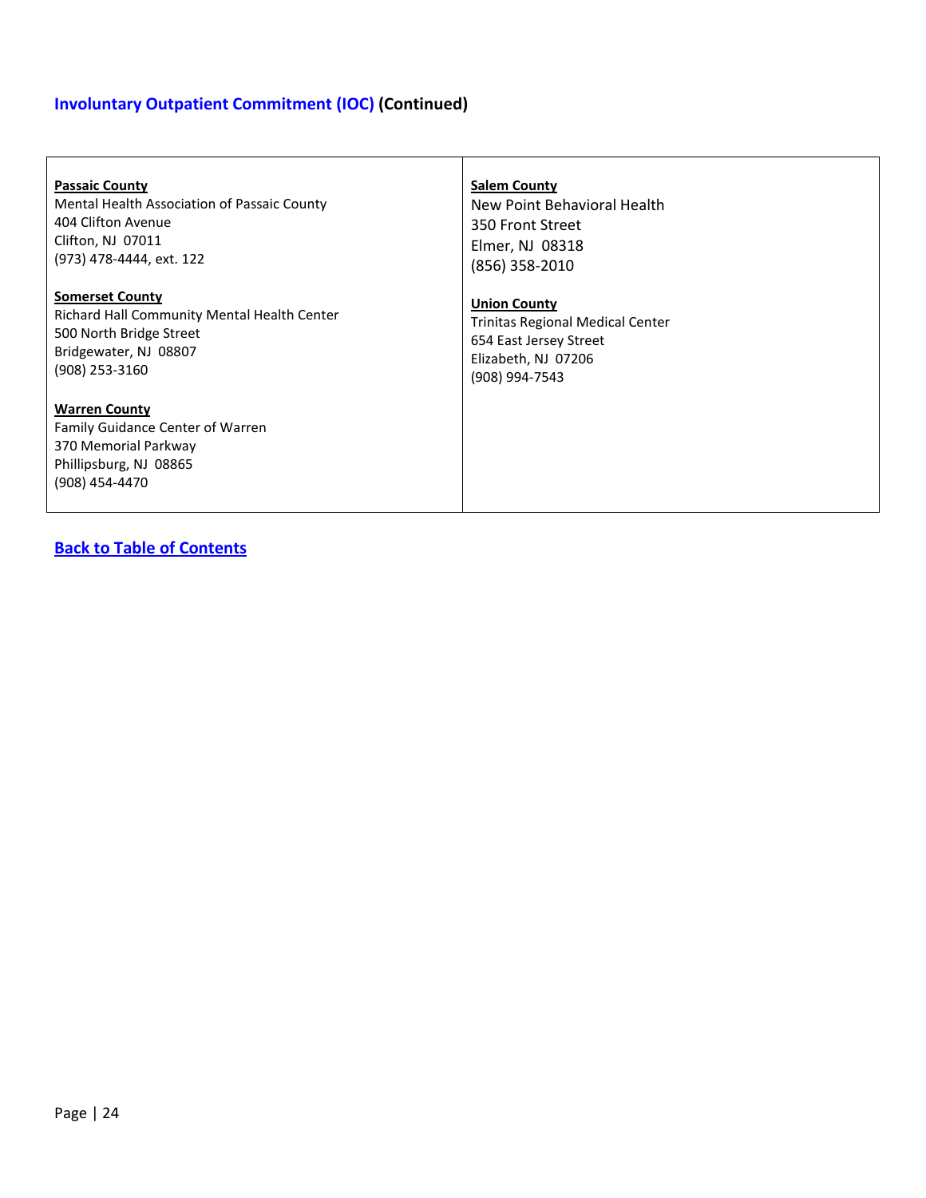## Involuntary Outpatient Commitment (IOC) (Continued)

**Passaic County**
Mental Health Association of Passaic County
404 Clifton Avenue
Clifton, NJ 07011
(973) 478-4444, ext. 122

**Somerset County**
Richard Hall Community Mental Health Center
500 North Bridge Street
Bridgewater, NJ 08807
(908) 253-3160

**Warren County**
Family Guidance Center of Warren
370 Memorial Parkway
Phillipsburg, NJ 08865
(908) 454-4470

**Salem County**
New Point Behavioral Health
350 Front Street
Elmer, NJ 08318
(856) 358-2010

**Union County**
Trinitas Regional Medical Center
654 East Jersey Street
Elizabeth, NJ 07206
(908) 994-7543

**Back to Table of Contents**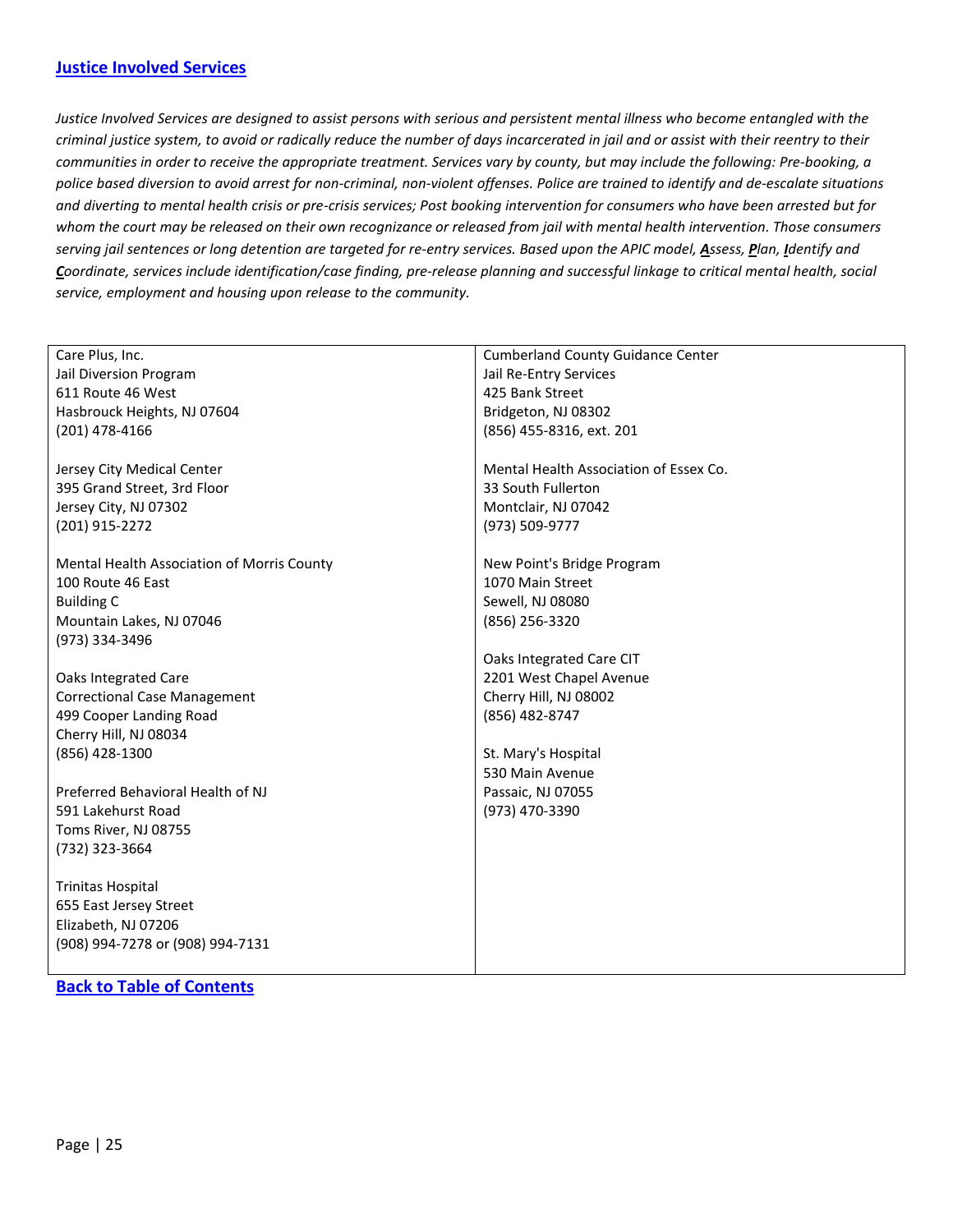## [Justice Involved Services]()

*Justice Involved Services are designed to assist persons with serious and persistent mental illness who become entangled with the criminal justice system, to avoid or radically reduce the number of days incarcerated in jail and or assist with their reentry to their communities in order to receive the appropriate treatment. Services vary by county, but may include the following: Pre-booking, a police based diversion to avoid arrest for non-criminal, non-violent offenses. Police are trained to identify and de-escalate situations and diverting to mental health crisis or pre-crisis services; Post booking intervention for consumers who have been arrested but for whom the court may be released on their own recognizance or released from jail with mental health intervention. Those consumers serving jail sentences or long detention are targeted for re-entry services. Based upon the APIC model, **A**ssess, **P**lan, **I**dentify and **C**oordinate, services include identification/case finding, pre-release planning and successful linkage to critical mental health, social service, employment and housing upon release to the community.*

Care Plus, Inc.
Jail Diversion Program
611 Route 46 West
Hasbrouck Heights, NJ 07604
(201) 478-4166

Jersey City Medical Center
395 Grand Street, 3rd Floor
Jersey City, NJ 07302
(201) 915-2272

Mental Health Association of Morris County
100 Route 46 East
Building C
Mountain Lakes, NJ 07046
(973) 334-3496

Oaks Integrated Care
Correctional Case Management
499 Cooper Landing Road
Cherry Hill, NJ 08034
(856) 428-1300

Preferred Behavioral Health of NJ
591 Lakehurst Road
Toms River, NJ 08755
(732) 323-3664

Trinitas Hospital
655 East Jersey Street
Elizabeth, NJ 07206
(908) 994-7278 or (908) 994-7131

Cumberland County Guidance Center
Jail Re-Entry Services
425 Bank Street
Bridgeton, NJ 08302
(856) 455-8316, ext. 201

Mental Health Association of Essex Co.
33 South Fullerton
Montclair, NJ 07042
(973) 509-9777

New Point's Bridge Program
1070 Main Street
Sewell, NJ 08080
(856) 256-3320

Oaks Integrated Care CIT
2201 West Chapel Avenue
Cherry Hill, NJ 08002
(856) 482-8747

St. Mary's Hospital
530 Main Avenue
Passaic, NJ 07055
(973) 470-3390

[Back to Table of Contents]()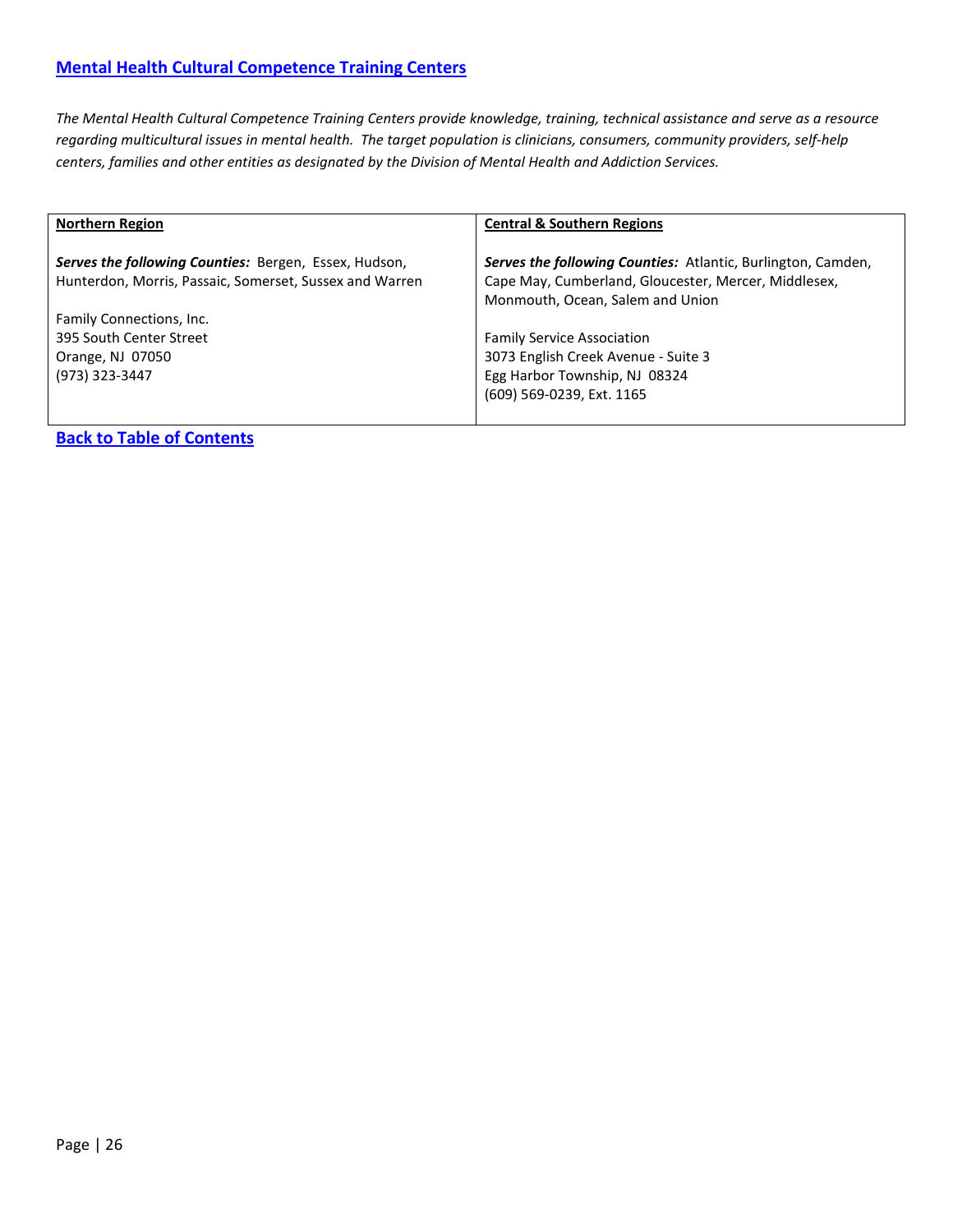## [Mental Health Cultural Competence Training Centers]

*The Mental Health Cultural Competence Training Centers provide knowledge, training, technical assistance and serve as a resource regarding multicultural issues in mental health. The target population is clinicians, consumers, community providers, self-help centers, families and other entities as designated by the Division of Mental Health and Addiction Services.*

| Northern Region | Central & Southern Regions |
|---|---|
| ***Serves the following Counties:*** Bergen, Essex, Hudson, Hunterdon, Morris, Passaic, Somerset, Sussex and Warren<br><br>Family Connections, Inc.<br>395 South Center Street<br>Orange, NJ 07050<br>(973) 323-3447 | ***Serves the following Counties:*** Atlantic, Burlington, Camden, Cape May, Cumberland, Gloucester, Mercer, Middlesex, Monmouth, Ocean, Salem and Union<br><br>Family Service Association<br>3073 English Creek Avenue - Suite 3<br>Egg Harbor Township, NJ 08324<br>(609) 569-0239, Ext. 1165 |

**[Back to Table of Contents]**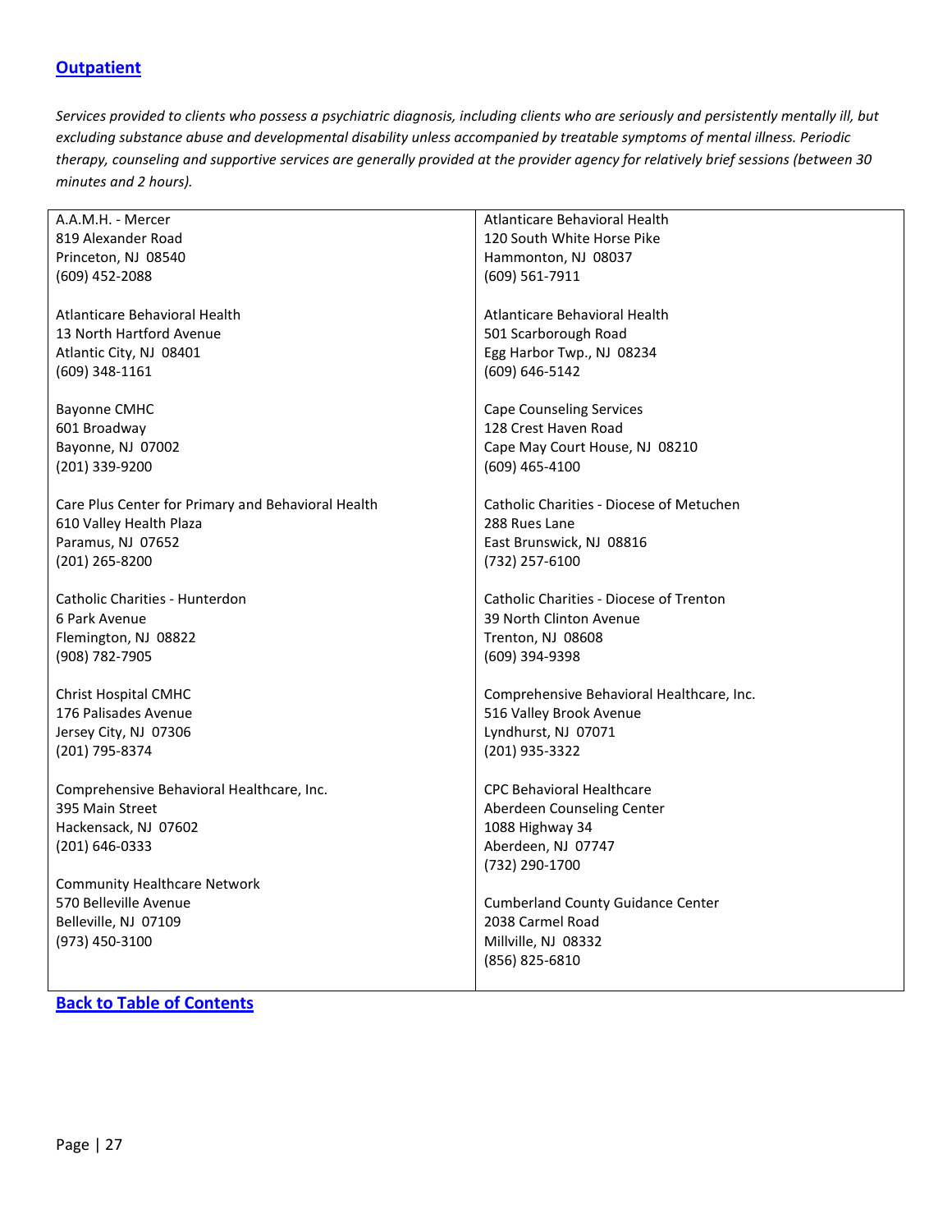## [Outpatient]

*Services provided to clients who possess a psychiatric diagnosis, including clients who are seriously and persistently mentally ill, but excluding substance abuse and developmental disability unless accompanied by treatable symptoms of mental illness. Periodic therapy, counseling and supportive services are generally provided at the provider agency for relatively brief sessions (between 30 minutes and 2 hours).*

| | |
|---|---|
| A.A.M.H. - Mercer<br>819 Alexander Road<br>Princeton, NJ 08540<br>(609) 452-2088 | Atlanticare Behavioral Health<br>120 South White Horse Pike<br>Hammonton, NJ 08037<br>(609) 561-7911 |
| Atlanticare Behavioral Health<br>13 North Hartford Avenue<br>Atlantic City, NJ 08401<br>(609) 348-1161 | Atlanticare Behavioral Health<br>501 Scarborough Road<br>Egg Harbor Twp., NJ 08234<br>(609) 646-5142 |
| Bayonne CMHC<br>601 Broadway<br>Bayonne, NJ 07002<br>(201) 339-9200 | Cape Counseling Services<br>128 Crest Haven Road<br>Cape May Court House, NJ 08210<br>(609) 465-4100 |
| Care Plus Center for Primary and Behavioral Health<br>610 Valley Health Plaza<br>Paramus, NJ 07652<br>(201) 265-8200 | Catholic Charities - Diocese of Metuchen<br>288 Rues Lane<br>East Brunswick, NJ 08816<br>(732) 257-6100 |
| Catholic Charities - Hunterdon<br>6 Park Avenue<br>Flemington, NJ 08822<br>(908) 782-7905 | Catholic Charities - Diocese of Trenton<br>39 North Clinton Avenue<br>Trenton, NJ 08608<br>(609) 394-9398 |
| Christ Hospital CMHC<br>176 Palisades Avenue<br>Jersey City, NJ 07306<br>(201) 795-8374 | Comprehensive Behavioral Healthcare, Inc.<br>516 Valley Brook Avenue<br>Lyndhurst, NJ 07071<br>(201) 935-3322 |
| Comprehensive Behavioral Healthcare, Inc.<br>395 Main Street<br>Hackensack, NJ 07602<br>(201) 646-0333 | CPC Behavioral Healthcare<br>Aberdeen Counseling Center<br>1088 Highway 34<br>Aberdeen, NJ 07747<br>(732) 290-1700 |
| Community Healthcare Network<br>570 Belleville Avenue<br>Belleville, NJ 07109<br>(973) 450-3100 | Cumberland County Guidance Center<br>2038 Carmel Road<br>Millville, NJ 08332<br>(856) 825-6810 |

[Back to Table of Contents]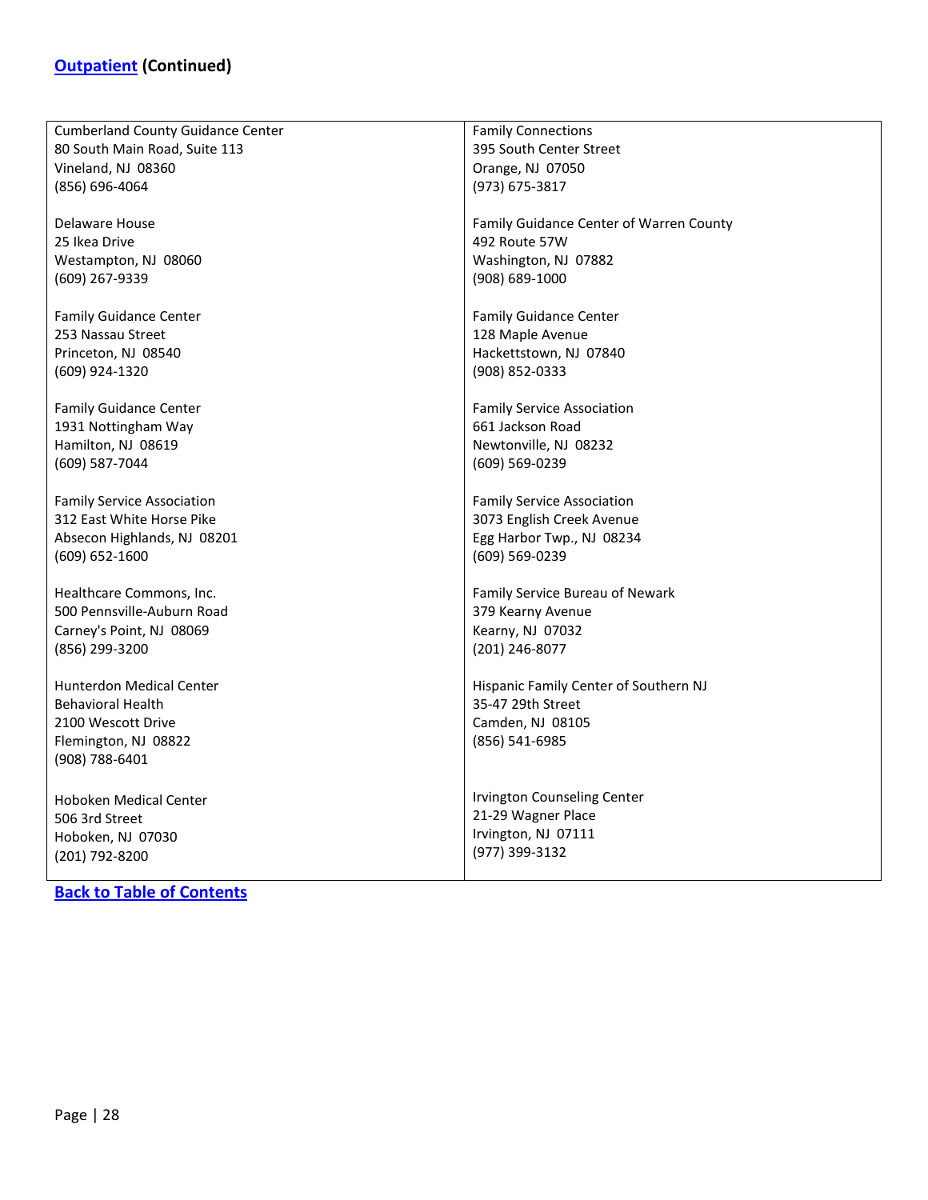## [Outpatient](#) (Continued)

| | |
|---|---|
| Cumberland County Guidance Center<br>80 South Main Road, Suite 113<br>Vineland, NJ 08360<br>(856) 696-4064 | Family Connections<br>395 South Center Street<br>Orange, NJ 07050<br>(973) 675-3817 |
| Delaware House<br>25 Ikea Drive<br>Westampton, NJ 08060<br>(609) 267-9339 | Family Guidance Center of Warren County<br>492 Route 57W<br>Washington, NJ 07882<br>(908) 689-1000 |
| Family Guidance Center<br>253 Nassau Street<br>Princeton, NJ 08540<br>(609) 924-1320 | Family Guidance Center<br>128 Maple Avenue<br>Hackettstown, NJ 07840<br>(908) 852-0333 |
| Family Guidance Center<br>1931 Nottingham Way<br>Hamilton, NJ 08619<br>(609) 587-7044 | Family Service Association<br>661 Jackson Road<br>Newtonville, NJ 08232<br>(609) 569-0239 |
| Family Service Association<br>312 East White Horse Pike<br>Absecon Highlands, NJ 08201<br>(609) 652-1600 | Family Service Association<br>3073 English Creek Avenue<br>Egg Harbor Twp., NJ 08234<br>(609) 569-0239 |
| Healthcare Commons, Inc.<br>500 Pennsville-Auburn Road<br>Carney's Point, NJ 08069<br>(856) 299-3200 | Family Service Bureau of Newark<br>379 Kearny Avenue<br>Kearny, NJ 07032<br>(201) 246-8077 |
| Hunterdon Medical Center<br>Behavioral Health<br>2100 Wescott Drive<br>Flemington, NJ 08822<br>(908) 788-6401 | Hispanic Family Center of Southern NJ<br>35-47 29th Street<br>Camden, NJ 08105<br>(856) 541-6985 |
| Hoboken Medical Center<br>506 3rd Street<br>Hoboken, NJ 07030<br>(201) 792-8200 | Irvington Counseling Center<br>21-29 Wagner Place<br>Irvington, NJ 07111<br>(977) 399-3132 |

[Back to Table of Contents](#)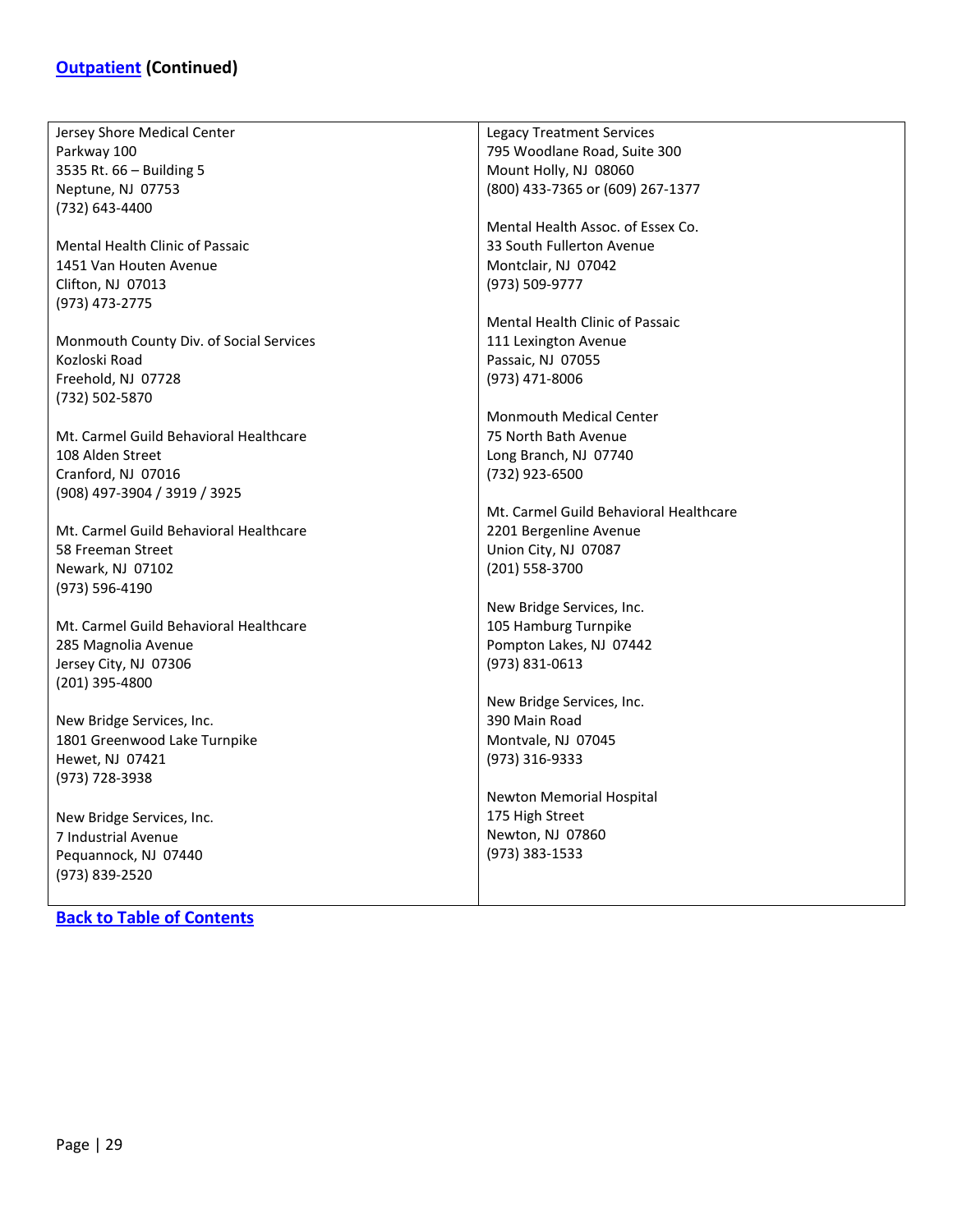## [Outpatient](#) (Continued)

Jersey Shore Medical Center
Parkway 100
3535 Rt. 66 – Building 5
Neptune, NJ 07753
(732) 643-4400

Mental Health Clinic of Passaic
1451 Van Houten Avenue
Clifton, NJ 07013
(973) 473-2775

Monmouth County Div. of Social Services
Kozloski Road
Freehold, NJ 07728
(732) 502-5870

Mt. Carmel Guild Behavioral Healthcare
108 Alden Street
Cranford, NJ 07016
(908) 497-3904 / 3919 / 3925

Mt. Carmel Guild Behavioral Healthcare
58 Freeman Street
Newark, NJ 07102
(973) 596-4190

Mt. Carmel Guild Behavioral Healthcare
285 Magnolia Avenue
Jersey City, NJ 07306
(201) 395-4800

New Bridge Services, Inc.
1801 Greenwood Lake Turnpike
Hewet, NJ 07421
(973) 728-3938

New Bridge Services, Inc.
7 Industrial Avenue
Pequannock, NJ 07440
(973) 839-2520

Legacy Treatment Services
795 Woodlane Road, Suite 300
Mount Holly, NJ 08060
(800) 433-7365 or (609) 267-1377

Mental Health Assoc. of Essex Co.
33 South Fullerton Avenue
Montclair, NJ 07042
(973) 509-9777

Mental Health Clinic of Passaic
111 Lexington Avenue
Passaic, NJ 07055
(973) 471-8006

Monmouth Medical Center
75 North Bath Avenue
Long Branch, NJ 07740
(732) 923-6500

Mt. Carmel Guild Behavioral Healthcare
2201 Bergenline Avenue
Union City, NJ 07087
(201) 558-3700

New Bridge Services, Inc.
105 Hamburg Turnpike
Pompton Lakes, NJ 07442
(973) 831-0613

New Bridge Services, Inc.
390 Main Road
Montvale, NJ 07045
(973) 316-9333

Newton Memorial Hospital
175 High Street
Newton, NJ 07860
(973) 383-1533

**[Back to Table of Contents](#)**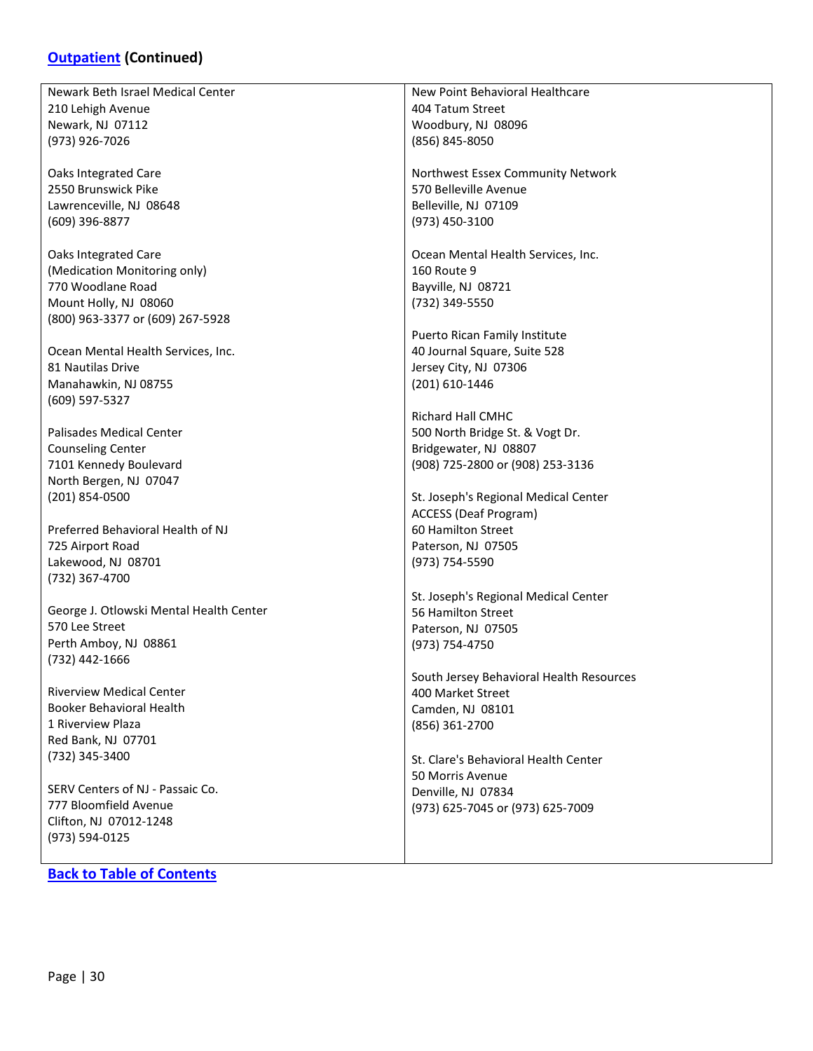## [Outpatient](#) (Continued)

Newark Beth Israel Medical Center
210 Lehigh Avenue
Newark, NJ 07112
(973) 926-7026

Oaks Integrated Care
2550 Brunswick Pike
Lawrenceville, NJ 08648
(609) 396-8877

Oaks Integrated Care
(Medication Monitoring only)
770 Woodlane Road
Mount Holly, NJ 08060
(800) 963-3377 or (609) 267-5928

Ocean Mental Health Services, Inc.
81 Nautilas Drive
Manahawkin, NJ 08755
(609) 597-5327

Palisades Medical Center
Counseling Center
7101 Kennedy Boulevard
North Bergen, NJ 07047
(201) 854-0500

Preferred Behavioral Health of NJ
725 Airport Road
Lakewood, NJ 08701
(732) 367-4700

George J. Otlowski Mental Health Center
570 Lee Street
Perth Amboy, NJ 08861
(732) 442-1666

Riverview Medical Center
Booker Behavioral Health
1 Riverview Plaza
Red Bank, NJ 07701
(732) 345-3400

SERV Centers of NJ - Passaic Co.
777 Bloomfield Avenue
Clifton, NJ 07012-1248
(973) 594-0125

New Point Behavioral Healthcare
404 Tatum Street
Woodbury, NJ 08096
(856) 845-8050

Northwest Essex Community Network
570 Belleville Avenue
Belleville, NJ 07109
(973) 450-3100

Ocean Mental Health Services, Inc.
160 Route 9
Bayville, NJ 08721
(732) 349-5550

Puerto Rican Family Institute
40 Journal Square, Suite 528
Jersey City, NJ 07306
(201) 610-1446

Richard Hall CMHC
500 North Bridge St. & Vogt Dr.
Bridgewater, NJ 08807
(908) 725-2800 or (908) 253-3136

St. Joseph's Regional Medical Center
ACCESS (Deaf Program)
60 Hamilton Street
Paterson, NJ 07505
(973) 754-5590

St. Joseph's Regional Medical Center
56 Hamilton Street
Paterson, NJ 07505
(973) 754-4750

South Jersey Behavioral Health Resources
400 Market Street
Camden, NJ 08101
(856) 361-2700

St. Clare's Behavioral Health Center
50 Morris Avenue
Denville, NJ 07834
(973) 625-7045 or (973) 625-7009

[Back to Table of Contents](#)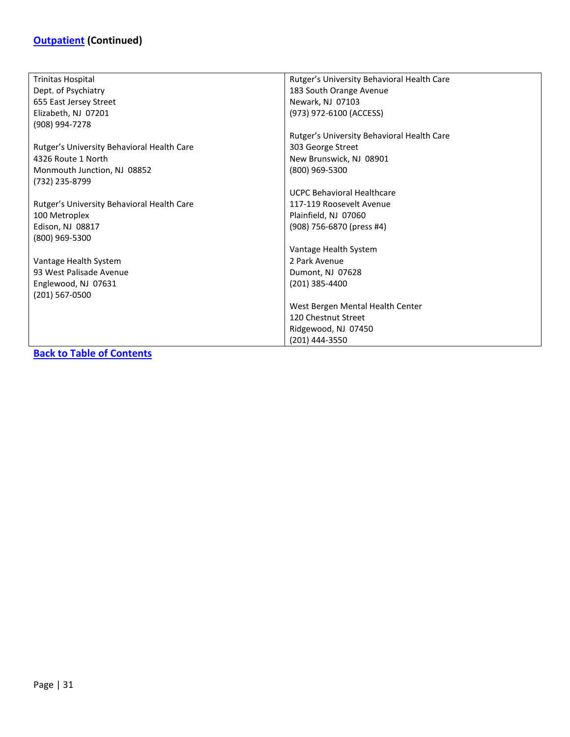## Outpatient (Continued)

| | |
|---|---|
| Trinitas Hospital<br>Dept. of Psychiatry<br>655 East Jersey Street<br>Elizabeth, NJ 07201<br>(908) 994-7278<br><br>Rutger's University Behavioral Health Care<br>4326 Route 1 North<br>Monmouth Junction, NJ 08852<br>(732) 235-8799<br><br>Rutger's University Behavioral Health Care<br>100 Metroplex<br>Edison, NJ 08817<br>(800) 969-5300<br><br>Vantage Health System<br>93 West Palisade Avenue<br>Englewood, NJ 07631<br>(201) 567-0500 | Rutger's University Behavioral Health Care<br>183 South Orange Avenue<br>Newark, NJ 07103<br>(973) 972-6100 (ACCESS)<br><br>Rutger's University Behavioral Health Care<br>303 George Street<br>New Brunswick, NJ 08901<br>(800) 969-5300<br><br>UCPC Behavioral Healthcare<br>117-119 Roosevelt Avenue<br>Plainfield, NJ 07060<br>(908) 756-6870 (press #4)<br><br>Vantage Health System<br>2 Park Avenue<br>Dumont, NJ 07628<br>(201) 385-4400<br><br>West Bergen Mental Health Center<br>120 Chestnut Street<br>Ridgewood, NJ 07450<br>(201) 444-3550 |

**Back to Table of Contents**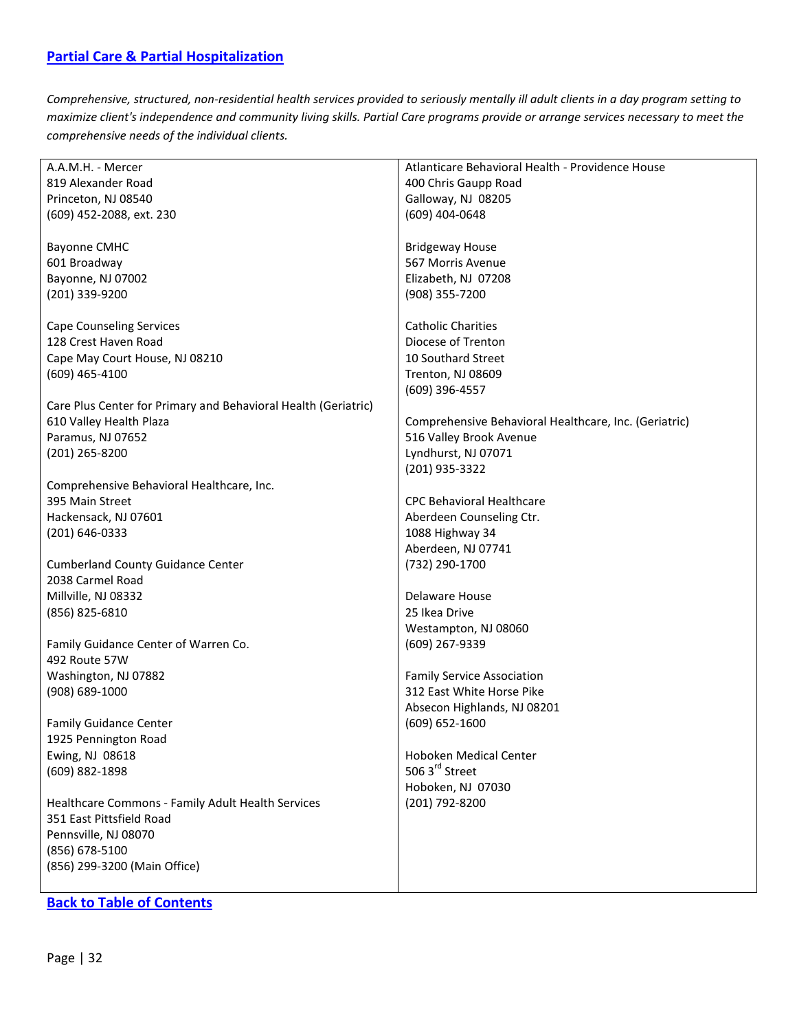## [Partial Care & Partial Hospitalization]

*Comprehensive, structured, non-residential health services provided to seriously mentally ill adult clients in a day program setting to maximize client's independence and community living skills. Partial Care programs provide or arrange services necessary to meet the comprehensive needs of the individual clients.*

A.A.M.H. - Mercer
819 Alexander Road
Princeton, NJ 08540
(609) 452-2088, ext. 230

Bayonne CMHC
601 Broadway
Bayonne, NJ 07002
(201) 339-9200

Cape Counseling Services
128 Crest Haven Road
Cape May Court House, NJ 08210
(609) 465-4100

Care Plus Center for Primary and Behavioral Health (Geriatric)
610 Valley Health Plaza
Paramus, NJ 07652
(201) 265-8200

Comprehensive Behavioral Healthcare, Inc.
395 Main Street
Hackensack, NJ 07601
(201) 646-0333

Cumberland County Guidance Center
2038 Carmel Road
Millville, NJ 08332
(856) 825-6810

Family Guidance Center of Warren Co.
492 Route 57W
Washington, NJ 07882
(908) 689-1000

Family Guidance Center
1925 Pennington Road
Ewing, NJ 08618
(609) 882-1898

Healthcare Commons - Family Adult Health Services
351 East Pittsfield Road
Pennsville, NJ 08070
(856) 678-5100
(856) 299-3200 (Main Office)

Atlanticare Behavioral Health - Providence House
400 Chris Gaupp Road
Galloway, NJ 08205
(609) 404-0648

Bridgeway House
567 Morris Avenue
Elizabeth, NJ 07208
(908) 355-7200

Catholic Charities
Diocese of Trenton
10 Southard Street
Trenton, NJ 08609
(609) 396-4557

Comprehensive Behavioral Healthcare, Inc. (Geriatric)
516 Valley Brook Avenue
Lyndhurst, NJ 07071
(201) 935-3322

CPC Behavioral Healthcare
Aberdeen Counseling Ctr.
1088 Highway 34
Aberdeen, NJ 07741
(732) 290-1700

Delaware House
25 Ikea Drive
Westampton, NJ 08060
(609) 267-9339

Family Service Association
312 East White Horse Pike
Absecon Highlands, NJ 08201
(609) 652-1600

Hoboken Medical Center
506 3rd Street
Hoboken, NJ 07030
(201) 792-8200

**Back to Table of Contents**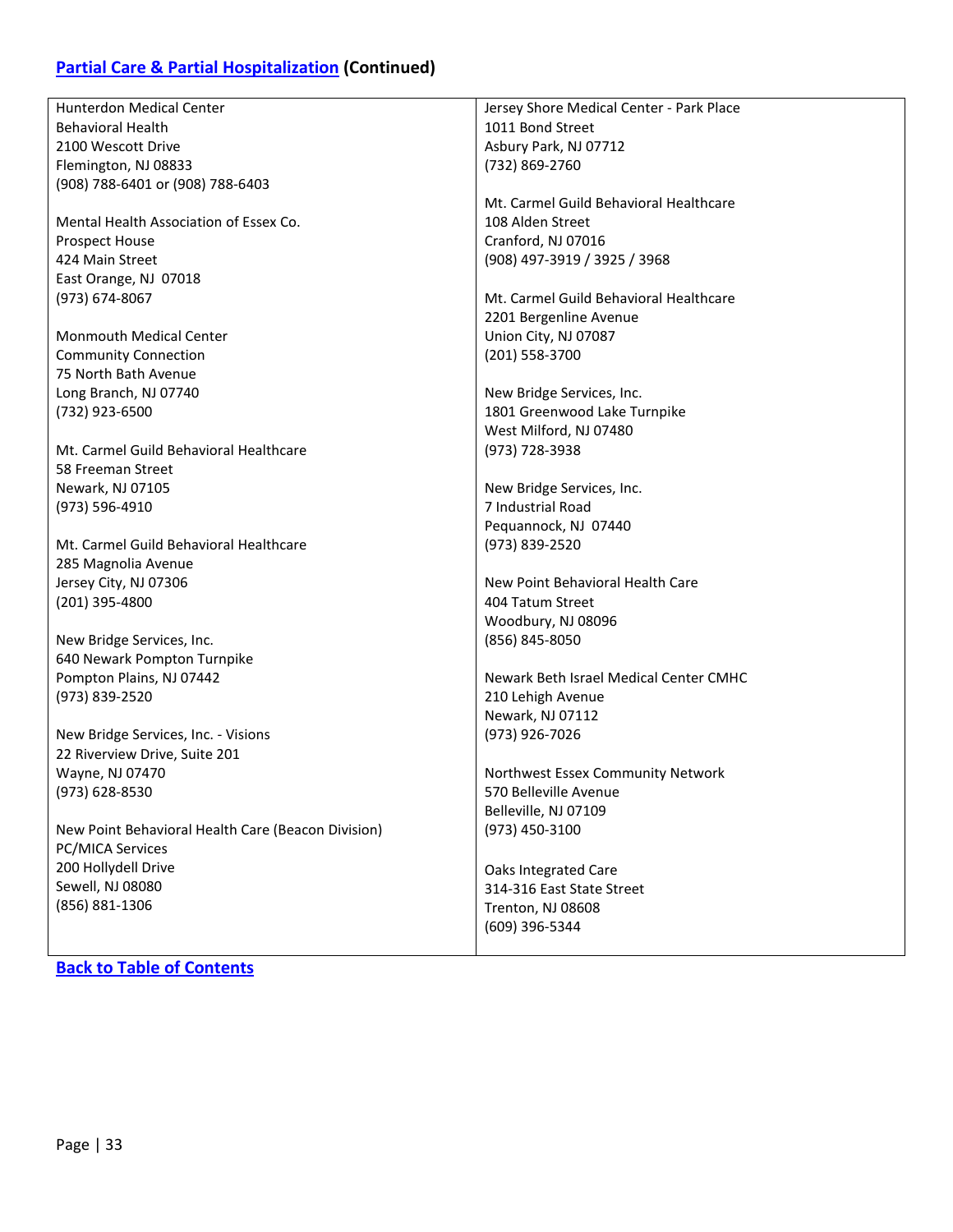## [Partial Care & Partial Hospitalization](#) (Continued)

Hunterdon Medical Center
Behavioral Health
2100 Wescott Drive
Flemington, NJ 08833
(908) 788-6401 or (908) 788-6403

Mental Health Association of Essex Co.
Prospect House
424 Main Street
East Orange, NJ 07018
(973) 674-8067

Monmouth Medical Center
Community Connection
75 North Bath Avenue
Long Branch, NJ 07740
(732) 923-6500

Mt. Carmel Guild Behavioral Healthcare
58 Freeman Street
Newark, NJ 07105
(973) 596-4910

Mt. Carmel Guild Behavioral Healthcare
285 Magnolia Avenue
Jersey City, NJ 07306
(201) 395-4800

New Bridge Services, Inc.
640 Newark Pompton Turnpike
Pompton Plains, NJ 07442
(973) 839-2520

New Bridge Services, Inc. - Visions
22 Riverview Drive, Suite 201
Wayne, NJ 07470
(973) 628-8530

New Point Behavioral Health Care (Beacon Division)
PC/MICA Services
200 Hollydell Drive
Sewell, NJ 08080
(856) 881-1306

Jersey Shore Medical Center - Park Place
1011 Bond Street
Asbury Park, NJ 07712
(732) 869-2760

Mt. Carmel Guild Behavioral Healthcare
108 Alden Street
Cranford, NJ 07016
(908) 497-3919 / 3925 / 3968

Mt. Carmel Guild Behavioral Healthcare
2201 Bergenline Avenue
Union City, NJ 07087
(201) 558-3700

New Bridge Services, Inc.
1801 Greenwood Lake Turnpike
West Milford, NJ 07480
(973) 728-3938

New Bridge Services, Inc.
7 Industrial Road
Pequannock, NJ 07440
(973) 839-2520

New Point Behavioral Health Care
404 Tatum Street
Woodbury, NJ 08096
(856) 845-8050

Newark Beth Israel Medical Center CMHC
210 Lehigh Avenue
Newark, NJ 07112
(973) 926-7026

Northwest Essex Community Network
570 Belleville Avenue
Belleville, NJ 07109
(973) 450-3100

Oaks Integrated Care
314-316 East State Street
Trenton, NJ 08608
(609) 396-5344

[Back to Table of Contents](#)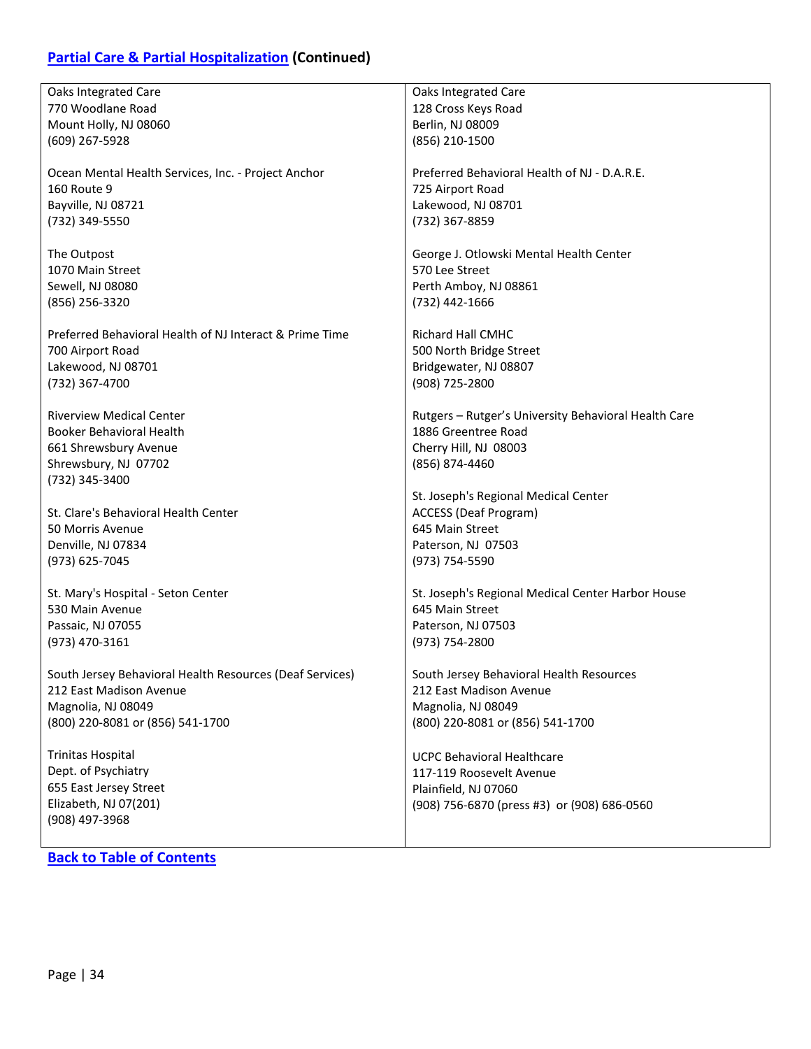## [Partial Care & Partial Hospitalization](#) (Continued)

Oaks Integrated Care
770 Woodlane Road
Mount Holly, NJ 08060
(609) 267-5928

Ocean Mental Health Services, Inc. - Project Anchor
160 Route 9
Bayville, NJ 08721
(732) 349-5550

The Outpost
1070 Main Street
Sewell, NJ 08080
(856) 256-3320

Preferred Behavioral Health of NJ Interact & Prime Time
700 Airport Road
Lakewood, NJ 08701
(732) 367-4700

Riverview Medical Center
Booker Behavioral Health
661 Shrewsbury Avenue
Shrewsbury, NJ 07702
(732) 345-3400

St. Clare's Behavioral Health Center
50 Morris Avenue
Denville, NJ 07834
(973) 625-7045

St. Mary's Hospital - Seton Center
530 Main Avenue
Passaic, NJ 07055
(973) 470-3161

South Jersey Behavioral Health Resources (Deaf Services)
212 East Madison Avenue
Magnolia, NJ 08049
(800) 220-8081 or (856) 541-1700

Trinitas Hospital
Dept. of Psychiatry
655 East Jersey Street
Elizabeth, NJ 07(201)
(908) 497-3968

Oaks Integrated Care
128 Cross Keys Road
Berlin, NJ 08009
(856) 210-1500

Preferred Behavioral Health of NJ - D.A.R.E.
725 Airport Road
Lakewood, NJ 08701
(732) 367-8859

George J. Otlowski Mental Health Center
570 Lee Street
Perth Amboy, NJ 08861
(732) 442-1666

Richard Hall CMHC
500 North Bridge Street
Bridgewater, NJ 08807
(908) 725-2800

Rutgers – Rutger's University Behavioral Health Care
1886 Greentree Road
Cherry Hill, NJ 08003
(856) 874-4460

St. Joseph's Regional Medical Center
ACCESS (Deaf Program)
645 Main Street
Paterson, NJ 07503
(973) 754-5590

St. Joseph's Regional Medical Center Harbor House
645 Main Street
Paterson, NJ 07503
(973) 754-2800

South Jersey Behavioral Health Resources
212 East Madison Avenue
Magnolia, NJ 08049
(800) 220-8081 or (856) 541-1700

UCPC Behavioral Healthcare
117-119 Roosevelt Avenue
Plainfield, NJ 07060
(908) 756-6870 (press #3) or (908) 686-0560

[**Back to Table of Contents**](#)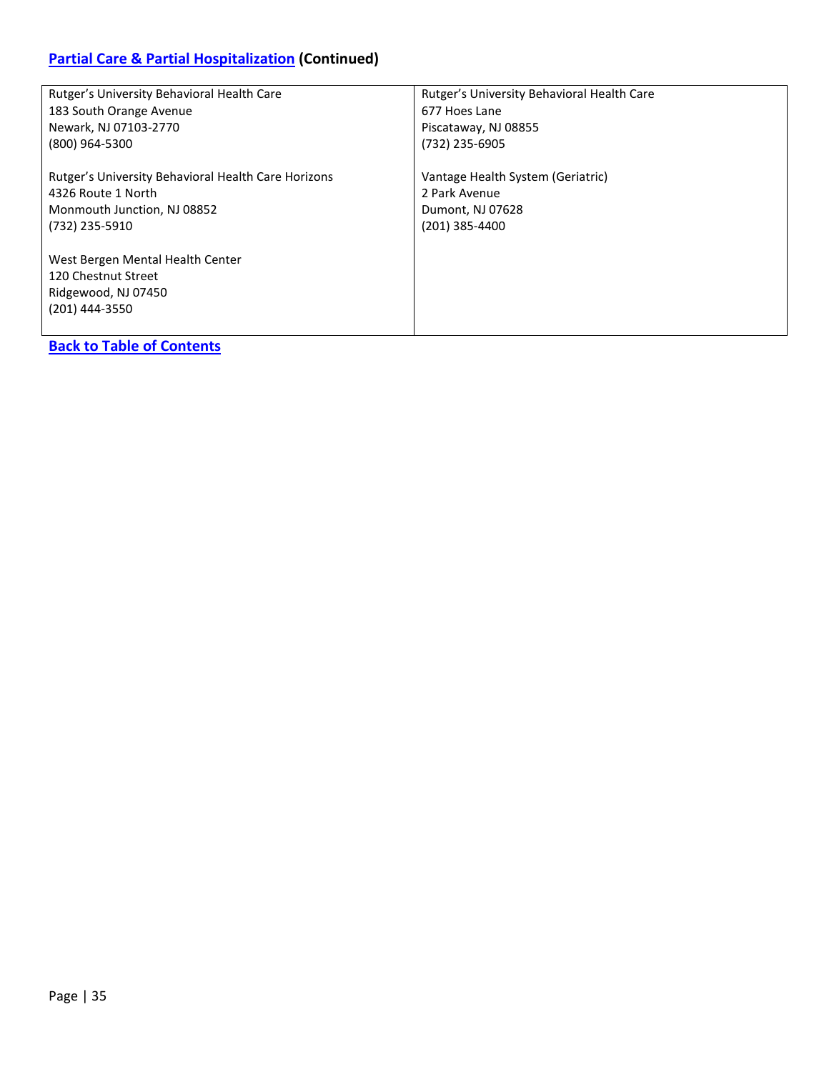## [Partial Care & Partial Hospitalization](#) (Continued)

| | |
|---|---|
| Rutger's University Behavioral Health Care<br>183 South Orange Avenue<br>Newark, NJ 07103-2770<br>(800) 964-5300<br><br>Rutger's University Behavioral Health Care Horizons<br>4326 Route 1 North<br>Monmouth Junction, NJ 08852<br>(732) 235-5910<br><br>West Bergen Mental Health Center<br>120 Chestnut Street<br>Ridgewood, NJ 07450<br>(201) 444-3550 | Rutger's University Behavioral Health Care<br>677 Hoes Lane<br>Piscataway, NJ 08855<br>(732) 235-6905<br><br>Vantage Health System (Geriatric)<br>2 Park Avenue<br>Dumont, NJ 07628<br>(201) 385-4400 |

**[Back to Table of Contents](#)**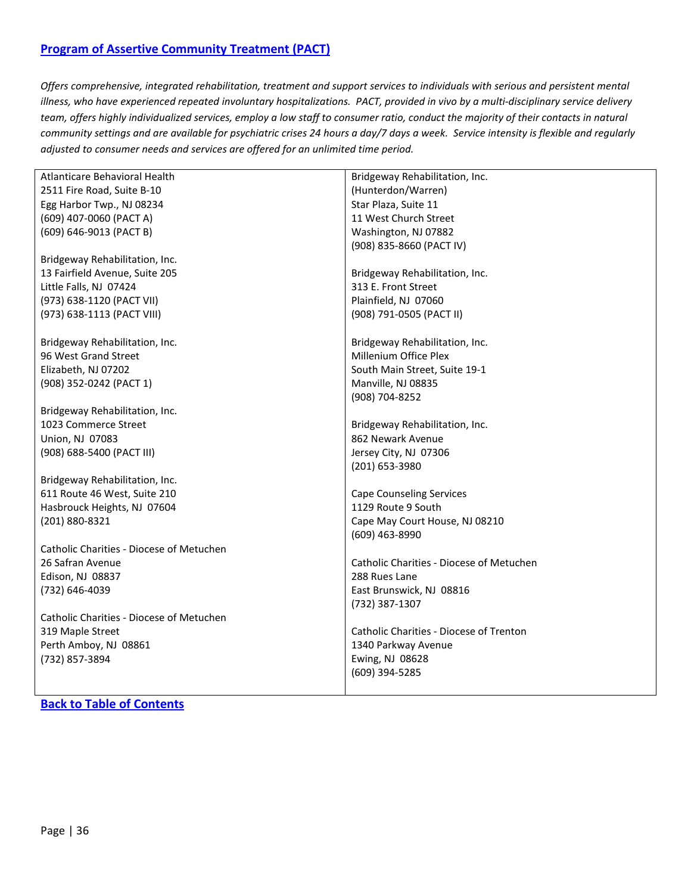## [Program of Assertive Community Treatment (PACT)]

*Offers comprehensive, integrated rehabilitation, treatment and support services to individuals with serious and persistent mental illness, who have experienced repeated involuntary hospitalizations. PACT, provided in vivo by a multi-disciplinary service delivery team, offers highly individualized services, employ a low staff to consumer ratio, conduct the majority of their contacts in natural community settings and are available for psychiatric crises 24 hours a day/7 days a week. Service intensity is flexible and regularly adjusted to consumer needs and services are offered for an unlimited time period.*

Atlanticare Behavioral Health
2511 Fire Road, Suite B-10
Egg Harbor Twp., NJ 08234
(609) 407-0060 (PACT A)
(609) 646-9013 (PACT B)

Bridgeway Rehabilitation, Inc.
13 Fairfield Avenue, Suite 205
Little Falls, NJ 07424
(973) 638-1120 (PACT VII)
(973) 638-1113 (PACT VIII)

Bridgeway Rehabilitation, Inc.
96 West Grand Street
Elizabeth, NJ 07202
(908) 352-0242 (PACT 1)

Bridgeway Rehabilitation, Inc.
1023 Commerce Street
Union, NJ 07083
(908) 688-5400 (PACT III)

Bridgeway Rehabilitation, Inc.
611 Route 46 West, Suite 210
Hasbrouck Heights, NJ 07604
(201) 880-8321

Catholic Charities - Diocese of Metuchen
26 Safran Avenue
Edison, NJ 08837
(732) 646-4039

Catholic Charities - Diocese of Metuchen
319 Maple Street
Perth Amboy, NJ 08861
(732) 857-3894

Bridgeway Rehabilitation, Inc.
(Hunterdon/Warren)
Star Plaza, Suite 11
11 West Church Street
Washington, NJ 07882
(908) 835-8660 (PACT IV)

Bridgeway Rehabilitation, Inc.
313 E. Front Street
Plainfield, NJ 07060
(908) 791-0505 (PACT II)

Bridgeway Rehabilitation, Inc.
Millenium Office Plex
South Main Street, Suite 19-1
Manville, NJ 08835
(908) 704-8252

Bridgeway Rehabilitation, Inc.
862 Newark Avenue
Jersey City, NJ 07306
(201) 653-3980

Cape Counseling Services
1129 Route 9 South
Cape May Court House, NJ 08210
(609) 463-8990

Catholic Charities - Diocese of Metuchen
288 Rues Lane
East Brunswick, NJ 08816
(732) 387-1307

Catholic Charities - Diocese of Trenton
1340 Parkway Avenue
Ewing, NJ 08628
(609) 394-5285

**[Back to Table of Contents]**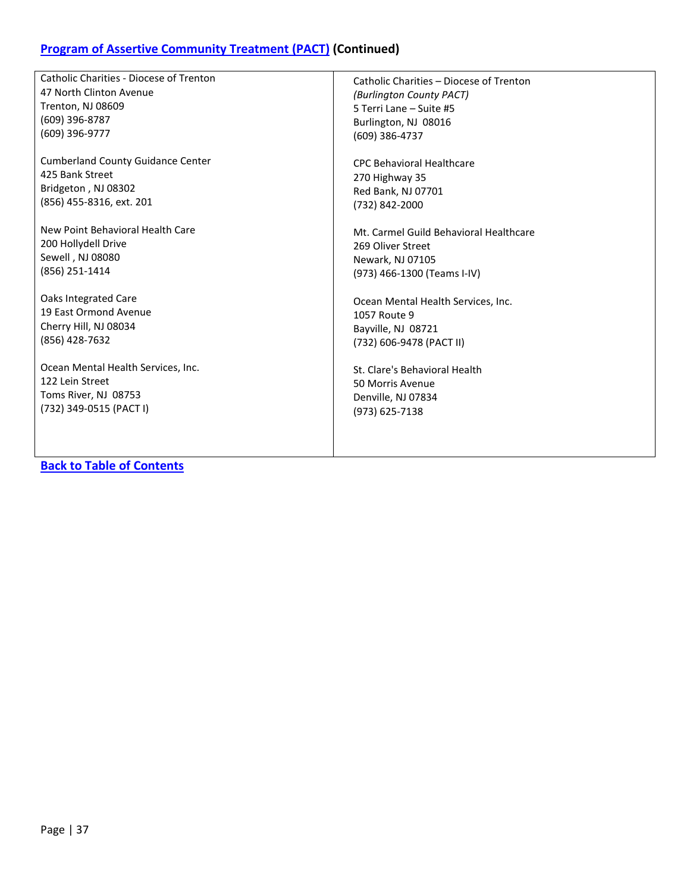## [Program of Assertive Community Treatment (PACT)](#) (Continued)

Catholic Charities - Diocese of Trenton
47 North Clinton Avenue
Trenton, NJ 08609
(609) 396-8787
(609) 396-9777

Cumberland County Guidance Center
425 Bank Street
Bridgeton , NJ 08302
(856) 455-8316, ext. 201

New Point Behavioral Health Care
200 Hollydell Drive
Sewell , NJ 08080
(856) 251-1414

Oaks Integrated Care
19 East Ormond Avenue
Cherry Hill, NJ 08034
(856) 428-7632

Ocean Mental Health Services, Inc.
122 Lein Street
Toms River, NJ 08753
(732) 349-0515 (PACT I)

Catholic Charities – Diocese of Trenton
*(Burlington County PACT)*
5 Terri Lane – Suite #5
Burlington, NJ 08016
(609) 386-4737

CPC Behavioral Healthcare
270 Highway 35
Red Bank, NJ 07701
(732) 842-2000

Mt. Carmel Guild Behavioral Healthcare
269 Oliver Street
Newark, NJ 07105
(973) 466-1300 (Teams I-IV)

Ocean Mental Health Services, Inc.
1057 Route 9
Bayville, NJ 08721
(732) 606-9478 (PACT II)

St. Clare's Behavioral Health
50 Morris Avenue
Denville, NJ 07834
(973) 625-7138

**[Back to Table of Contents](#)**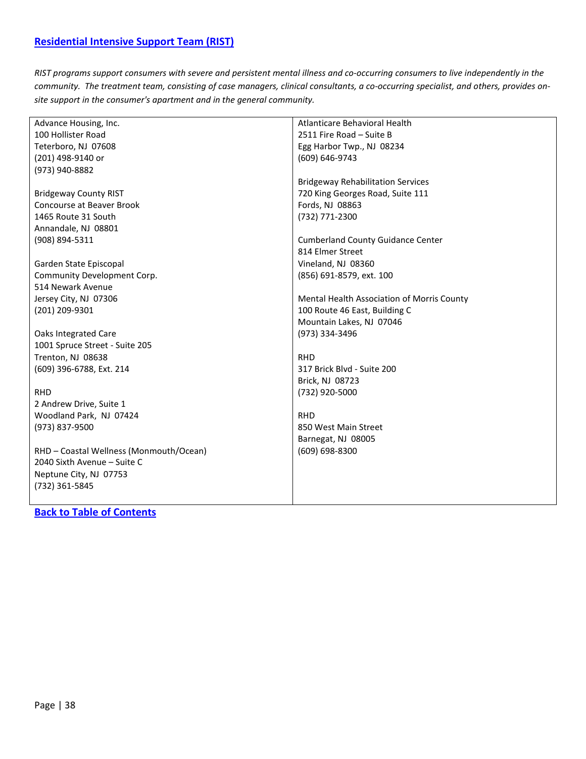## [Residential Intensive Support Team (RIST)]()

*RIST programs support consumers with severe and persistent mental illness and co-occurring consumers to live independently in the community. The treatment team, consisting of case managers, clinical consultants, a co-occurring specialist, and others, provides on-site support in the consumer's apartment and in the general community.*

Advance Housing, Inc.
100 Hollister Road
Teterboro, NJ 07608
(201) 498-9140 or
(973) 940-8882

Bridgeway County RIST
Concourse at Beaver Brook
1465 Route 31 South
Annandale, NJ 08801
(908) 894-5311

Garden State Episcopal
Community Development Corp.
514 Newark Avenue
Jersey City, NJ 07306
(201) 209-9301

Oaks Integrated Care
1001 Spruce Street - Suite 205
Trenton, NJ 08638
(609) 396-6788, Ext. 214

RHD
2 Andrew Drive, Suite 1
Woodland Park, NJ 07424
(973) 837-9500

RHD – Coastal Wellness (Monmouth/Ocean)
2040 Sixth Avenue – Suite C
Neptune City, NJ 07753
(732) 361-5845

Atlanticare Behavioral Health
2511 Fire Road – Suite B
Egg Harbor Twp., NJ 08234
(609) 646-9743

Bridgeway Rehabilitation Services
720 King Georges Road, Suite 111
Fords, NJ 08863
(732) 771-2300

Cumberland County Guidance Center
814 Elmer Street
Vineland, NJ 08360
(856) 691-8579, ext. 100

Mental Health Association of Morris County
100 Route 46 East, Building C
Mountain Lakes, NJ 07046
(973) 334-3496

RHD
317 Brick Blvd - Suite 200
Brick, NJ 08723
(732) 920-5000

RHD
850 West Main Street
Barnegat, NJ 08005
(609) 698-8300

[Back to Table of Contents]()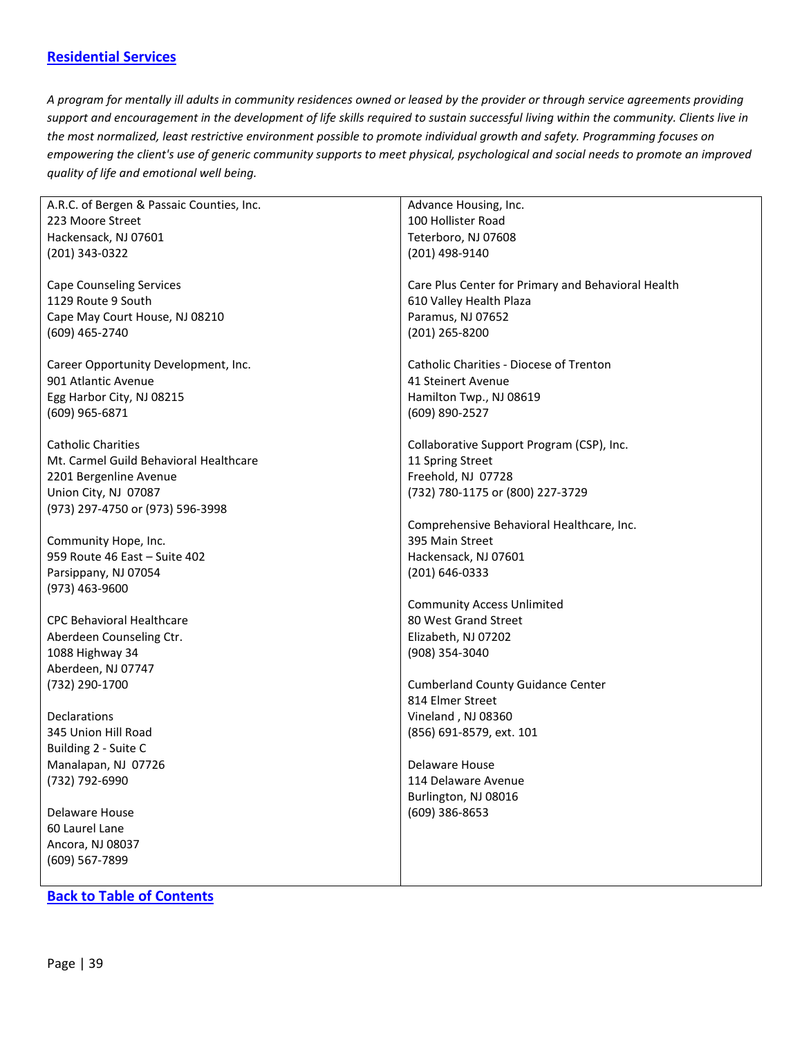## [Residential Services]()

*A program for mentally ill adults in community residences owned or leased by the provider or through service agreements providing support and encouragement in the development of life skills required to sustain successful living within the community. Clients live in the most normalized, least restrictive environment possible to promote individual growth and safety. Programming focuses on empowering the client's use of generic community supports to meet physical, psychological and social needs to promote an improved quality of life and emotional well being.*

A.R.C. of Bergen & Passaic Counties, Inc.
223 Moore Street
Hackensack, NJ 07601
(201) 343-0322

Cape Counseling Services
1129 Route 9 South
Cape May Court House, NJ 08210
(609) 465-2740

Career Opportunity Development, Inc.
901 Atlantic Avenue
Egg Harbor City, NJ 08215
(609) 965-6871

Catholic Charities
Mt. Carmel Guild Behavioral Healthcare
2201 Bergenline Avenue
Union City, NJ 07087
(973) 297-4750 or (973) 596-3998

Community Hope, Inc.
959 Route 46 East – Suite 402
Parsippany, NJ 07054
(973) 463-9600

CPC Behavioral Healthcare
Aberdeen Counseling Ctr.
1088 Highway 34
Aberdeen, NJ 07747
(732) 290-1700

Declarations
345 Union Hill Road
Building 2 - Suite C
Manalapan, NJ 07726
(732) 792-6990

Delaware House
60 Laurel Lane
Ancora, NJ 08037
(609) 567-7899

Advance Housing, Inc.
100 Hollister Road
Teterboro, NJ 07608
(201) 498-9140

Care Plus Center for Primary and Behavioral Health
610 Valley Health Plaza
Paramus, NJ 07652
(201) 265-8200

Catholic Charities - Diocese of Trenton
41 Steinert Avenue
Hamilton Twp., NJ 08619
(609) 890-2527

Collaborative Support Program (CSP), Inc.
11 Spring Street
Freehold, NJ 07728
(732) 780-1175 or (800) 227-3729

Comprehensive Behavioral Healthcare, Inc.
395 Main Street
Hackensack, NJ 07601
(201) 646-0333

Community Access Unlimited
80 West Grand Street
Elizabeth, NJ 07202
(908) 354-3040

Cumberland County Guidance Center
814 Elmer Street
Vineland , NJ 08360
(856) 691-8579, ext. 101

Delaware House
114 Delaware Avenue
Burlington, NJ 08016
(609) 386-8653

[Back to Table of Contents]()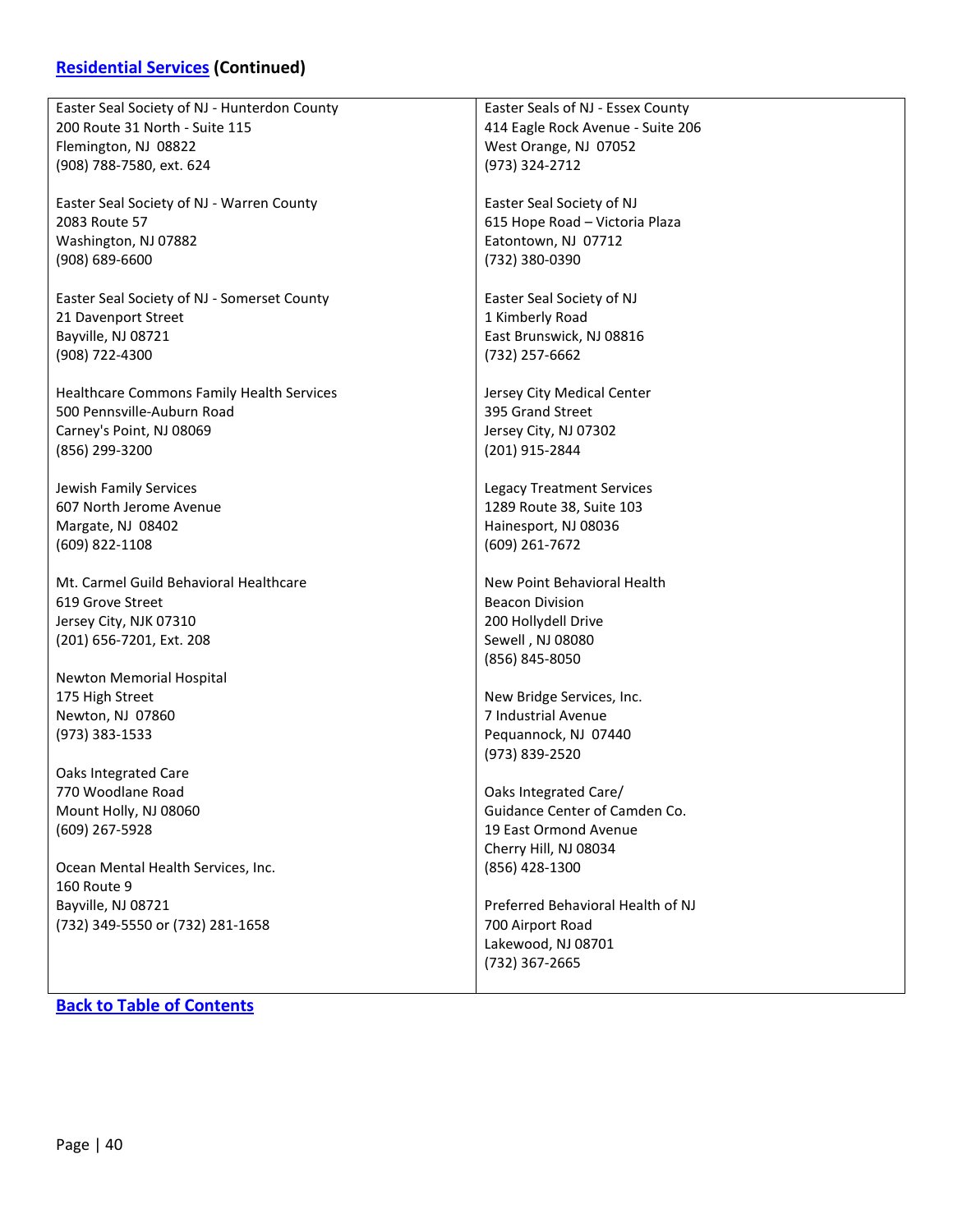## [Residential Services](#) (Continued)

Easter Seal Society of NJ - Hunterdon County
200 Route 31 North - Suite 115
Flemington, NJ 08822
(908) 788-7580, ext. 624

Easter Seal Society of NJ - Warren County
2083 Route 57
Washington, NJ 07882
(908) 689-6600

Easter Seal Society of NJ - Somerset County
21 Davenport Street
Bayville, NJ 08721
(908) 722-4300

Healthcare Commons Family Health Services
500 Pennsville-Auburn Road
Carney's Point, NJ 08069
(856) 299-3200

Jewish Family Services
607 North Jerome Avenue
Margate, NJ 08402
(609) 822-1108

Mt. Carmel Guild Behavioral Healthcare
619 Grove Street
Jersey City, NJK 07310
(201) 656-7201, Ext. 208

Newton Memorial Hospital
175 High Street
Newton, NJ 07860
(973) 383-1533

Oaks Integrated Care
770 Woodlane Road
Mount Holly, NJ 08060
(609) 267-5928

Ocean Mental Health Services, Inc.
160 Route 9
Bayville, NJ 08721
(732) 349-5550 or (732) 281-1658

Easter Seals of NJ - Essex County
414 Eagle Rock Avenue - Suite 206
West Orange, NJ 07052
(973) 324-2712

Easter Seal Society of NJ
615 Hope Road – Victoria Plaza
Eatontown, NJ 07712
(732) 380-0390

Easter Seal Society of NJ
1 Kimberly Road
East Brunswick, NJ 08816
(732) 257-6662

Jersey City Medical Center
395 Grand Street
Jersey City, NJ 07302
(201) 915-2844

Legacy Treatment Services
1289 Route 38, Suite 103
Hainesport, NJ 08036
(609) 261-7672

New Point Behavioral Health
Beacon Division
200 Hollydell Drive
Sewell , NJ 08080
(856) 845-8050

New Bridge Services, Inc.
7 Industrial Avenue
Pequannock, NJ 07440
(973) 839-2520

Oaks Integrated Care/
Guidance Center of Camden Co.
19 East Ormond Avenue
Cherry Hill, NJ 08034
(856) 428-1300

Preferred Behavioral Health of NJ
700 Airport Road
Lakewood, NJ 08701
(732) 367-2665

**[Back to Table of Contents](#)**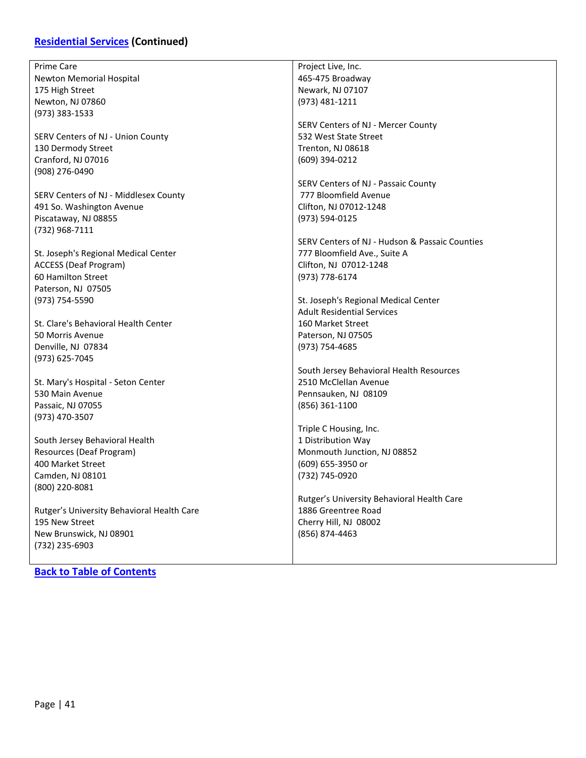## [Residential Services](#) (Continued)

Prime Care
Newton Memorial Hospital
175 High Street
Newton, NJ 07860
(973) 383-1533

SERV Centers of NJ - Union County
130 Dermody Street
Cranford, NJ 07016
(908) 276-0490

SERV Centers of NJ - Middlesex County
491 So. Washington Avenue
Piscataway, NJ 08855
(732) 968-7111

St. Joseph's Regional Medical Center
ACCESS (Deaf Program)
60 Hamilton Street
Paterson, NJ 07505
(973) 754-5590

St. Clare's Behavioral Health Center
50 Morris Avenue
Denville, NJ 07834
(973) 625-7045

St. Mary's Hospital - Seton Center
530 Main Avenue
Passaic, NJ 07055
(973) 470-3507

South Jersey Behavioral Health Resources (Deaf Program)
400 Market Street
Camden, NJ 08101
(800) 220-8081

Rutger's University Behavioral Health Care
195 New Street
New Brunswick, NJ 08901
(732) 235-6903

Project Live, Inc.
465-475 Broadway
Newark, NJ 07107
(973) 481-1211

SERV Centers of NJ - Mercer County
532 West State Street
Trenton, NJ 08618
(609) 394-0212

SERV Centers of NJ - Passaic County
777 Bloomfield Avenue
Clifton, NJ 07012-1248
(973) 594-0125

SERV Centers of NJ - Hudson & Passaic Counties
777 Bloomfield Ave., Suite A
Clifton, NJ 07012-1248
(973) 778-6174

St. Joseph's Regional Medical Center
Adult Residential Services
160 Market Street
Paterson, NJ 07505
(973) 754-4685

South Jersey Behavioral Health Resources
2510 McClellan Avenue
Pennsauken, NJ 08109
(856) 361-1100

Triple C Housing, Inc.
1 Distribution Way
Monmouth Junction, NJ 08852
(609) 655-3950 or
(732) 745-0920

Rutger's University Behavioral Health Care
1886 Greentree Road
Cherry Hill, NJ 08002
(856) 874-4463

[Back to Table of Contents](#)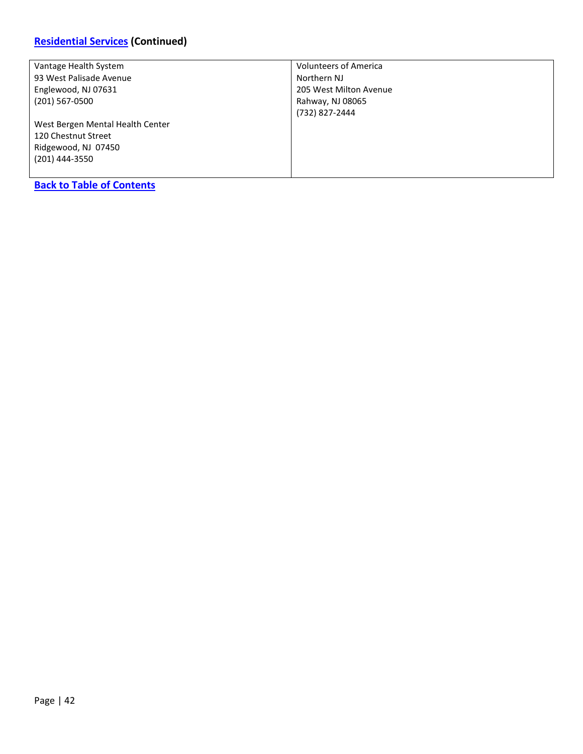## Residential Services (Continued)

| | |
|---|---|
| Vantage Health System<br>93 West Palisade Avenue<br>Englewood, NJ 07631<br>(201) 567-0500<br><br>West Bergen Mental Health Center<br>120 Chestnut Street<br>Ridgewood, NJ  07450<br>(201) 444-3550 | Volunteers of America<br>Northern NJ<br>205 West Milton Avenue<br>Rahway, NJ 08065<br>(732) 827-2444 |

**Back to Table of Contents**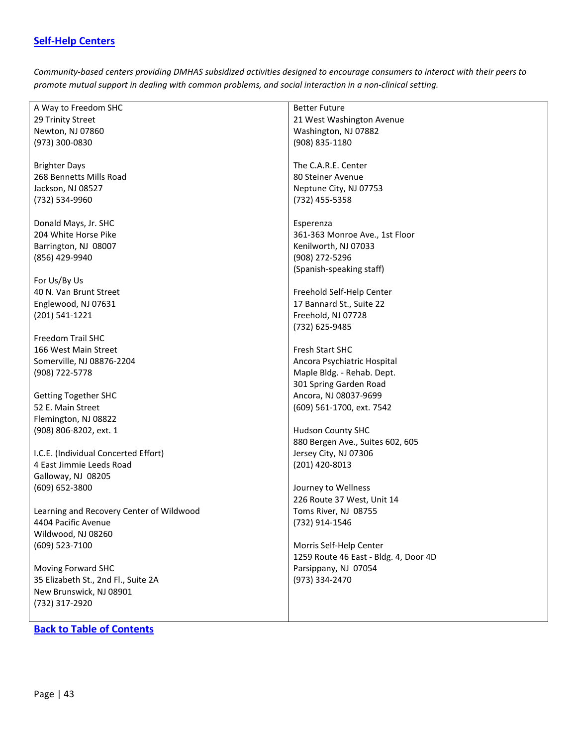## Self-Help Centers

*Community-based centers providing DMHAS subsidized activities designed to encourage consumers to interact with their peers to promote mutual support in dealing with common problems, and social interaction in a non-clinical setting.*

A Way to Freedom SHC
29 Trinity Street
Newton, NJ 07860
(973) 300-0830

Brighter Days
268 Bennetts Mills Road
Jackson, NJ 08527
(732) 534-9960

Donald Mays, Jr. SHC
204 White Horse Pike
Barrington, NJ 08007
(856) 429-9940

For Us/By Us
40 N. Van Brunt Street
Englewood, NJ 07631
(201) 541-1221

Freedom Trail SHC
166 West Main Street
Somerville, NJ 08876-2204
(908) 722-5778

Getting Together SHC
52 E. Main Street
Flemington, NJ 08822
(908) 806-8202, ext. 1

I.C.E. (Individual Concerted Effort)
4 East Jimmie Leeds Road
Galloway, NJ 08205
(609) 652-3800

Learning and Recovery Center of Wildwood
4404 Pacific Avenue
Wildwood, NJ 08260
(609) 523-7100

Moving Forward SHC
35 Elizabeth St., 2nd Fl., Suite 2A
New Brunswick, NJ 08901
(732) 317-2920

Better Future
21 West Washington Avenue
Washington, NJ 07882
(908) 835-1180

The C.A.R.E. Center
80 Steiner Avenue
Neptune City, NJ 07753
(732) 455-5358

Esperenza
361-363 Monroe Ave., 1st Floor
Kenilworth, NJ 07033
(908) 272-5296
(Spanish-speaking staff)

Freehold Self-Help Center
17 Bannard St., Suite 22
Freehold, NJ 07728
(732) 625-9485

Fresh Start SHC
Ancora Psychiatric Hospital
Maple Bldg. - Rehab. Dept.
301 Spring Garden Road
Ancora, NJ 08037-9699
(609) 561-1700, ext. 7542

Hudson County SHC
880 Bergen Ave., Suites 602, 605
Jersey City, NJ 07306
(201) 420-8013

Journey to Wellness
226 Route 37 West, Unit 14
Toms River, NJ 08755
(732) 914-1546

Morris Self-Help Center
1259 Route 46 East - Bldg. 4, Door 4D
Parsippany, NJ 07054
(973) 334-2470

**Back to Table of Contents**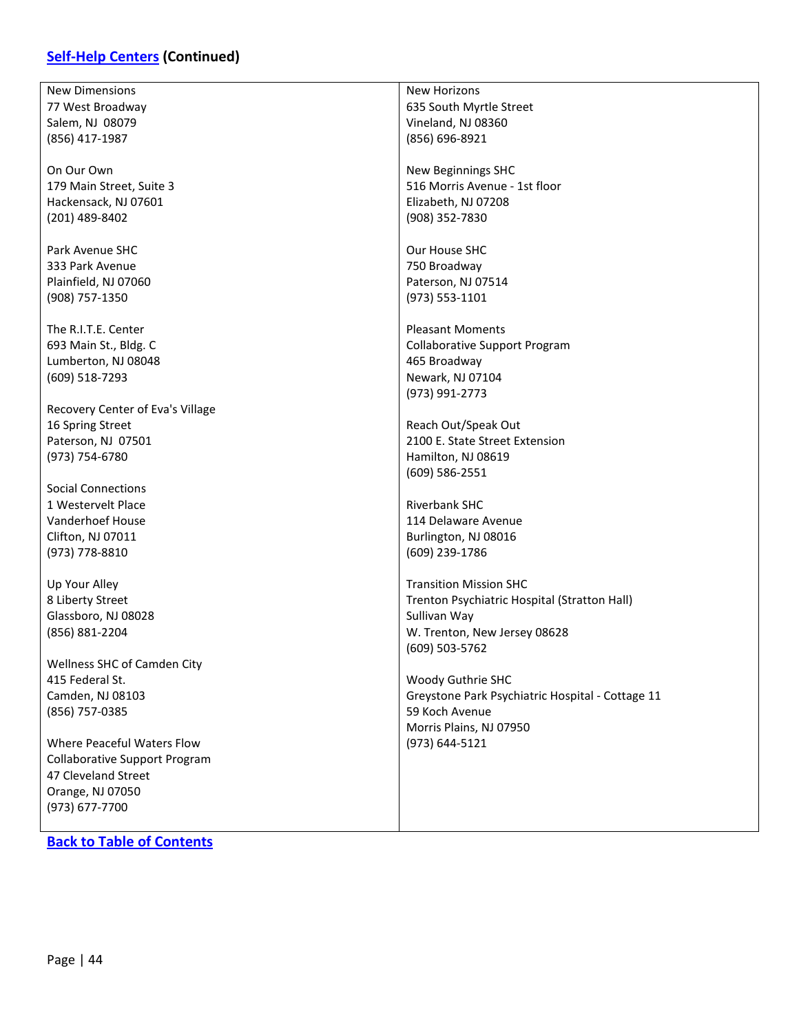## Self-Help Centers (Continued)

New Dimensions
77 West Broadway
Salem, NJ  08079
(856) 417-1987

On Our Own
179 Main Street, Suite 3
Hackensack, NJ 07601
(201) 489-8402

Park Avenue SHC
333 Park Avenue
Plainfield, NJ 07060
(908) 757-1350

The R.I.T.E. Center
693 Main St., Bldg. C
Lumberton, NJ 08048
(609) 518-7293

Recovery Center of Eva's Village
16 Spring Street
Paterson, NJ  07501
(973) 754-6780

Social Connections
1 Westervelt Place
Vanderhoef House
Clifton, NJ 07011
(973) 778-8810

Up Your Alley
8 Liberty Street
Glassboro, NJ 08028
(856) 881-2204

Wellness SHC of Camden City
415 Federal St.
Camden, NJ 08103
(856) 757-0385

Where Peaceful Waters Flow
Collaborative Support Program
47 Cleveland Street
Orange, NJ 07050
(973) 677-7700

New Horizons
635 South Myrtle Street
Vineland, NJ 08360
(856) 696-8921

New Beginnings SHC
516 Morris Avenue - 1st floor
Elizabeth, NJ 07208
(908) 352-7830

Our House SHC
750 Broadway
Paterson, NJ 07514
(973) 553-1101

Pleasant Moments
Collaborative Support Program
465 Broadway
Newark, NJ 07104
(973) 991-2773

Reach Out/Speak Out
2100 E. State Street Extension
Hamilton, NJ 08619
(609) 586-2551

Riverbank SHC
114 Delaware Avenue
Burlington, NJ 08016
(609) 239-1786

Transition Mission SHC
Trenton Psychiatric Hospital (Stratton Hall)
Sullivan Way
W. Trenton, New Jersey 08628
(609) 503-5762

Woody Guthrie SHC
Greystone Park Psychiatric Hospital - Cottage 11
59 Koch Avenue
Morris Plains, NJ 07950
(973) 644-5121

**Back to Table of Contents**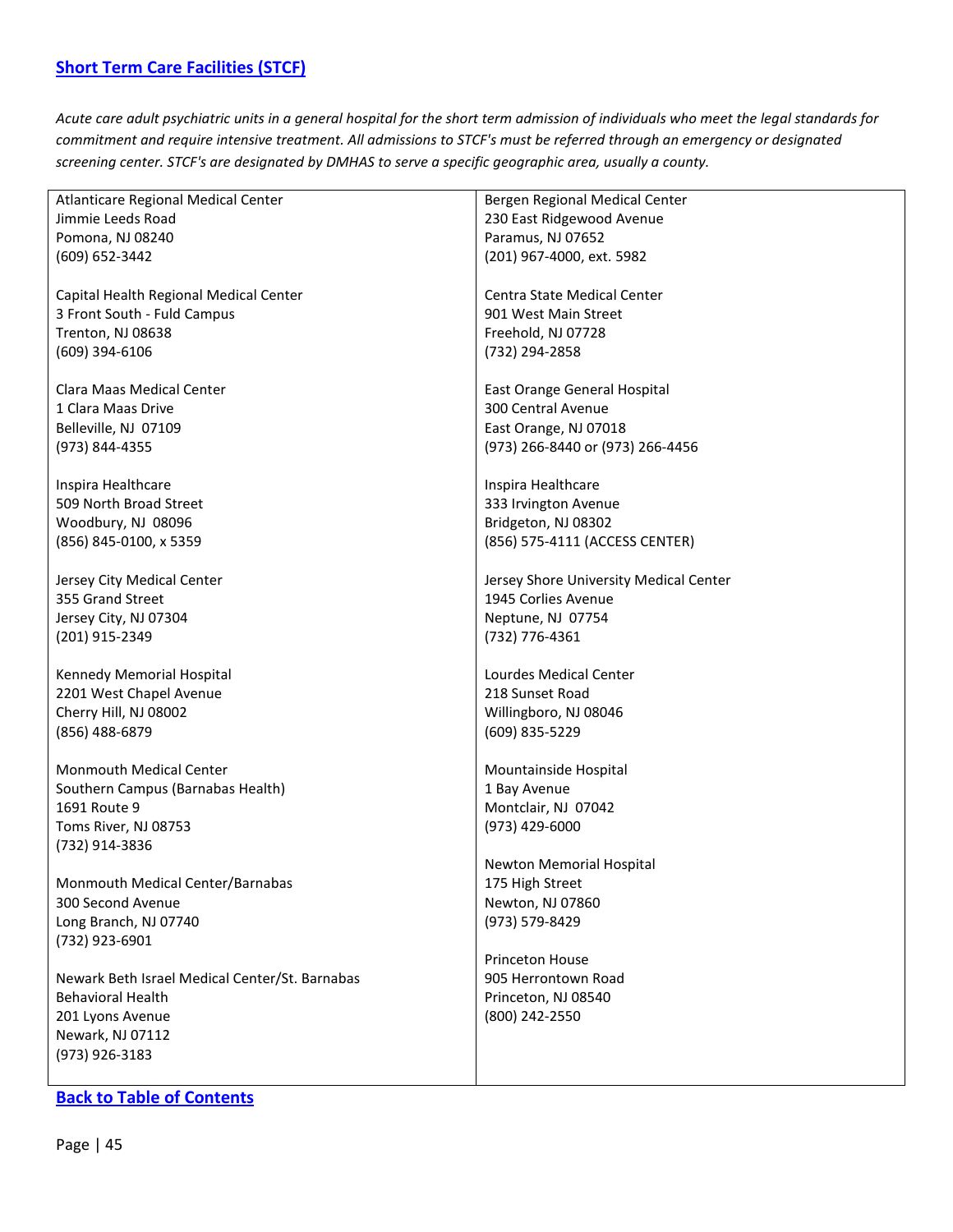## [Short Term Care Facilities (STCF)]

*Acute care adult psychiatric units in a general hospital for the short term admission of individuals who meet the legal standards for commitment and require intensive treatment. All admissions to STCF's must be referred through an emergency or designated screening center. STCF's are designated by DMHAS to serve a specific geographic area, usually a county.*

Atlanticare Regional Medical Center
Jimmie Leeds Road
Pomona, NJ 08240
(609) 652-3442

Capital Health Regional Medical Center
3 Front South - Fuld Campus
Trenton, NJ 08638
(609) 394-6106

Clara Maas Medical Center
1 Clara Maas Drive
Belleville, NJ 07109
(973) 844-4355

Inspira Healthcare
509 North Broad Street
Woodbury, NJ 08096
(856) 845-0100, x 5359

Jersey City Medical Center
355 Grand Street
Jersey City, NJ 07304
(201) 915-2349

Kennedy Memorial Hospital
2201 West Chapel Avenue
Cherry Hill, NJ 08002
(856) 488-6879

Monmouth Medical Center
Southern Campus (Barnabas Health)
1691 Route 9
Toms River, NJ 08753
(732) 914-3836

Monmouth Medical Center/Barnabas
300 Second Avenue
Long Branch, NJ 07740
(732) 923-6901

Newark Beth Israel Medical Center/St. Barnabas
Behavioral Health
201 Lyons Avenue
Newark, NJ 07112
(973) 926-3183

Bergen Regional Medical Center
230 East Ridgewood Avenue
Paramus, NJ 07652
(201) 967-4000, ext. 5982

Centra State Medical Center
901 West Main Street
Freehold, NJ 07728
(732) 294-2858

East Orange General Hospital
300 Central Avenue
East Orange, NJ 07018
(973) 266-8440 or (973) 266-4456

Inspira Healthcare
333 Irvington Avenue
Bridgeton, NJ 08302
(856) 575-4111 (ACCESS CENTER)

Jersey Shore University Medical Center
1945 Corlies Avenue
Neptune, NJ 07754
(732) 776-4361

Lourdes Medical Center
218 Sunset Road
Willingboro, NJ 08046
(609) 835-5229

Mountainside Hospital
1 Bay Avenue
Montclair, NJ 07042
(973) 429-6000

Newton Memorial Hospital
175 High Street
Newton, NJ 07860
(973) 579-8429

Princeton House
905 Herrontown Road
Princeton, NJ 08540
(800) 242-2550

**[Back to Table of Contents]**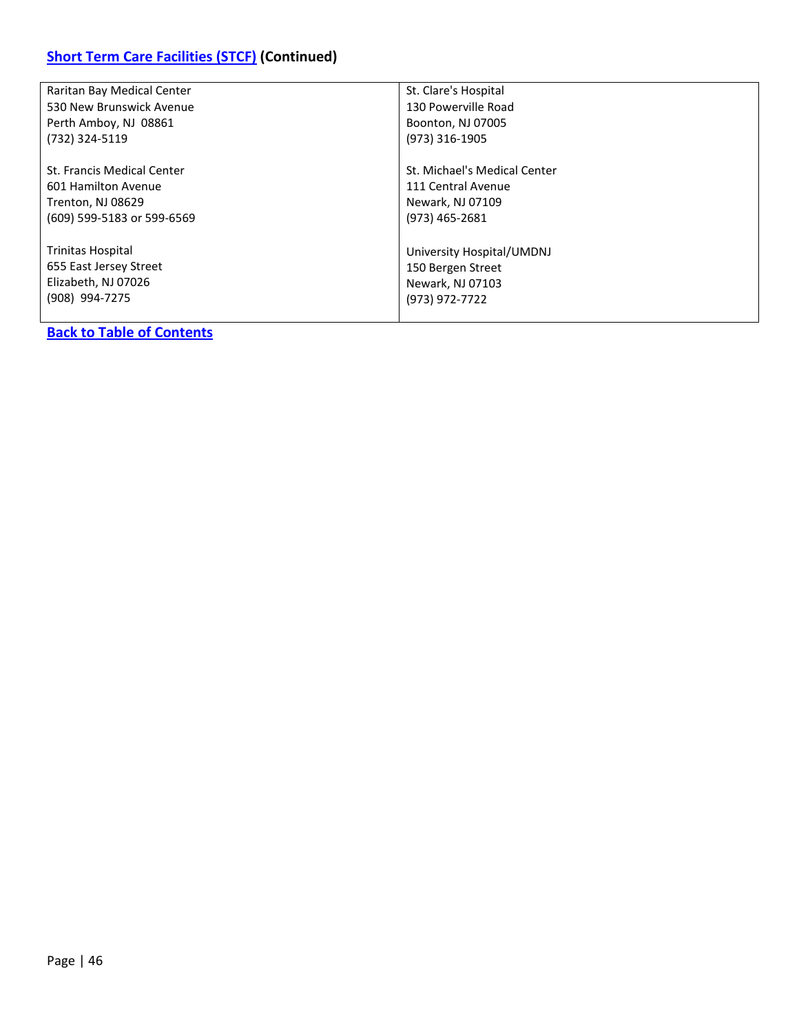## [Short Term Care Facilities (STCF)]() (Continued)

| | |
|---|---|
| Raritan Bay Medical Center<br>530 New Brunswick Avenue<br>Perth Amboy, NJ 08861<br>(732) 324-5119 | St. Clare's Hospital<br>130 Powerville Road<br>Boonton, NJ 07005<br>(973) 316-1905 |
| St. Francis Medical Center<br>601 Hamilton Avenue<br>Trenton, NJ 08629<br>(609) 599-5183 or 599-6569 | St. Michael's Medical Center<br>111 Central Avenue<br>Newark, NJ 07109<br>(973) 465-2681 |
| Trinitas Hospital<br>655 East Jersey Street<br>Elizabeth, NJ 07026<br>(908) 994-7275 | University Hospital/UMDNJ<br>150 Bergen Street<br>Newark, NJ 07103<br>(973) 972-7722 |

**[Back to Table of Contents]()**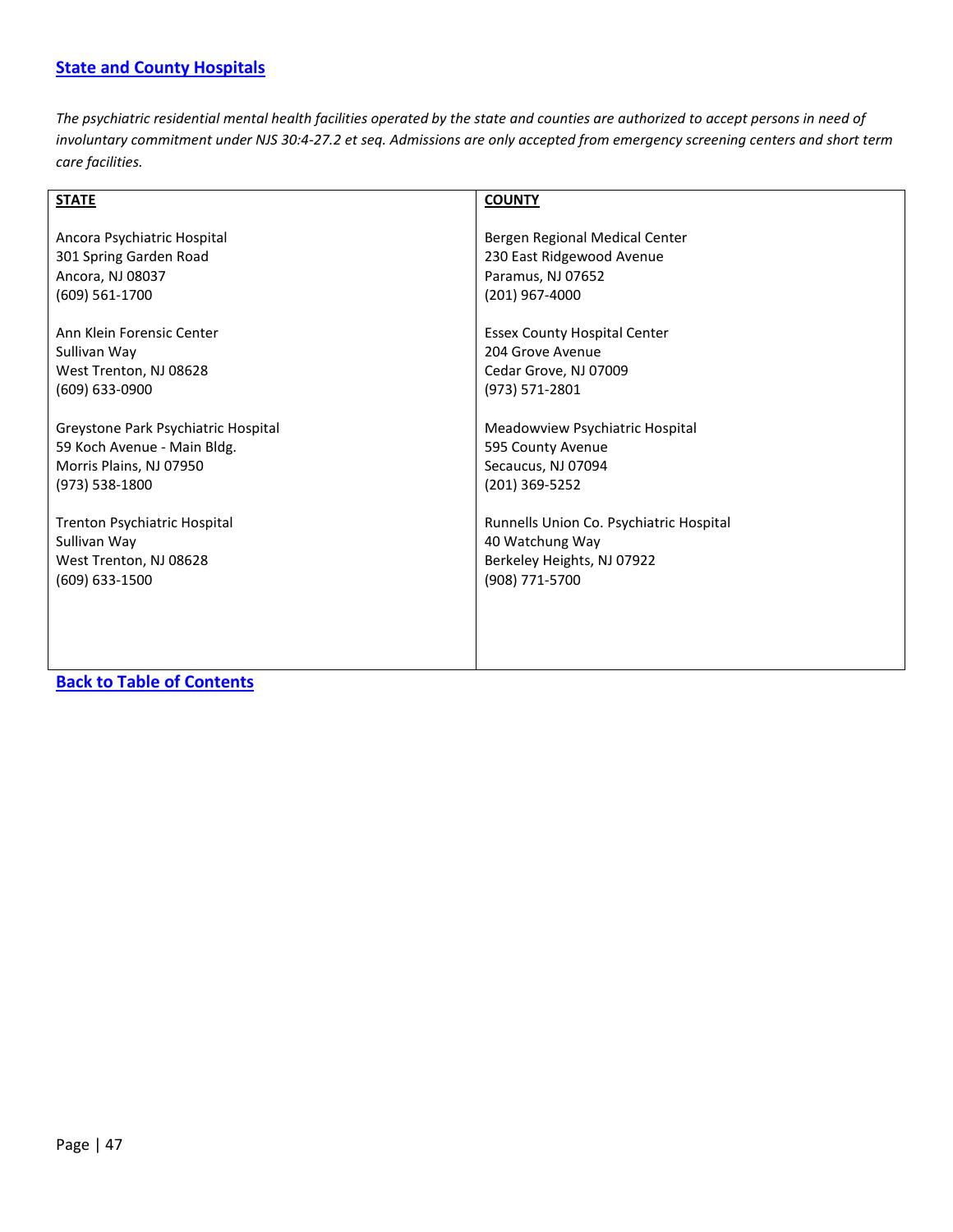## [State and County Hospitals]

*The psychiatric residential mental health facilities operated by the state and counties are authorized to accept persons in need of involuntary commitment under NJS 30:4-27.2 et seq. Admissions are only accepted from emergency screening centers and short term care facilities.*

| **STATE** | **COUNTY** |
| --- | --- |
| Ancora Psychiatric Hospital<br>301 Spring Garden Road<br>Ancora, NJ 08037<br>(609) 561-1700 | Bergen Regional Medical Center<br>230 East Ridgewood Avenue<br>Paramus, NJ 07652<br>(201) 967-4000 |
| Ann Klein Forensic Center<br>Sullivan Way<br>West Trenton, NJ 08628<br>(609) 633-0900 | Essex County Hospital Center<br>204 Grove Avenue<br>Cedar Grove, NJ 07009<br>(973) 571-2801 |
| Greystone Park Psychiatric Hospital<br>59 Koch Avenue - Main Bldg.<br>Morris Plains, NJ 07950<br>(973) 538-1800 | Meadowview Psychiatric Hospital<br>595 County Avenue<br>Secaucus, NJ 07094<br>(201) 369-5252 |
| Trenton Psychiatric Hospital<br>Sullivan Way<br>West Trenton, NJ 08628<br>(609) 633-1500 | Runnells Union Co. Psychiatric Hospital<br>40 Watchung Way<br>Berkeley Heights, NJ 07922<br>(908) 771-5700 |

**[Back to Table of Contents]**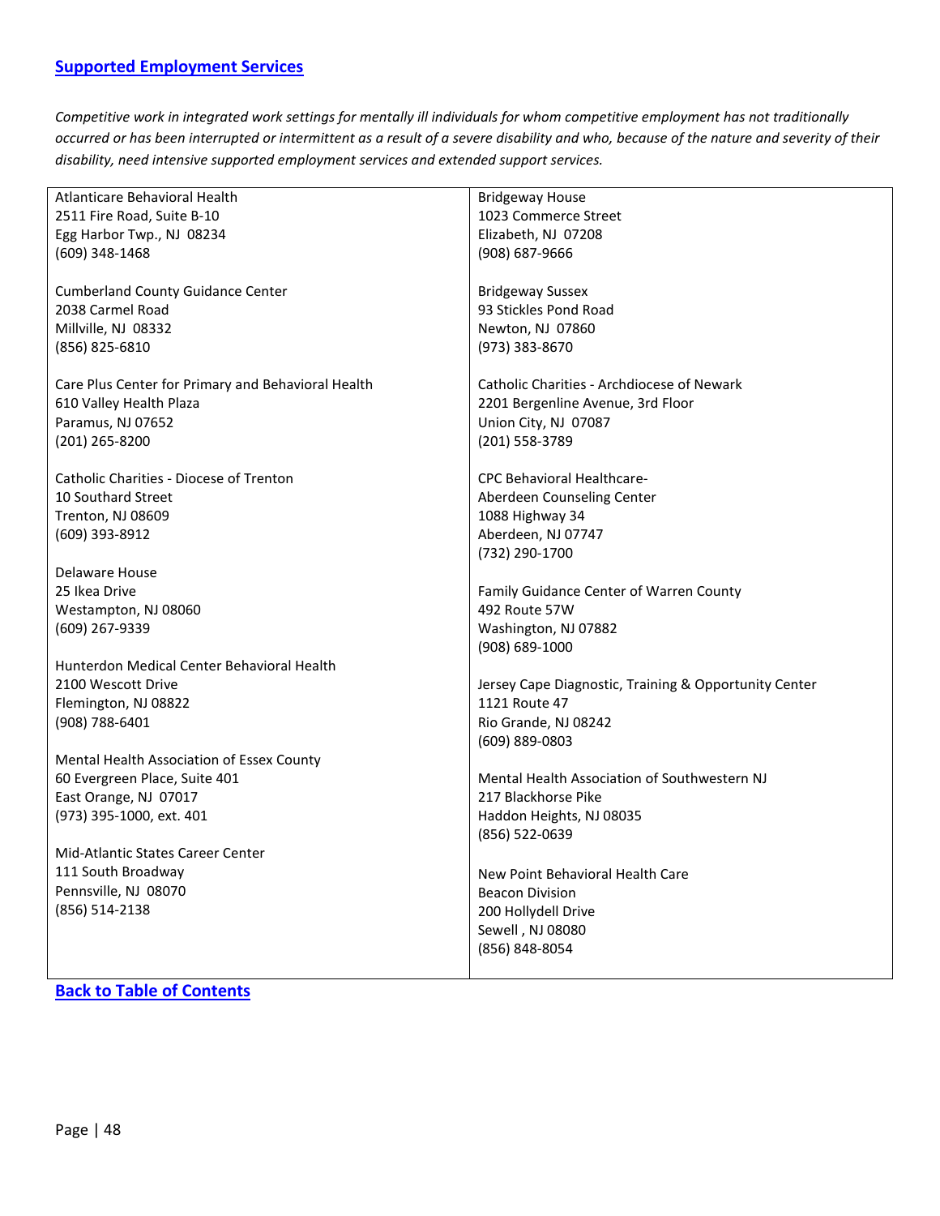## [Supported Employment Services]

*Competitive work in integrated work settings for mentally ill individuals for whom competitive employment has not traditionally occurred or has been interrupted or intermittent as a result of a severe disability and who, because of the nature and severity of their disability, need intensive supported employment services and extended support services.*

Atlanticare Behavioral Health
2511 Fire Road, Suite B-10
Egg Harbor Twp., NJ 08234
(609) 348-1468

Cumberland County Guidance Center
2038 Carmel Road
Millville, NJ 08332
(856) 825-6810

Care Plus Center for Primary and Behavioral Health
610 Valley Health Plaza
Paramus, NJ 07652
(201) 265-8200

Catholic Charities - Diocese of Trenton
10 Southard Street
Trenton, NJ 08609
(609) 393-8912

Delaware House
25 Ikea Drive
Westampton, NJ 08060
(609) 267-9339

Hunterdon Medical Center Behavioral Health
2100 Wescott Drive
Flemington, NJ 08822
(908) 788-6401

Mental Health Association of Essex County
60 Evergreen Place, Suite 401
East Orange, NJ 07017
(973) 395-1000, ext. 401

Mid-Atlantic States Career Center
111 South Broadway
Pennsville, NJ 08070
(856) 514-2138

Bridgeway House
1023 Commerce Street
Elizabeth, NJ 07208
(908) 687-9666

Bridgeway Sussex
93 Stickles Pond Road
Newton, NJ 07860
(973) 383-8670

Catholic Charities - Archdiocese of Newark
2201 Bergenline Avenue, 3rd Floor
Union City, NJ 07087
(201) 558-3789

CPC Behavioral Healthcare-
Aberdeen Counseling Center
1088 Highway 34
Aberdeen, NJ 07747
(732) 290-1700

Family Guidance Center of Warren County
492 Route 57W
Washington, NJ 07882
(908) 689-1000

Jersey Cape Diagnostic, Training & Opportunity Center
1121 Route 47
Rio Grande, NJ 08242
(609) 889-0803

Mental Health Association of Southwestern NJ
217 Blackhorse Pike
Haddon Heights, NJ 08035
(856) 522-0639

New Point Behavioral Health Care
Beacon Division
200 Hollydell Drive
Sewell , NJ 08080
(856) 848-8054

[Back to Table of Contents]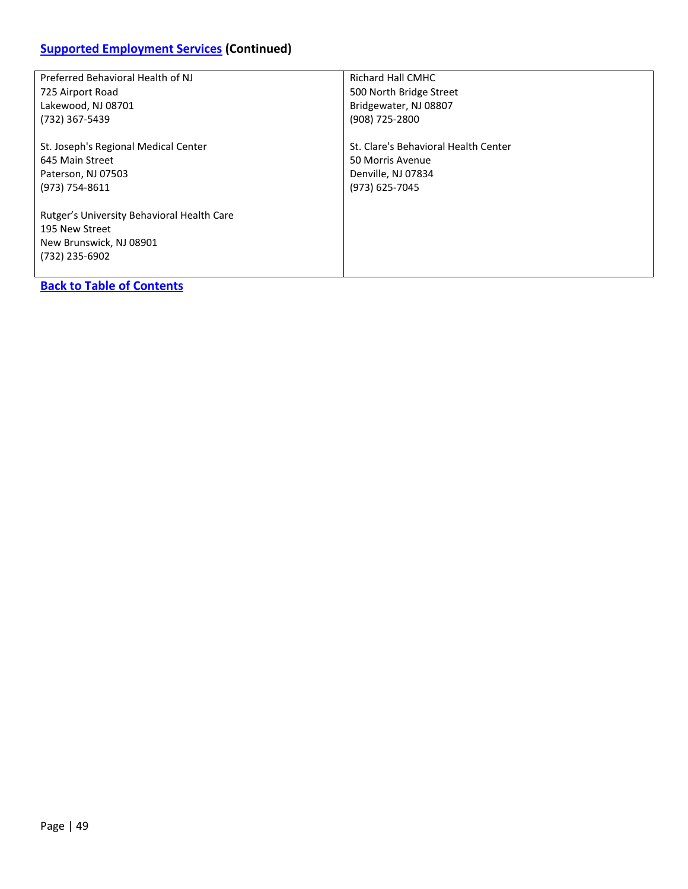## [Supported Employment Services](#) (Continued)

| | |
|---|---|
| Preferred Behavioral Health of NJ<br>725 Airport Road<br>Lakewood, NJ 08701<br>(732) 367-5439<br><br>St. Joseph's Regional Medical Center<br>645 Main Street<br>Paterson, NJ 07503<br>(973) 754-8611<br><br>Rutger's University Behavioral Health Care<br>195 New Street<br>New Brunswick, NJ 08901<br>(732) 235-6902 | Richard Hall CMHC<br>500 North Bridge Street<br>Bridgewater, NJ 08807<br>(908) 725-2800<br><br>St. Clare's Behavioral Health Center<br>50 Morris Avenue<br>Denville, NJ 07834<br>(973) 625-7045 |

**[Back to Table of Contents](#)**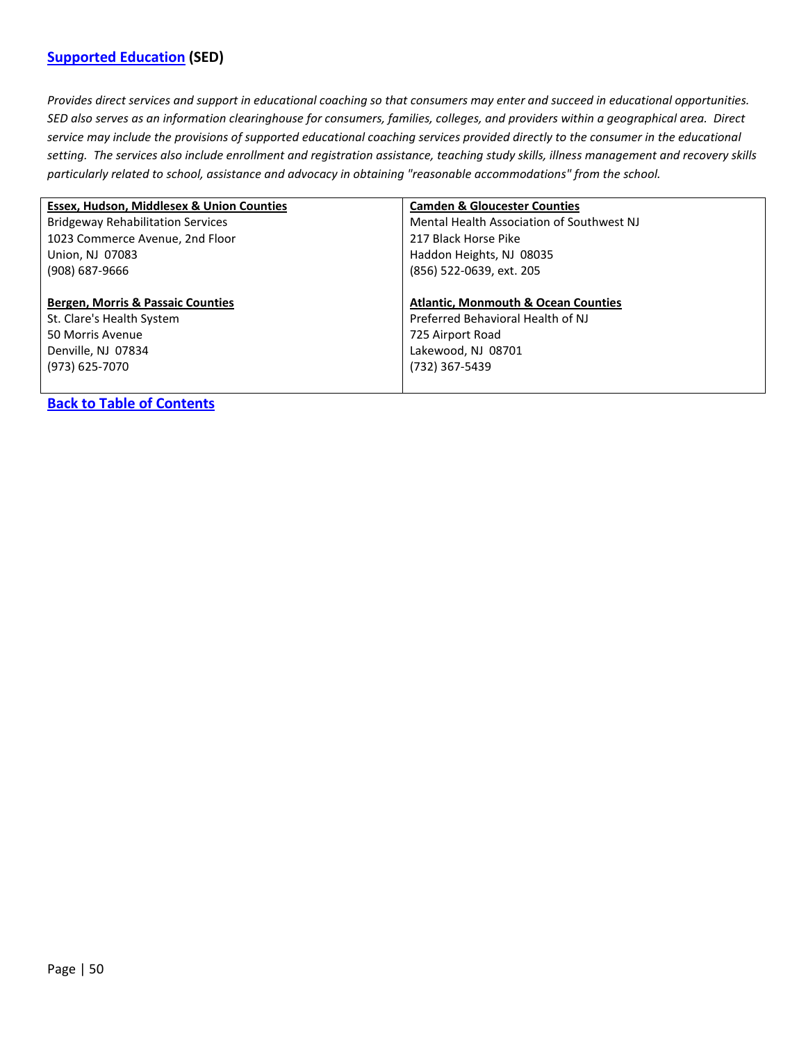## Supported Education (SED)

*Provides direct services and support in educational coaching so that consumers may enter and succeed in educational opportunities. SED also serves as an information clearinghouse for consumers, families, colleges, and providers within a geographical area. Direct service may include the provisions of supported educational coaching services provided directly to the consumer in the educational setting. The services also include enrollment and registration assistance, teaching study skills, illness management and recovery skills particularly related to school, assistance and advocacy in obtaining "reasonable accommodations" from the school.*

| | |
|---|---|
| **Essex, Hudson, Middlesex & Union Counties**<br>Bridgeway Rehabilitation Services<br>1023 Commerce Avenue, 2nd Floor<br>Union, NJ 07083<br>(908) 687-9666 | **Camden & Gloucester Counties**<br>Mental Health Association of Southwest NJ<br>217 Black Horse Pike<br>Haddon Heights, NJ 08035<br>(856) 522-0639, ext. 205 |
| **Bergen, Morris & Passaic Counties**<br>St. Clare's Health System<br>50 Morris Avenue<br>Denville, NJ 07834<br>(973) 625-7070 | **Atlantic, Monmouth & Ocean Counties**<br>Preferred Behavioral Health of NJ<br>725 Airport Road<br>Lakewood, NJ 08701<br>(732) 367-5439 |

**Back to Table of Contents**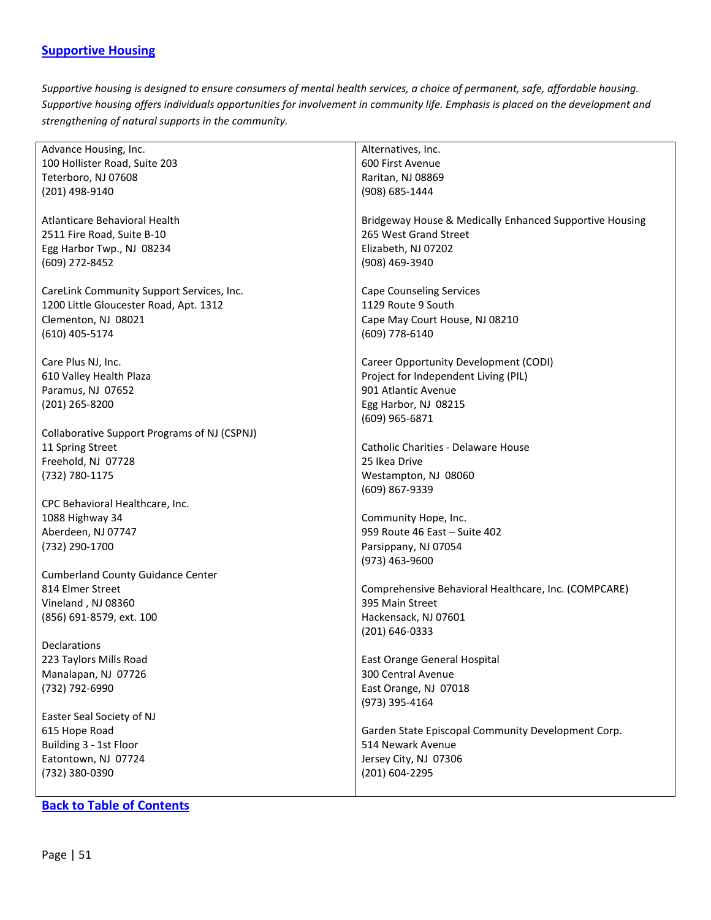## [Supportive Housing]

*Supportive housing is designed to ensure consumers of mental health services, a choice of permanent, safe, affordable housing. Supportive housing offers individuals opportunities for involvement in community life. Emphasis is placed on the development and strengthening of natural supports in the community.*

Advance Housing, Inc.
100 Hollister Road, Suite 203
Teterboro, NJ 07608
(201) 498-9140

Atlanticare Behavioral Health
2511 Fire Road, Suite B-10
Egg Harbor Twp., NJ 08234
(609) 272-8452

CareLink Community Support Services, Inc.
1200 Little Gloucester Road, Apt. 1312
Clementon, NJ 08021
(610) 405-5174

Care Plus NJ, Inc.
610 Valley Health Plaza
Paramus, NJ 07652
(201) 265-8200

Collaborative Support Programs of NJ (CSPNJ)
11 Spring Street
Freehold, NJ 07728
(732) 780-1175

CPC Behavioral Healthcare, Inc.
1088 Highway 34
Aberdeen, NJ 07747
(732) 290-1700

Cumberland County Guidance Center
814 Elmer Street
Vineland , NJ 08360
(856) 691-8579, ext. 100

Declarations
223 Taylors Mills Road
Manalapan, NJ 07726
(732) 792-6990

Easter Seal Society of NJ
615 Hope Road
Building 3 - 1st Floor
Eatontown, NJ 07724
(732) 380-0390

Alternatives, Inc.
600 First Avenue
Raritan, NJ 08869
(908) 685-1444

Bridgeway House & Medically Enhanced Supportive Housing
265 West Grand Street
Elizabeth, NJ 07202
(908) 469-3940

Cape Counseling Services
1129 Route 9 South
Cape May Court House, NJ 08210
(609) 778-6140

Career Opportunity Development (CODI)
Project for Independent Living (PIL)
901 Atlantic Avenue
Egg Harbor, NJ 08215
(609) 965-6871

Catholic Charities - Delaware House
25 Ikea Drive
Westampton, NJ 08060
(609) 867-9339

Community Hope, Inc.
959 Route 46 East – Suite 402
Parsippany, NJ 07054
(973) 463-9600

Comprehensive Behavioral Healthcare, Inc. (COMPCARE)
395 Main Street
Hackensack, NJ 07601
(201) 646-0333

East Orange General Hospital
300 Central Avenue
East Orange, NJ 07018
(973) 395-4164

Garden State Episcopal Community Development Corp.
514 Newark Avenue
Jersey City, NJ 07306
(201) 604-2295

**[Back to Table of Contents]**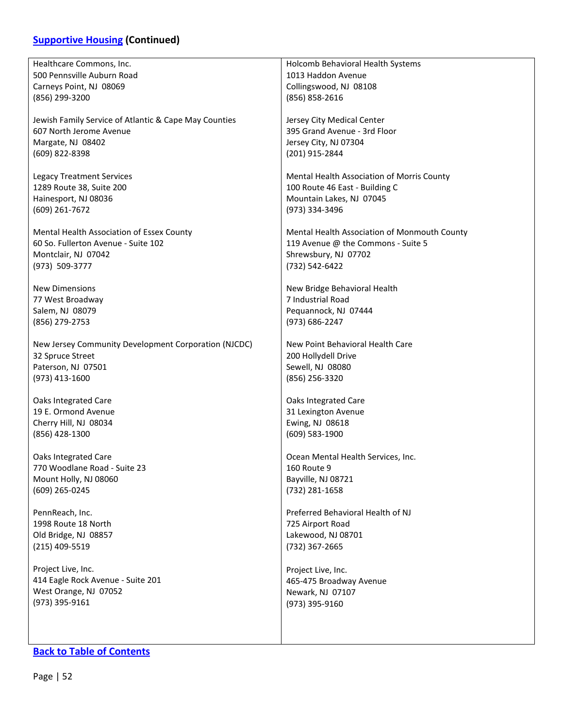## [Supportive Housing](#) (Continued)

Healthcare Commons, Inc.
500 Pennsville Auburn Road
Carneys Point, NJ 08069
(856) 299-3200

Jewish Family Service of Atlantic & Cape May Counties
607 North Jerome Avenue
Margate, NJ 08402
(609) 822-8398

Legacy Treatment Services
1289 Route 38, Suite 200
Hainesport, NJ 08036
(609) 261-7672

Mental Health Association of Essex County
60 So. Fullerton Avenue - Suite 102
Montclair, NJ 07042
(973) 509-3777

New Dimensions
77 West Broadway
Salem, NJ 08079
(856) 279-2753

New Jersey Community Development Corporation (NJCDC)
32 Spruce Street
Paterson, NJ 07501
(973) 413-1600

Oaks Integrated Care
19 E. Ormond Avenue
Cherry Hill, NJ 08034
(856) 428-1300

Oaks Integrated Care
770 Woodlane Road - Suite 23
Mount Holly, NJ 08060
(609) 265-0245

PennReach, Inc.
1998 Route 18 North
Old Bridge, NJ 08857
(215) 409-5519

Project Live, Inc.
414 Eagle Rock Avenue - Suite 201
West Orange, NJ 07052
(973) 395-9161

Holcomb Behavioral Health Systems
1013 Haddon Avenue
Collingswood, NJ 08108
(856) 858-2616

Jersey City Medical Center
395 Grand Avenue - 3rd Floor
Jersey City, NJ 07304
(201) 915-2844

Mental Health Association of Morris County
100 Route 46 East - Building C
Mountain Lakes, NJ 07045
(973) 334-3496

Mental Health Association of Monmouth County
119 Avenue @ the Commons - Suite 5
Shrewsbury, NJ 07702
(732) 542-6422

New Bridge Behavioral Health
7 Industrial Road
Pequannock, NJ 07444
(973) 686-2247

New Point Behavioral Health Care
200 Hollydell Drive
Sewell, NJ 08080
(856) 256-3320

Oaks Integrated Care
31 Lexington Avenue
Ewing, NJ 08618
(609) 583-1900

Ocean Mental Health Services, Inc.
160 Route 9
Bayville, NJ 08721
(732) 281-1658

Preferred Behavioral Health of NJ
725 Airport Road
Lakewood, NJ 08701
(732) 367-2665

Project Live, Inc.
465-475 Broadway Avenue
Newark, NJ 07107
(973) 395-9160

[Back to Table of Contents](#)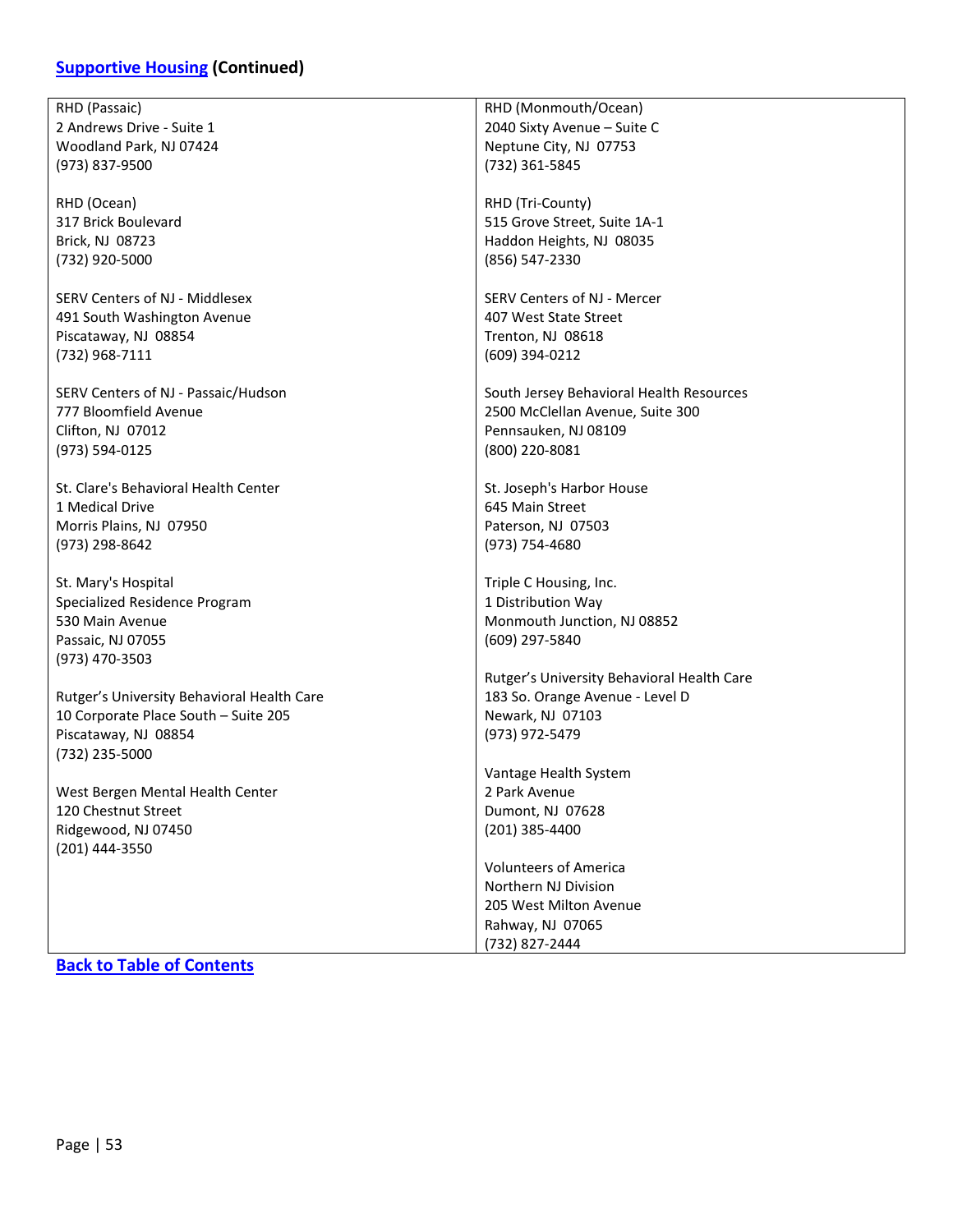## [Supportive Housing](#) (Continued)

RHD (Passaic)
2 Andrews Drive - Suite 1
Woodland Park, NJ 07424
(973) 837-9500

RHD (Ocean)
317 Brick Boulevard
Brick, NJ 08723
(732) 920-5000

SERV Centers of NJ - Middlesex
491 South Washington Avenue
Piscataway, NJ 08854
(732) 968-7111

SERV Centers of NJ - Passaic/Hudson
777 Bloomfield Avenue
Clifton, NJ 07012
(973) 594-0125

St. Clare's Behavioral Health Center
1 Medical Drive
Morris Plains, NJ 07950
(973) 298-8642

St. Mary's Hospital
Specialized Residence Program
530 Main Avenue
Passaic, NJ 07055
(973) 470-3503

Rutger's University Behavioral Health Care
10 Corporate Place South – Suite 205
Piscataway, NJ 08854
(732) 235-5000

West Bergen Mental Health Center
120 Chestnut Street
Ridgewood, NJ 07450
(201) 444-3550

RHD (Monmouth/Ocean)
2040 Sixty Avenue – Suite C
Neptune City, NJ 07753
(732) 361-5845

RHD (Tri-County)
515 Grove Street, Suite 1A-1
Haddon Heights, NJ 08035
(856) 547-2330

SERV Centers of NJ - Mercer
407 West State Street
Trenton, NJ 08618
(609) 394-0212

South Jersey Behavioral Health Resources
2500 McClellan Avenue, Suite 300
Pennsauken, NJ 08109
(800) 220-8081

St. Joseph's Harbor House
645 Main Street
Paterson, NJ 07503
(973) 754-4680

Triple C Housing, Inc.
1 Distribution Way
Monmouth Junction, NJ 08852
(609) 297-5840

Rutger's University Behavioral Health Care
183 So. Orange Avenue - Level D
Newark, NJ 07103
(973) 972-5479

Vantage Health System
2 Park Avenue
Dumont, NJ 07628
(201) 385-4400

Volunteers of America
Northern NJ Division
205 West Milton Avenue
Rahway, NJ 07065
(732) 827-2444

[Back to Table of Contents](#)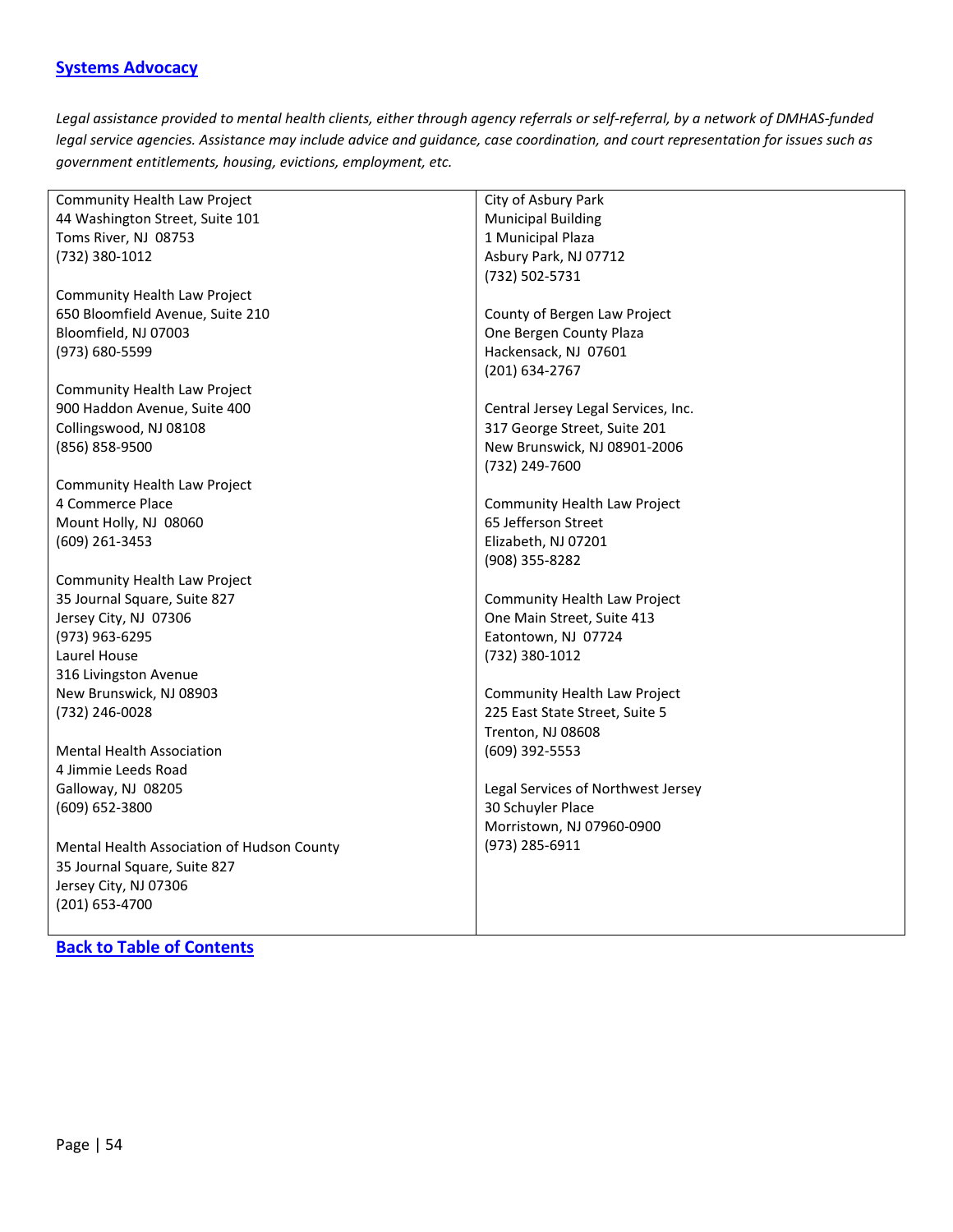## [Systems Advocacy]()

*Legal assistance provided to mental health clients, either through agency referrals or self-referral, by a network of DMHAS-funded legal service agencies. Assistance may include advice and guidance, case coordination, and court representation for issues such as government entitlements, housing, evictions, employment, etc.*

Community Health Law Project
44 Washington Street, Suite 101
Toms River, NJ 08753
(732) 380-1012

Community Health Law Project
650 Bloomfield Avenue, Suite 210
Bloomfield, NJ 07003
(973) 680-5599

Community Health Law Project
900 Haddon Avenue, Suite 400
Collingswood, NJ 08108
(856) 858-9500

Community Health Law Project
4 Commerce Place
Mount Holly, NJ 08060
(609) 261-3453

Community Health Law Project
35 Journal Square, Suite 827
Jersey City, NJ 07306
(973) 963-6295

Laurel House
316 Livingston Avenue
New Brunswick, NJ 08903
(732) 246-0028

Mental Health Association
4 Jimmie Leeds Road
Galloway, NJ 08205
(609) 652-3800

Mental Health Association of Hudson County
35 Journal Square, Suite 827
Jersey City, NJ 07306
(201) 653-4700

City of Asbury Park
Municipal Building
1 Municipal Plaza
Asbury Park, NJ 07712
(732) 502-5731

County of Bergen Law Project
One Bergen County Plaza
Hackensack, NJ 07601
(201) 634-2767

Central Jersey Legal Services, Inc.
317 George Street, Suite 201
New Brunswick, NJ 08901-2006
(732) 249-7600

Community Health Law Project
65 Jefferson Street
Elizabeth, NJ 07201
(908) 355-8282

Community Health Law Project
One Main Street, Suite 413
Eatontown, NJ 07724
(732) 380-1012

Community Health Law Project
225 East State Street, Suite 5
Trenton, NJ 08608
(609) 392-5553

Legal Services of Northwest Jersey
30 Schuyler Place
Morristown, NJ 07960-0900
(973) 285-6911

[**Back to Table of Contents**]()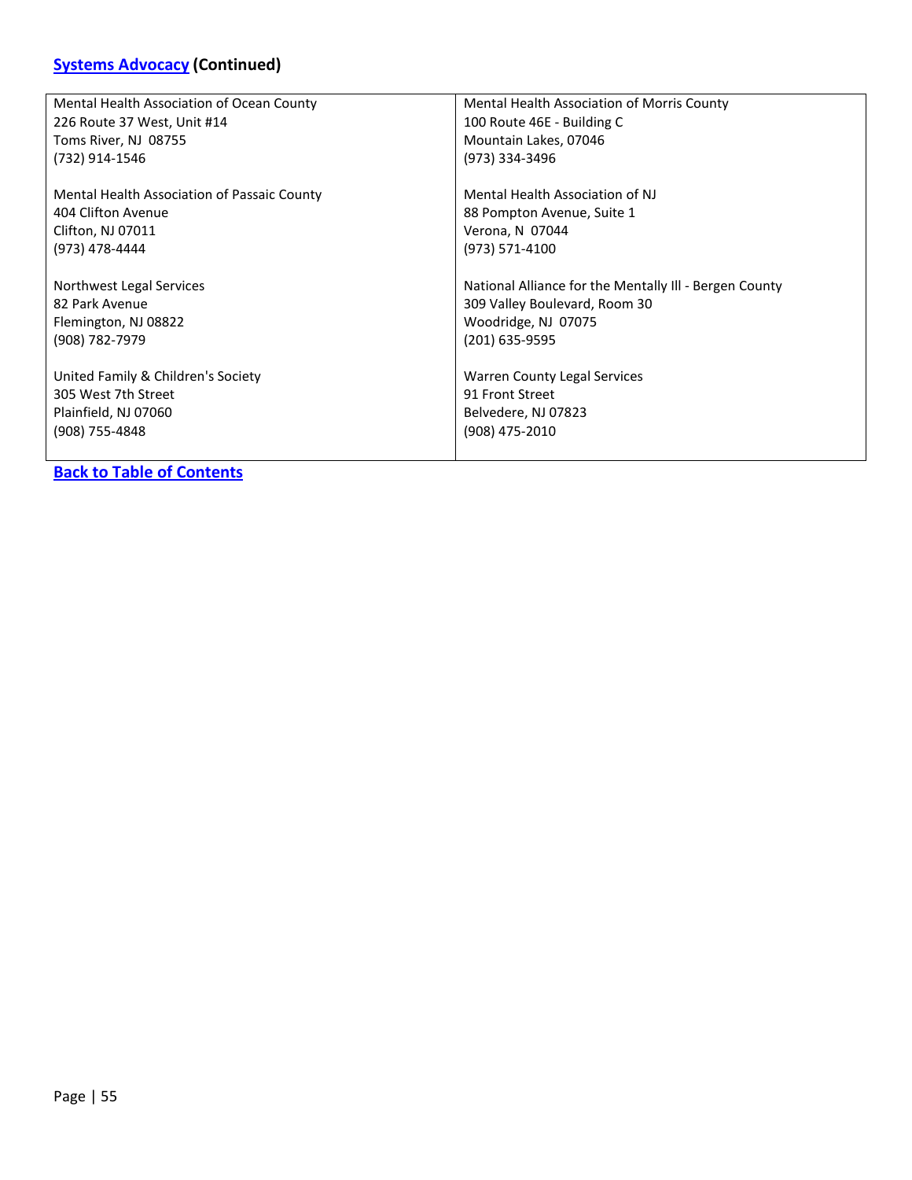## [Systems Advocacy](#) (Continued)

| | |
|---|---|
| Mental Health Association of Ocean County<br>226 Route 37 West, Unit #14<br>Toms River, NJ 08755<br>(732) 914-1546 | Mental Health Association of Morris County<br>100 Route 46E - Building C<br>Mountain Lakes, 07046<br>(973) 334-3496 |
| Mental Health Association of Passaic County<br>404 Clifton Avenue<br>Clifton, NJ 07011<br>(973) 478-4444 | Mental Health Association of NJ<br>88 Pompton Avenue, Suite 1<br>Verona, N 07044<br>(973) 571-4100 |
| Northwest Legal Services<br>82 Park Avenue<br>Flemington, NJ 08822<br>(908) 782-7979 | National Alliance for the Mentally Ill - Bergen County<br>309 Valley Boulevard, Room 30<br>Woodridge, NJ 07075<br>(201) 635-9595 |
| United Family & Children's Society<br>305 West 7th Street<br>Plainfield, NJ 07060<br>(908) 755-4848 | Warren County Legal Services<br>91 Front Street<br>Belvedere, NJ 07823<br>(908) 475-2010 |

**[Back to Table of Contents](#)**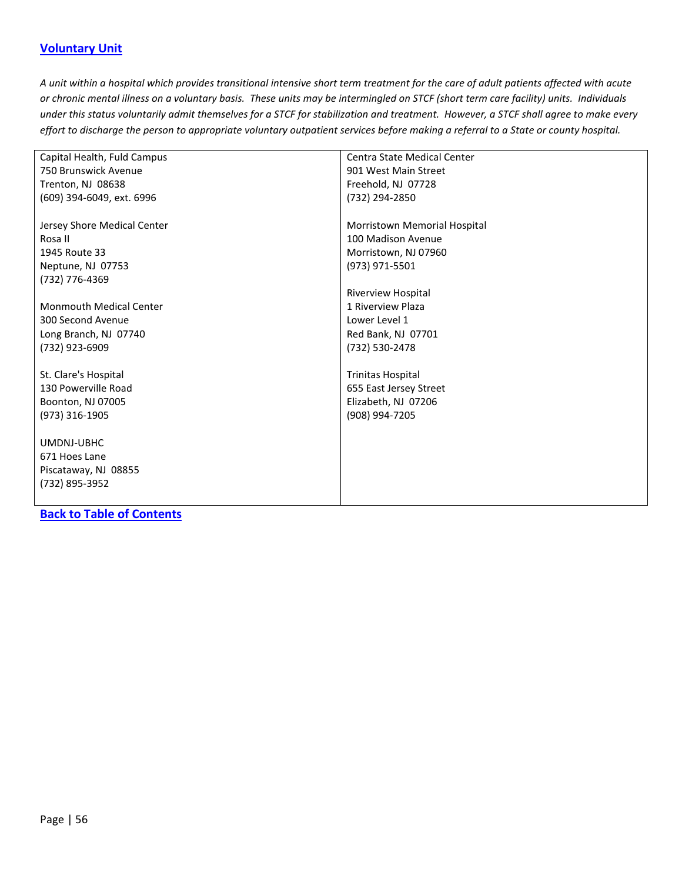## Voluntary Unit

*A unit within a hospital which provides transitional intensive short term treatment for the care of adult patients affected with acute or chronic mental illness on a voluntary basis. These units may be intermingled on STCF (short term care facility) units. Individuals under this status voluntarily admit themselves for a STCF for stabilization and treatment. However, a STCF shall agree to make every effort to discharge the person to appropriate voluntary outpatient services before making a referral to a State or county hospital.*

Capital Health, Fuld Campus
750 Brunswick Avenue
Trenton, NJ 08638
(609) 394-6049, ext. 6996

Jersey Shore Medical Center
Rosa II
1945 Route 33
Neptune, NJ 07753
(732) 776-4369

Monmouth Medical Center
300 Second Avenue
Long Branch, NJ 07740
(732) 923-6909

St. Clare's Hospital
130 Powerville Road
Boonton, NJ 07005
(973) 316-1905

UMDNJ-UBHC
671 Hoes Lane
Piscataway, NJ 08855
(732) 895-3952

Centra State Medical Center
901 West Main Street
Freehold, NJ 07728
(732) 294-2850

Morristown Memorial Hospital
100 Madison Avenue
Morristown, NJ 07960
(973) 971-5501

Riverview Hospital
1 Riverview Plaza
Lower Level 1
Red Bank, NJ 07701
(732) 530-2478

Trinitas Hospital
655 East Jersey Street
Elizabeth, NJ 07206
(908) 994-7205

**Back to Table of Contents**